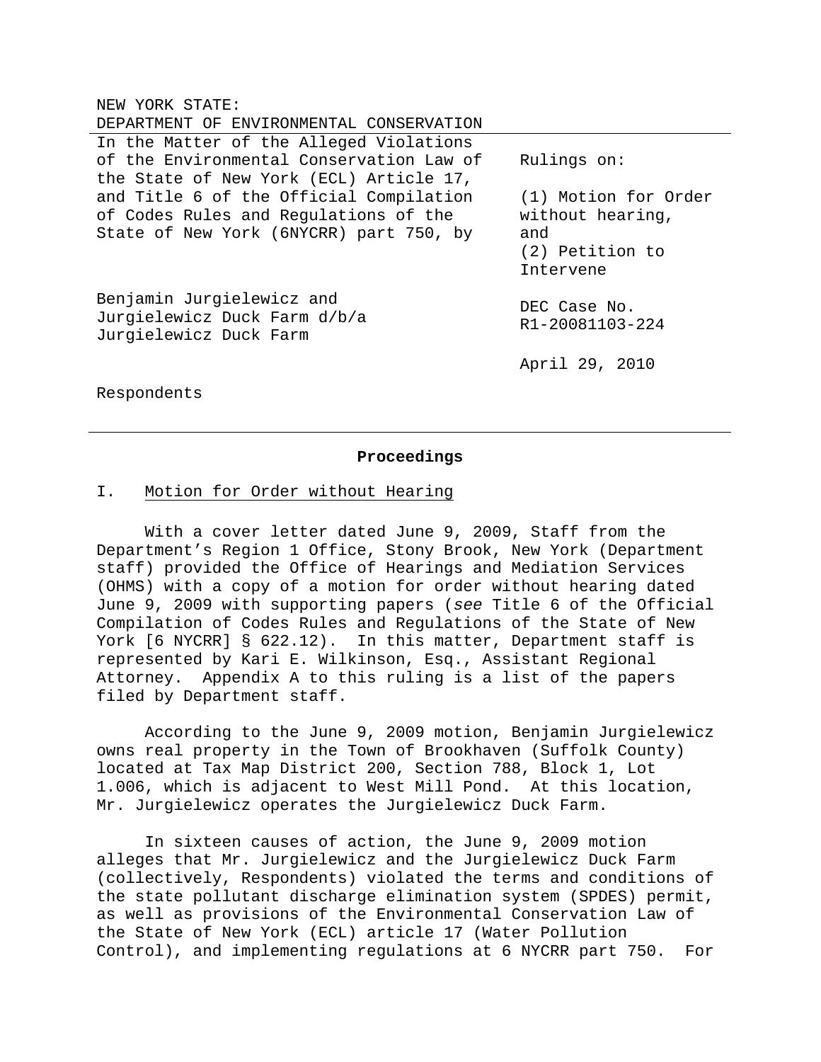NEW YORK STATE:
DEPARTMENT OF ENVIRONMENTAL CONSERVATION

| In the Matter of the Alleged Violations of the Environmental Conservation Law of the State of New York (ECL) Article 17, and Title 6 of the Official Compilation of Codes Rules and Regulations of the State of New York (6NYCRR) part 750, by | Rulings on: (1) Motion for Order without hearing, and (2) Petition to Intervene |
| --- | --- |
| Benjamin Jurgielewicz and Jurgielewicz Duck Farm d/b/a Jurgielewicz Duck Farm | DEC Case No. R1-20081103-224 |
| | April 29, 2010 |
| Respondents | |

## Proceedings

### I. Motion for Order without Hearing

With a cover letter dated June 9, 2009, Staff from the Department's Region 1 Office, Stony Brook, New York (Department staff) provided the Office of Hearings and Mediation Services (OHMS) with a copy of a motion for order without hearing dated June 9, 2009 with supporting papers (*see* Title 6 of the Official Compilation of Codes Rules and Regulations of the State of New York [6 NYCRR] § 622.12). In this matter, Department staff is represented by Kari E. Wilkinson, Esq., Assistant Regional Attorney. Appendix A to this ruling is a list of the papers filed by Department staff.

According to the June 9, 2009 motion, Benjamin Jurgielewicz owns real property in the Town of Brookhaven (Suffolk County) located at Tax Map District 200, Section 788, Block 1, Lot 1.006, which is adjacent to West Mill Pond. At this location, Mr. Jurgielewicz operates the Jurgielewicz Duck Farm.

In sixteen causes of action, the June 9, 2009 motion alleges that Mr. Jurgielewicz and the Jurgielewicz Duck Farm (collectively, Respondents) violated the terms and conditions of the state pollutant discharge elimination system (SPDES) permit, as well as provisions of the Environmental Conservation Law of the State of New York (ECL) article 17 (Water Pollution Control), and implementing regulations at 6 NYCRR part 750. For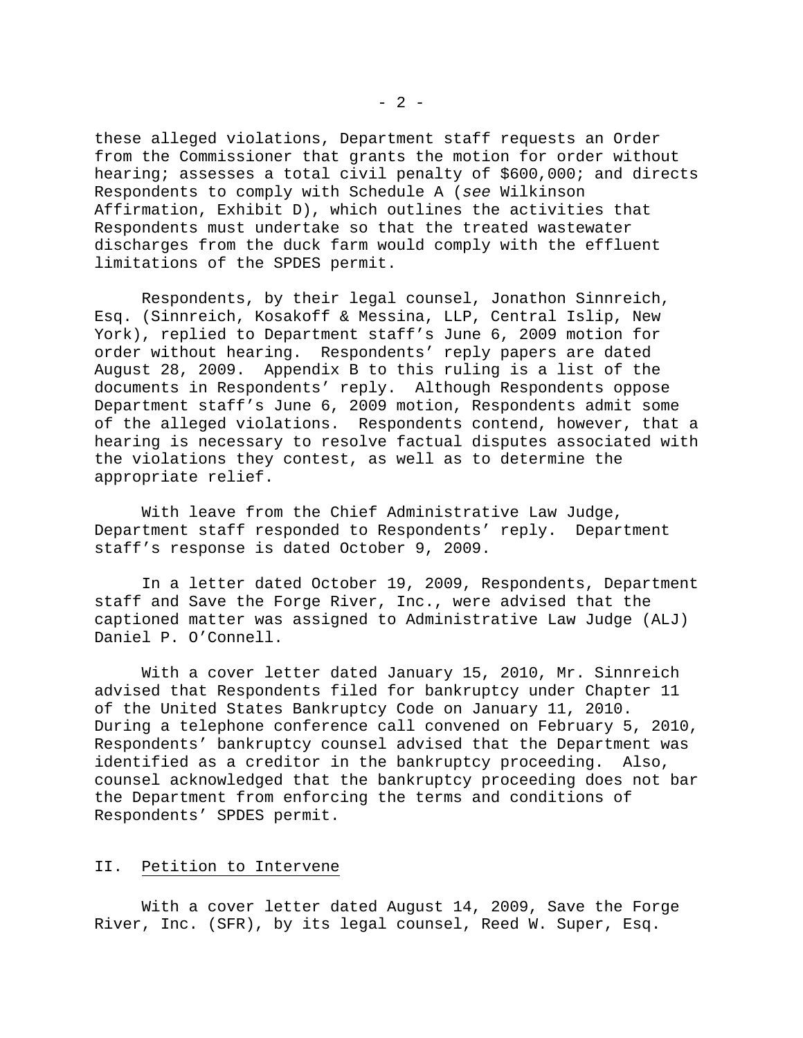these alleged violations, Department staff requests an Order from the Commissioner that grants the motion for order without hearing; assesses a total civil penalty of $600,000; and directs Respondents to comply with Schedule A (*see* Wilkinson Affirmation, Exhibit D), which outlines the activities that Respondents must undertake so that the treated wastewater discharges from the duck farm would comply with the effluent limitations of the SPDES permit.

Respondents, by their legal counsel, Jonathon Sinnreich, Esq. (Sinnreich, Kosakoff & Messina, LLP, Central Islip, New York), replied to Department staff's June 6, 2009 motion for order without hearing. Respondents' reply papers are dated August 28, 2009. Appendix B to this ruling is a list of the documents in Respondents' reply. Although Respondents oppose Department staff's June 6, 2009 motion, Respondents admit some of the alleged violations. Respondents contend, however, that a hearing is necessary to resolve factual disputes associated with the violations they contest, as well as to determine the appropriate relief.

With leave from the Chief Administrative Law Judge, Department staff responded to Respondents' reply. Department staff's response is dated October 9, 2009.

In a letter dated October 19, 2009, Respondents, Department staff and Save the Forge River, Inc., were advised that the captioned matter was assigned to Administrative Law Judge (ALJ) Daniel P. O'Connell.

With a cover letter dated January 15, 2010, Mr. Sinnreich advised that Respondents filed for bankruptcy under Chapter 11 of the United States Bankruptcy Code on January 11, 2010. During a telephone conference call convened on February 5, 2010, Respondents' bankruptcy counsel advised that the Department was identified as a creditor in the bankruptcy proceeding. Also, counsel acknowledged that the bankruptcy proceeding does not bar the Department from enforcing the terms and conditions of Respondents' SPDES permit.

## II. Petition to Intervene

With a cover letter dated August 14, 2009, Save the Forge River, Inc. (SFR), by its legal counsel, Reed W. Super, Esq.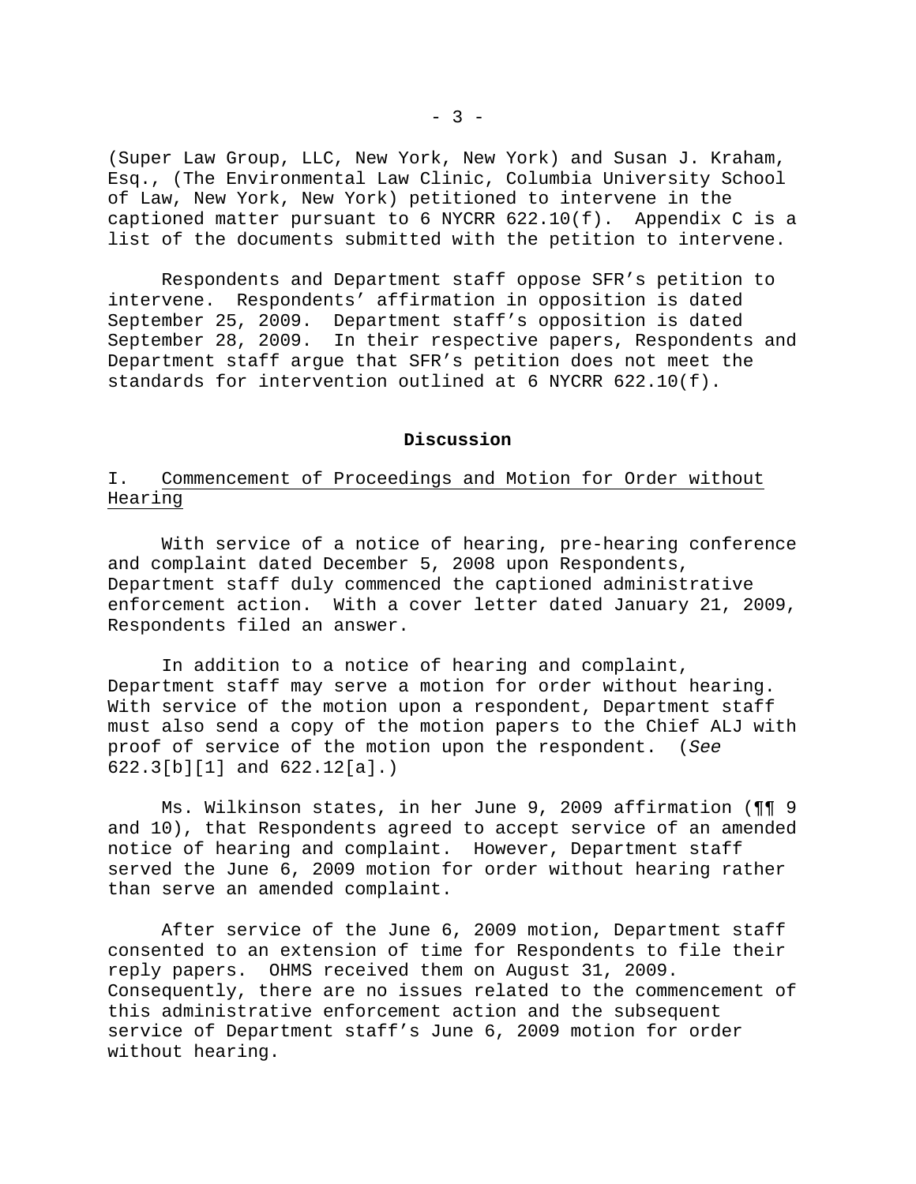(Super Law Group, LLC, New York, New York) and Susan J. Kraham, Esq., (The Environmental Law Clinic, Columbia University School of Law, New York, New York) petitioned to intervene in the captioned matter pursuant to 6 NYCRR 622.10(f). Appendix C is a list of the documents submitted with the petition to intervene.

Respondents and Department staff oppose SFR's petition to intervene. Respondents' affirmation in opposition is dated September 25, 2009. Department staff's opposition is dated September 28, 2009. In their respective papers, Respondents and Department staff argue that SFR's petition does not meet the standards for intervention outlined at 6 NYCRR 622.10(f).

## Discussion

### I. Commencement of Proceedings and Motion for Order without Hearing

With service of a notice of hearing, pre-hearing conference and complaint dated December 5, 2008 upon Respondents, Department staff duly commenced the captioned administrative enforcement action. With a cover letter dated January 21, 2009, Respondents filed an answer.

In addition to a notice of hearing and complaint, Department staff may serve a motion for order without hearing. With service of the motion upon a respondent, Department staff must also send a copy of the motion papers to the Chief ALJ with proof of service of the motion upon the respondent. (*See* 622.3[b][1] and 622.12[a].)

Ms. Wilkinson states, in her June 9, 2009 affirmation (¶¶ 9 and 10), that Respondents agreed to accept service of an amended notice of hearing and complaint. However, Department staff served the June 6, 2009 motion for order without hearing rather than serve an amended complaint.

After service of the June 6, 2009 motion, Department staff consented to an extension of time for Respondents to file their reply papers. OHMS received them on August 31, 2009. Consequently, there are no issues related to the commencement of this administrative enforcement action and the subsequent service of Department staff's June 6, 2009 motion for order without hearing.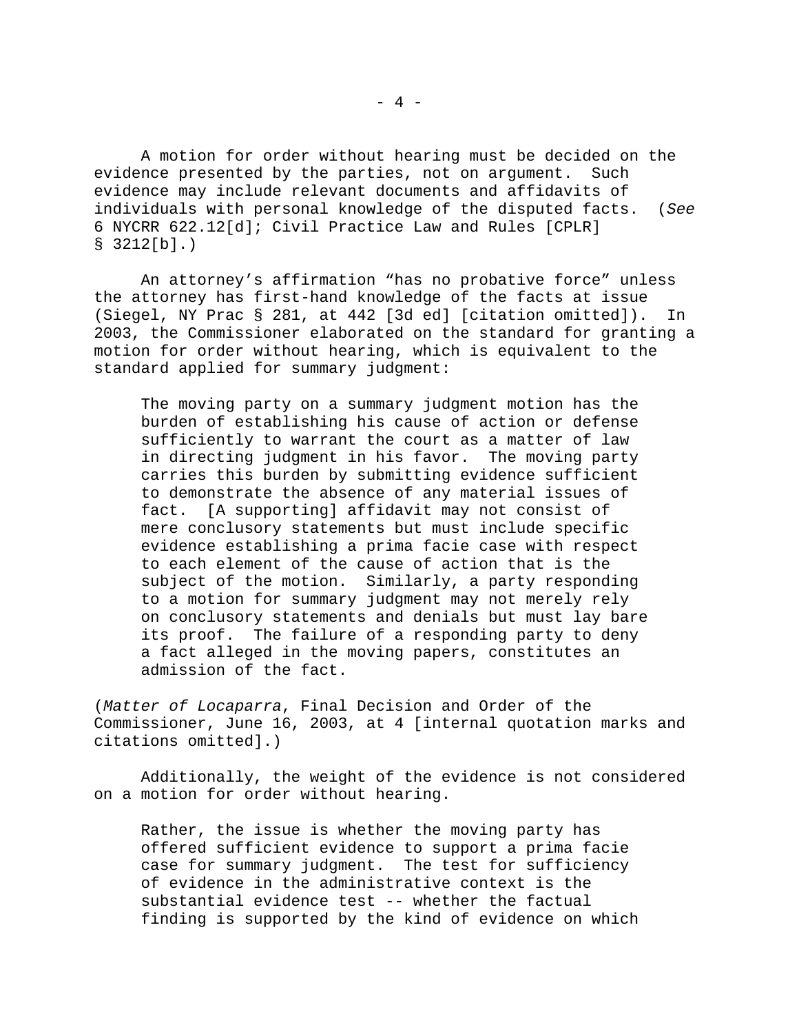A motion for order without hearing must be decided on the evidence presented by the parties, not on argument. Such evidence may include relevant documents and affidavits of individuals with personal knowledge of the disputed facts. (*See* 6 NYCRR 622.12[d]; Civil Practice Law and Rules [CPLR] § 3212[b].)

An attorney's affirmation "has no probative force" unless the attorney has first-hand knowledge of the facts at issue (Siegel, NY Prac § 281, at 442 [3d ed] [citation omitted]). In 2003, the Commissioner elaborated on the standard for granting a motion for order without hearing, which is equivalent to the standard applied for summary judgment:

> The moving party on a summary judgment motion has the burden of establishing his cause of action or defense sufficiently to warrant the court as a matter of law in directing judgment in his favor. The moving party carries this burden by submitting evidence sufficient to demonstrate the absence of any material issues of fact. [A supporting] affidavit may not consist of mere conclusory statements but must include specific evidence establishing a prima facie case with respect to each element of the cause of action that is the subject of the motion. Similarly, a party responding to a motion for summary judgment may not merely rely on conclusory statements and denials but must lay bare its proof. The failure of a responding party to deny a fact alleged in the moving papers, constitutes an admission of the fact.

(*Matter of Locaparra*, Final Decision and Order of the Commissioner, June 16, 2003, at 4 [internal quotation marks and citations omitted].)

Additionally, the weight of the evidence is not considered on a motion for order without hearing.

> Rather, the issue is whether the moving party has offered sufficient evidence to support a prima facie case for summary judgment. The test for sufficiency of evidence in the administrative context is the substantial evidence test -- whether the factual finding is supported by the kind of evidence on which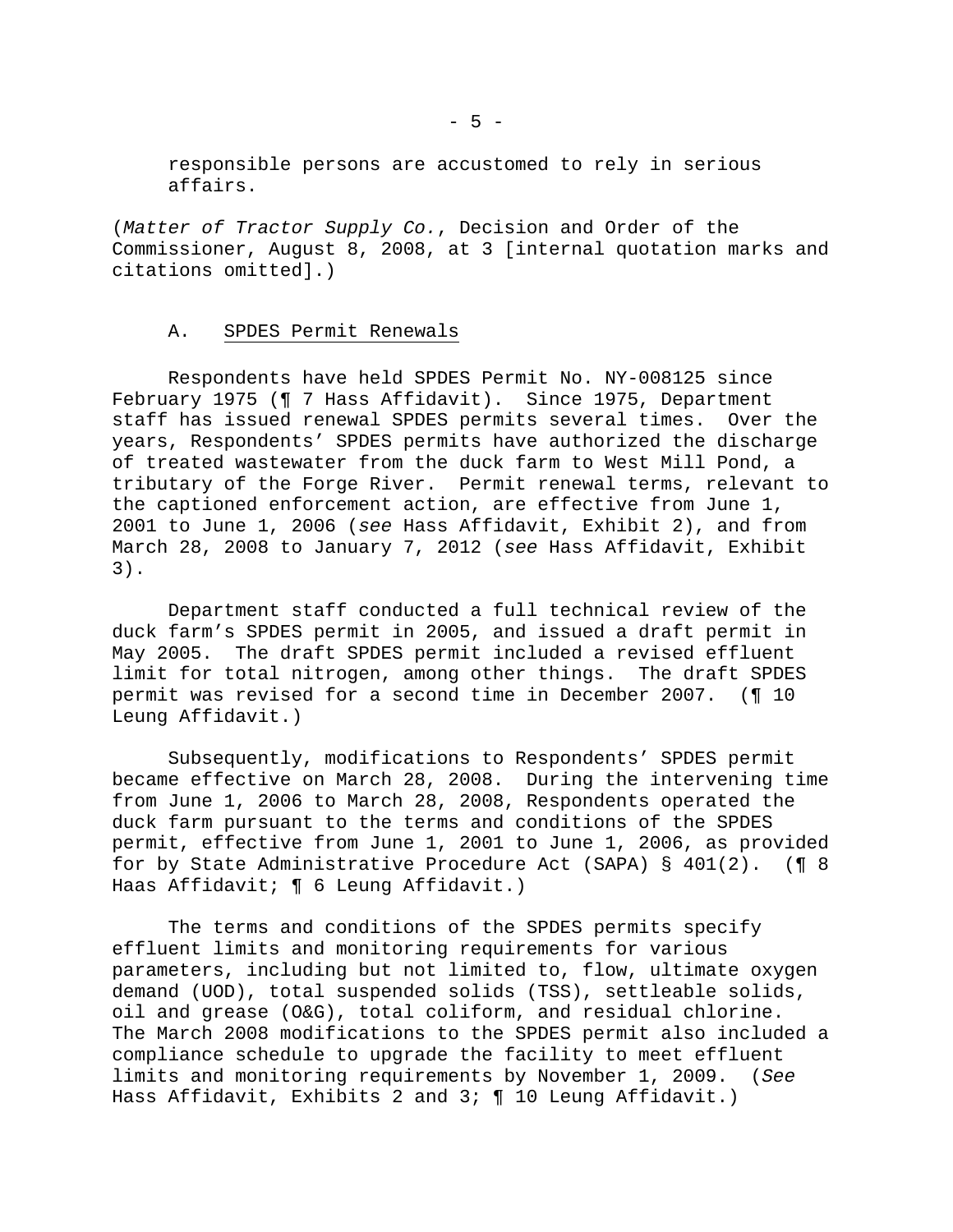responsible persons are accustomed to rely in serious affairs.

(*Matter of Tractor Supply Co.*, Decision and Order of the Commissioner, August 8, 2008, at 3 [internal quotation marks and citations omitted].)

## A. SPDES Permit Renewals

Respondents have held SPDES Permit No. NY-008125 since February 1975 (¶ 7 Hass Affidavit). Since 1975, Department staff has issued renewal SPDES permits several times. Over the years, Respondents' SPDES permits have authorized the discharge of treated wastewater from the duck farm to West Mill Pond, a tributary of the Forge River. Permit renewal terms, relevant to the captioned enforcement action, are effective from June 1, 2001 to June 1, 2006 (*see* Hass Affidavit, Exhibit 2), and from March 28, 2008 to January 7, 2012 (*see* Hass Affidavit, Exhibit 3).

Department staff conducted a full technical review of the duck farm's SPDES permit in 2005, and issued a draft permit in May 2005. The draft SPDES permit included a revised effluent limit for total nitrogen, among other things. The draft SPDES permit was revised for a second time in December 2007. (¶ 10 Leung Affidavit.)

Subsequently, modifications to Respondents' SPDES permit became effective on March 28, 2008. During the intervening time from June 1, 2006 to March 28, 2008, Respondents operated the duck farm pursuant to the terms and conditions of the SPDES permit, effective from June 1, 2001 to June 1, 2006, as provided for by State Administrative Procedure Act (SAPA) § 401(2). (¶ 8 Haas Affidavit; ¶ 6 Leung Affidavit.)

The terms and conditions of the SPDES permits specify effluent limits and monitoring requirements for various parameters, including but not limited to, flow, ultimate oxygen demand (UOD), total suspended solids (TSS), settleable solids, oil and grease (O&G), total coliform, and residual chlorine. The March 2008 modifications to the SPDES permit also included a compliance schedule to upgrade the facility to meet effluent limits and monitoring requirements by November 1, 2009. (*See* Hass Affidavit, Exhibits 2 and 3; ¶ 10 Leung Affidavit.)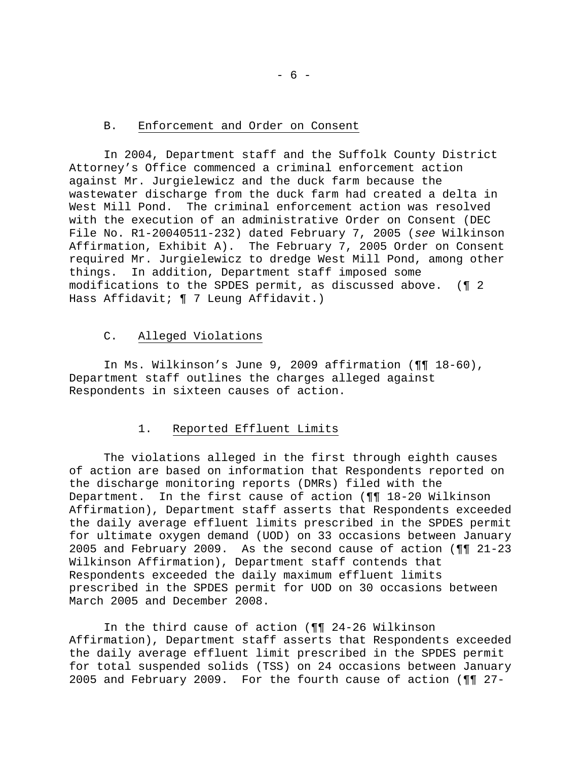### B. Enforcement and Order on Consent

In 2004, Department staff and the Suffolk County District Attorney's Office commenced a criminal enforcement action against Mr. Jurgielewicz and the duck farm because the wastewater discharge from the duck farm had created a delta in West Mill Pond. The criminal enforcement action was resolved with the execution of an administrative Order on Consent (DEC File No. R1-20040511-232) dated February 7, 2005 (*see* Wilkinson Affirmation, Exhibit A). The February 7, 2005 Order on Consent required Mr. Jurgielewicz to dredge West Mill Pond, among other things. In addition, Department staff imposed some modifications to the SPDES permit, as discussed above. (¶ 2 Hass Affidavit; ¶ 7 Leung Affidavit.)

### C. Alleged Violations

In Ms. Wilkinson's June 9, 2009 affirmation (¶¶ 18-60), Department staff outlines the charges alleged against Respondents in sixteen causes of action.

#### 1. Reported Effluent Limits

The violations alleged in the first through eighth causes of action are based on information that Respondents reported on the discharge monitoring reports (DMRs) filed with the Department. In the first cause of action (¶¶ 18-20 Wilkinson Affirmation), Department staff asserts that Respondents exceeded the daily average effluent limits prescribed in the SPDES permit for ultimate oxygen demand (UOD) on 33 occasions between January 2005 and February 2009. As the second cause of action (¶¶ 21-23 Wilkinson Affirmation), Department staff contends that Respondents exceeded the daily maximum effluent limits prescribed in the SPDES permit for UOD on 30 occasions between March 2005 and December 2008.

In the third cause of action (¶¶ 24-26 Wilkinson Affirmation), Department staff asserts that Respondents exceeded the daily average effluent limit prescribed in the SPDES permit for total suspended solids (TSS) on 24 occasions between January 2005 and February 2009. For the fourth cause of action (¶¶ 27-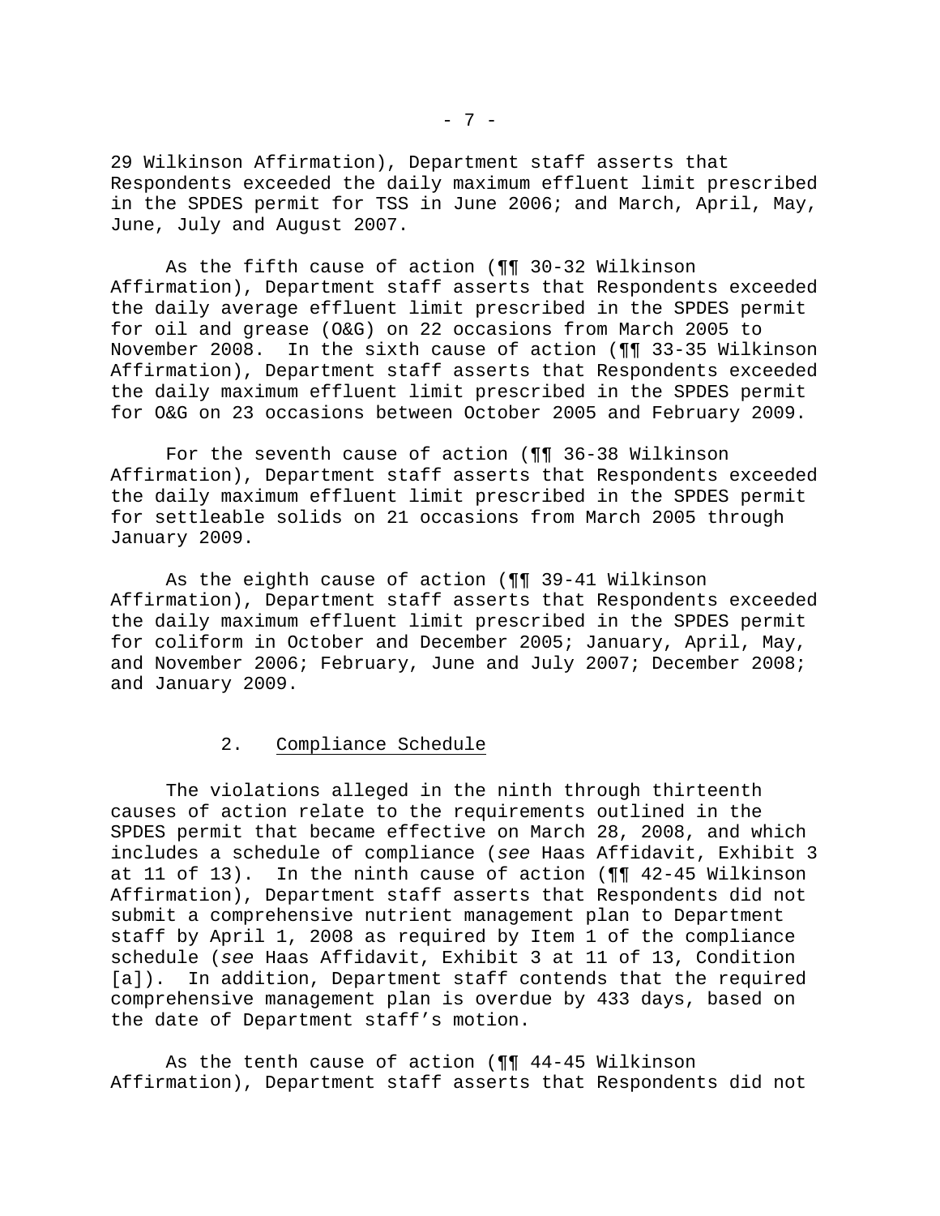29 Wilkinson Affirmation), Department staff asserts that Respondents exceeded the daily maximum effluent limit prescribed in the SPDES permit for TSS in June 2006; and March, April, May, June, July and August 2007.

As the fifth cause of action (¶¶ 30-32 Wilkinson Affirmation), Department staff asserts that Respondents exceeded the daily average effluent limit prescribed in the SPDES permit for oil and grease (O&G) on 22 occasions from March 2005 to November 2008. In the sixth cause of action (¶¶ 33-35 Wilkinson Affirmation), Department staff asserts that Respondents exceeded the daily maximum effluent limit prescribed in the SPDES permit for O&G on 23 occasions between October 2005 and February 2009.

For the seventh cause of action (¶¶ 36-38 Wilkinson Affirmation), Department staff asserts that Respondents exceeded the daily maximum effluent limit prescribed in the SPDES permit for settleable solids on 21 occasions from March 2005 through January 2009.

As the eighth cause of action (¶¶ 39-41 Wilkinson Affirmation), Department staff asserts that Respondents exceeded the daily maximum effluent limit prescribed in the SPDES permit for coliform in October and December 2005; January, April, May, and November 2006; February, June and July 2007; December 2008; and January 2009.

### 2. Compliance Schedule

The violations alleged in the ninth through thirteenth causes of action relate to the requirements outlined in the SPDES permit that became effective on March 28, 2008, and which includes a schedule of compliance (*see* Haas Affidavit, Exhibit 3 at 11 of 13). In the ninth cause of action (¶¶ 42-45 Wilkinson Affirmation), Department staff asserts that Respondents did not submit a comprehensive nutrient management plan to Department staff by April 1, 2008 as required by Item 1 of the compliance schedule (*see* Haas Affidavit, Exhibit 3 at 11 of 13, Condition [a]). In addition, Department staff contends that the required comprehensive management plan is overdue by 433 days, based on the date of Department staff's motion.

As the tenth cause of action (¶¶ 44-45 Wilkinson Affirmation), Department staff asserts that Respondents did not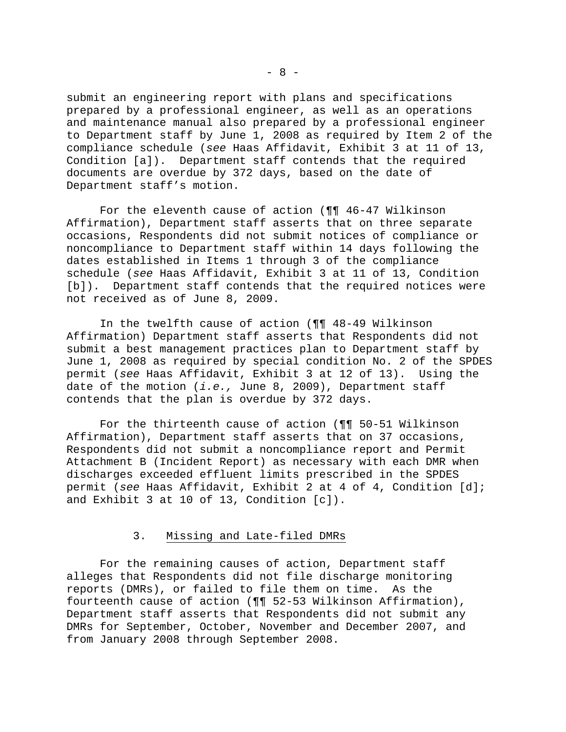submit an engineering report with plans and specifications prepared by a professional engineer, as well as an operations and maintenance manual also prepared by a professional engineer to Department staff by June 1, 2008 as required by Item 2 of the compliance schedule (*see* Haas Affidavit, Exhibit 3 at 11 of 13, Condition [a]). Department staff contends that the required documents are overdue by 372 days, based on the date of Department staff's motion.

For the eleventh cause of action (¶¶ 46-47 Wilkinson Affirmation), Department staff asserts that on three separate occasions, Respondents did not submit notices of compliance or noncompliance to Department staff within 14 days following the dates established in Items 1 through 3 of the compliance schedule (*see* Haas Affidavit, Exhibit 3 at 11 of 13, Condition [b]). Department staff contends that the required notices were not received as of June 8, 2009.

In the twelfth cause of action (¶¶ 48-49 Wilkinson Affirmation) Department staff asserts that Respondents did not submit a best management practices plan to Department staff by June 1, 2008 as required by special condition No. 2 of the SPDES permit (*see* Haas Affidavit, Exhibit 3 at 12 of 13). Using the date of the motion (*i.e.,* June 8, 2009), Department staff contends that the plan is overdue by 372 days.

For the thirteenth cause of action (¶¶ 50-51 Wilkinson Affirmation), Department staff asserts that on 37 occasions, Respondents did not submit a noncompliance report and Permit Attachment B (Incident Report) as necessary with each DMR when discharges exceeded effluent limits prescribed in the SPDES permit (*see* Haas Affidavit, Exhibit 2 at 4 of 4, Condition [d]; and Exhibit 3 at 10 of 13, Condition [c]).

### 3. Missing and Late-filed DMRs

For the remaining causes of action, Department staff alleges that Respondents did not file discharge monitoring reports (DMRs), or failed to file them on time. As the fourteenth cause of action (¶¶ 52-53 Wilkinson Affirmation), Department staff asserts that Respondents did not submit any DMRs for September, October, November and December 2007, and from January 2008 through September 2008.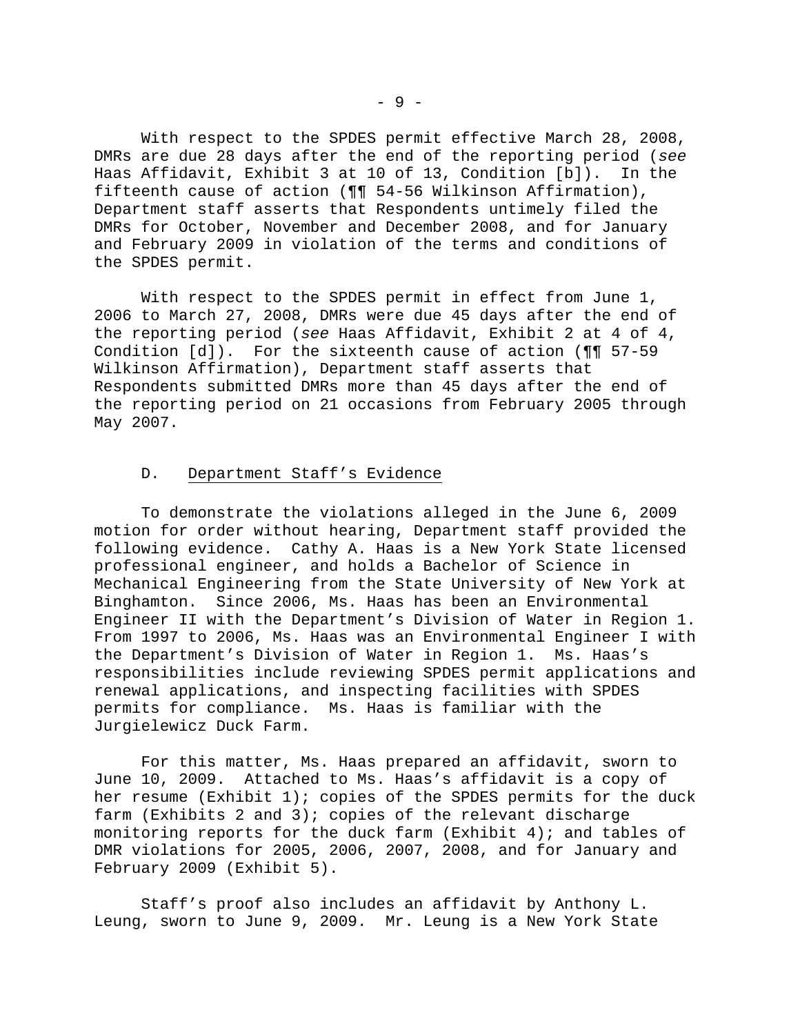With respect to the SPDES permit effective March 28, 2008, DMRs are due 28 days after the end of the reporting period (*see* Haas Affidavit, Exhibit 3 at 10 of 13, Condition [b]). In the fifteenth cause of action (¶¶ 54-56 Wilkinson Affirmation), Department staff asserts that Respondents untimely filed the DMRs for October, November and December 2008, and for January and February 2009 in violation of the terms and conditions of the SPDES permit.

With respect to the SPDES permit in effect from June 1, 2006 to March 27, 2008, DMRs were due 45 days after the end of the reporting period (*see* Haas Affidavit, Exhibit 2 at 4 of 4, Condition [d]). For the sixteenth cause of action (¶¶ 57-59 Wilkinson Affirmation), Department staff asserts that Respondents submitted DMRs more than 45 days after the end of the reporting period on 21 occasions from February 2005 through May 2007.

### D. Department Staff's Evidence

To demonstrate the violations alleged in the June 6, 2009 motion for order without hearing, Department staff provided the following evidence. Cathy A. Haas is a New York State licensed professional engineer, and holds a Bachelor of Science in Mechanical Engineering from the State University of New York at Binghamton. Since 2006, Ms. Haas has been an Environmental Engineer II with the Department's Division of Water in Region 1. From 1997 to 2006, Ms. Haas was an Environmental Engineer I with the Department's Division of Water in Region 1. Ms. Haas's responsibilities include reviewing SPDES permit applications and renewal applications, and inspecting facilities with SPDES permits for compliance. Ms. Haas is familiar with the Jurgielewicz Duck Farm.

For this matter, Ms. Haas prepared an affidavit, sworn to June 10, 2009. Attached to Ms. Haas's affidavit is a copy of her resume (Exhibit 1); copies of the SPDES permits for the duck farm (Exhibits 2 and 3); copies of the relevant discharge monitoring reports for the duck farm (Exhibit 4); and tables of DMR violations for 2005, 2006, 2007, 2008, and for January and February 2009 (Exhibit 5).

Staff's proof also includes an affidavit by Anthony L. Leung, sworn to June 9, 2009. Mr. Leung is a New York State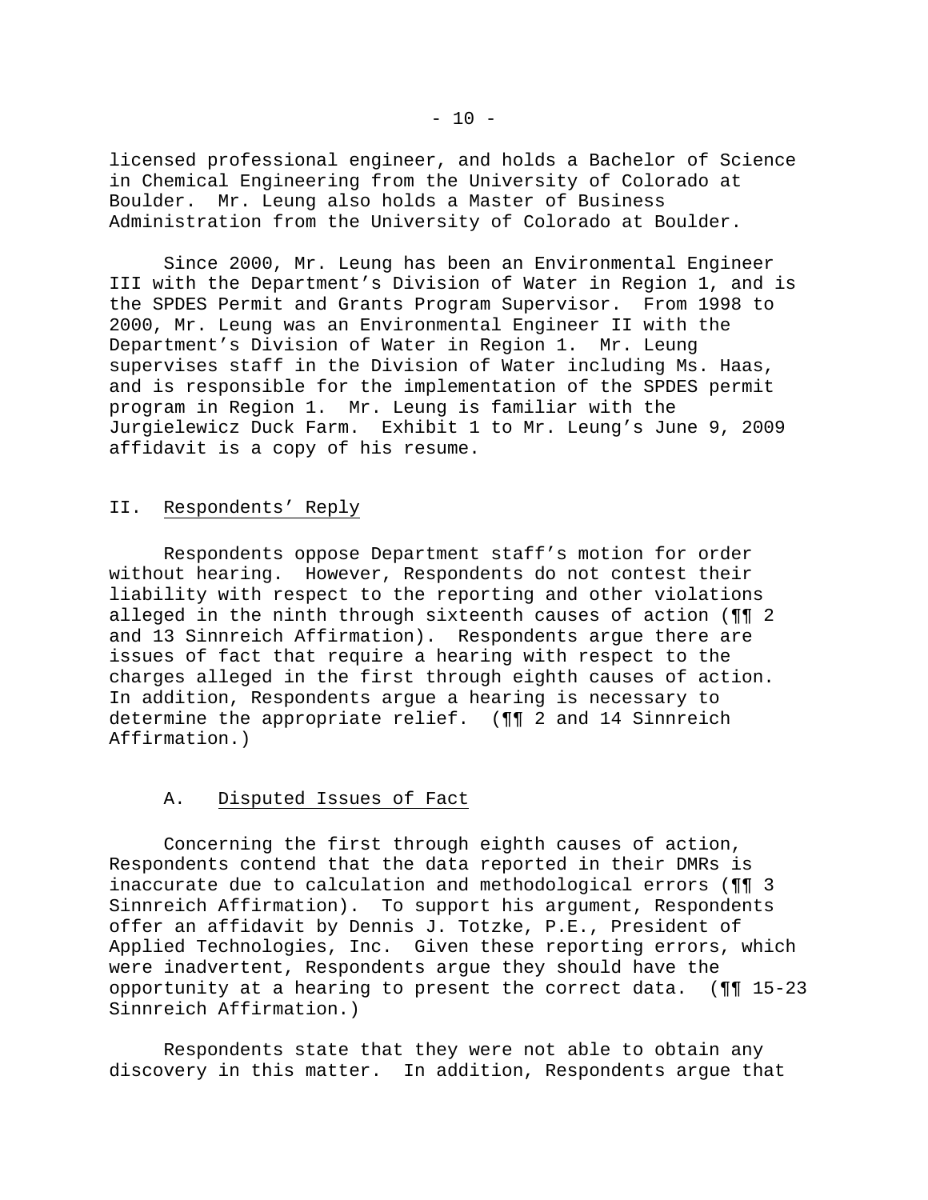licensed professional engineer, and holds a Bachelor of Science in Chemical Engineering from the University of Colorado at Boulder. Mr. Leung also holds a Master of Business Administration from the University of Colorado at Boulder.

Since 2000, Mr. Leung has been an Environmental Engineer III with the Department's Division of Water in Region 1, and is the SPDES Permit and Grants Program Supervisor. From 1998 to 2000, Mr. Leung was an Environmental Engineer II with the Department's Division of Water in Region 1. Mr. Leung supervises staff in the Division of Water including Ms. Haas, and is responsible for the implementation of the SPDES permit program in Region 1. Mr. Leung is familiar with the Jurgielewicz Duck Farm. Exhibit 1 to Mr. Leung's June 9, 2009 affidavit is a copy of his resume.

## II. Respondents' Reply

Respondents oppose Department staff's motion for order without hearing. However, Respondents do not contest their liability with respect to the reporting and other violations alleged in the ninth through sixteenth causes of action (¶¶ 2 and 13 Sinnreich Affirmation). Respondents argue there are issues of fact that require a hearing with respect to the charges alleged in the first through eighth causes of action. In addition, Respondents argue a hearing is necessary to determine the appropriate relief. (¶¶ 2 and 14 Sinnreich Affirmation.)

### A. Disputed Issues of Fact

Concerning the first through eighth causes of action, Respondents contend that the data reported in their DMRs is inaccurate due to calculation and methodological errors (¶¶ 3 Sinnreich Affirmation). To support his argument, Respondents offer an affidavit by Dennis J. Totzke, P.E., President of Applied Technologies, Inc. Given these reporting errors, which were inadvertent, Respondents argue they should have the opportunity at a hearing to present the correct data. (¶¶ 15-23 Sinnreich Affirmation.)

Respondents state that they were not able to obtain any discovery in this matter. In addition, Respondents argue that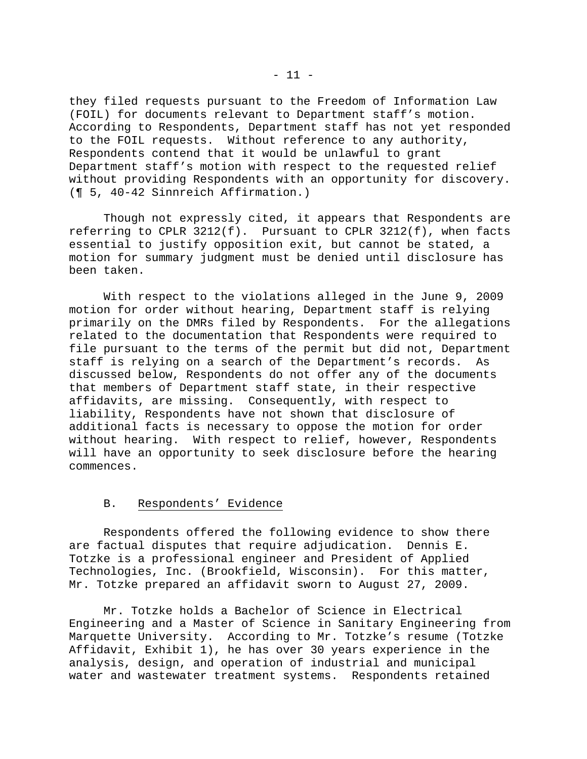they filed requests pursuant to the Freedom of Information Law (FOIL) for documents relevant to Department staff's motion. According to Respondents, Department staff has not yet responded to the FOIL requests. Without reference to any authority, Respondents contend that it would be unlawful to grant Department staff's motion with respect to the requested relief without providing Respondents with an opportunity for discovery. (¶ 5, 40-42 Sinnreich Affirmation.)

Though not expressly cited, it appears that Respondents are referring to CPLR 3212(f). Pursuant to CPLR 3212(f), when facts essential to justify opposition exit, but cannot be stated, a motion for summary judgment must be denied until disclosure has been taken.

With respect to the violations alleged in the June 9, 2009 motion for order without hearing, Department staff is relying primarily on the DMRs filed by Respondents. For the allegations related to the documentation that Respondents were required to file pursuant to the terms of the permit but did not, Department staff is relying on a search of the Department's records. As discussed below, Respondents do not offer any of the documents that members of Department staff state, in their respective affidavits, are missing. Consequently, with respect to liability, Respondents have not shown that disclosure of additional facts is necessary to oppose the motion for order without hearing. With respect to relief, however, Respondents will have an opportunity to seek disclosure before the hearing commences.

### B. Respondents' Evidence

Respondents offered the following evidence to show there are factual disputes that require adjudication. Dennis E. Totzke is a professional engineer and President of Applied Technologies, Inc. (Brookfield, Wisconsin). For this matter, Mr. Totzke prepared an affidavit sworn to August 27, 2009.

Mr. Totzke holds a Bachelor of Science in Electrical Engineering and a Master of Science in Sanitary Engineering from Marquette University. According to Mr. Totzke's resume (Totzke Affidavit, Exhibit 1), he has over 30 years experience in the analysis, design, and operation of industrial and municipal water and wastewater treatment systems. Respondents retained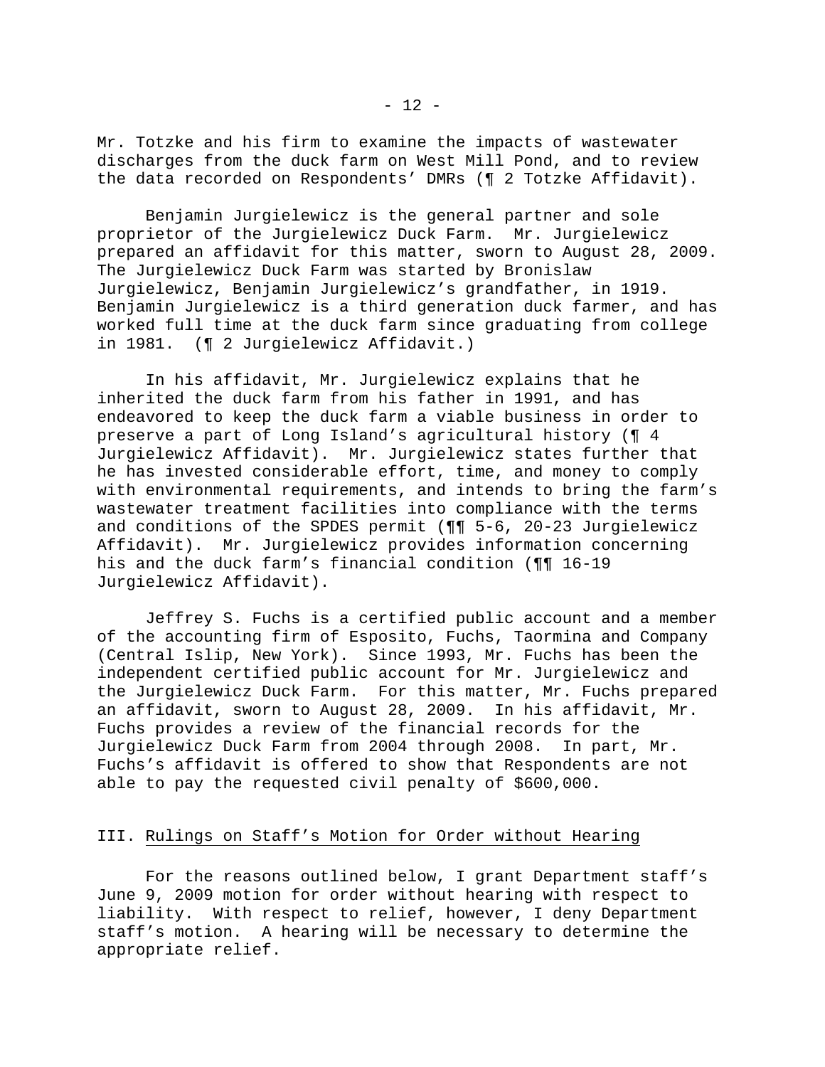Mr. Totzke and his firm to examine the impacts of wastewater discharges from the duck farm on West Mill Pond, and to review the data recorded on Respondents' DMRs (¶ 2 Totzke Affidavit).

Benjamin Jurgielewicz is the general partner and sole proprietor of the Jurgielewicz Duck Farm. Mr. Jurgielewicz prepared an affidavit for this matter, sworn to August 28, 2009. The Jurgielewicz Duck Farm was started by Bronislaw Jurgielewicz, Benjamin Jurgielewicz's grandfather, in 1919. Benjamin Jurgielewicz is a third generation duck farmer, and has worked full time at the duck farm since graduating from college in 1981. (¶ 2 Jurgielewicz Affidavit.)

In his affidavit, Mr. Jurgielewicz explains that he inherited the duck farm from his father in 1991, and has endeavored to keep the duck farm a viable business in order to preserve a part of Long Island's agricultural history (¶ 4 Jurgielewicz Affidavit). Mr. Jurgielewicz states further that he has invested considerable effort, time, and money to comply with environmental requirements, and intends to bring the farm's wastewater treatment facilities into compliance with the terms and conditions of the SPDES permit (¶¶ 5-6, 20-23 Jurgielewicz Affidavit). Mr. Jurgielewicz provides information concerning his and the duck farm's financial condition (¶¶ 16-19 Jurgielewicz Affidavit).

Jeffrey S. Fuchs is a certified public account and a member of the accounting firm of Esposito, Fuchs, Taormina and Company (Central Islip, New York). Since 1993, Mr. Fuchs has been the independent certified public account for Mr. Jurgielewicz and the Jurgielewicz Duck Farm. For this matter, Mr. Fuchs prepared an affidavit, sworn to August 28, 2009. In his affidavit, Mr. Fuchs provides a review of the financial records for the Jurgielewicz Duck Farm from 2004 through 2008. In part, Mr. Fuchs's affidavit is offered to show that Respondents are not able to pay the requested civil penalty of $600,000.

## III. Rulings on Staff's Motion for Order without Hearing

For the reasons outlined below, I grant Department staff's June 9, 2009 motion for order without hearing with respect to liability. With respect to relief, however, I deny Department staff's motion. A hearing will be necessary to determine the appropriate relief.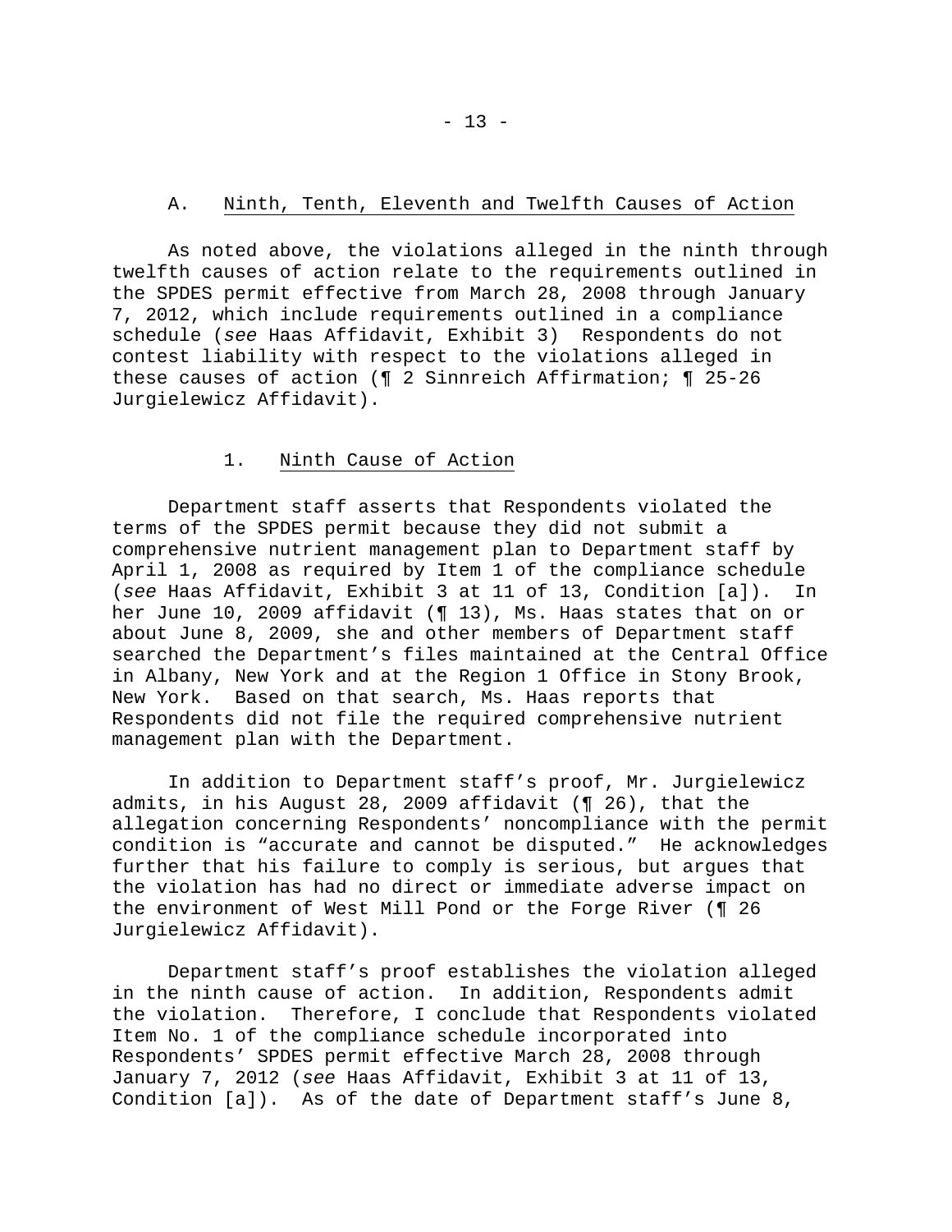## A. Ninth, Tenth, Eleventh and Twelfth Causes of Action

As noted above, the violations alleged in the ninth through twelfth causes of action relate to the requirements outlined in the SPDES permit effective from March 28, 2008 through January 7, 2012, which include requirements outlined in a compliance schedule (*see* Haas Affidavit, Exhibit 3) Respondents do not contest liability with respect to the violations alleged in these causes of action (¶ 2 Sinnreich Affirmation; ¶ 25-26 Jurgielewicz Affidavit).

### 1. Ninth Cause of Action

Department staff asserts that Respondents violated the terms of the SPDES permit because they did not submit a comprehensive nutrient management plan to Department staff by April 1, 2008 as required by Item 1 of the compliance schedule (*see* Haas Affidavit, Exhibit 3 at 11 of 13, Condition [a]). In her June 10, 2009 affidavit (¶ 13), Ms. Haas states that on or about June 8, 2009, she and other members of Department staff searched the Department's files maintained at the Central Office in Albany, New York and at the Region 1 Office in Stony Brook, New York. Based on that search, Ms. Haas reports that Respondents did not file the required comprehensive nutrient management plan with the Department.

In addition to Department staff's proof, Mr. Jurgielewicz admits, in his August 28, 2009 affidavit (¶ 26), that the allegation concerning Respondents' noncompliance with the permit condition is "accurate and cannot be disputed." He acknowledges further that his failure to comply is serious, but argues that the violation has had no direct or immediate adverse impact on the environment of West Mill Pond or the Forge River (¶ 26 Jurgielewicz Affidavit).

Department staff's proof establishes the violation alleged in the ninth cause of action. In addition, Respondents admit the violation. Therefore, I conclude that Respondents violated Item No. 1 of the compliance schedule incorporated into Respondents' SPDES permit effective March 28, 2008 through January 7, 2012 (*see* Haas Affidavit, Exhibit 3 at 11 of 13, Condition [a]). As of the date of Department staff's June 8,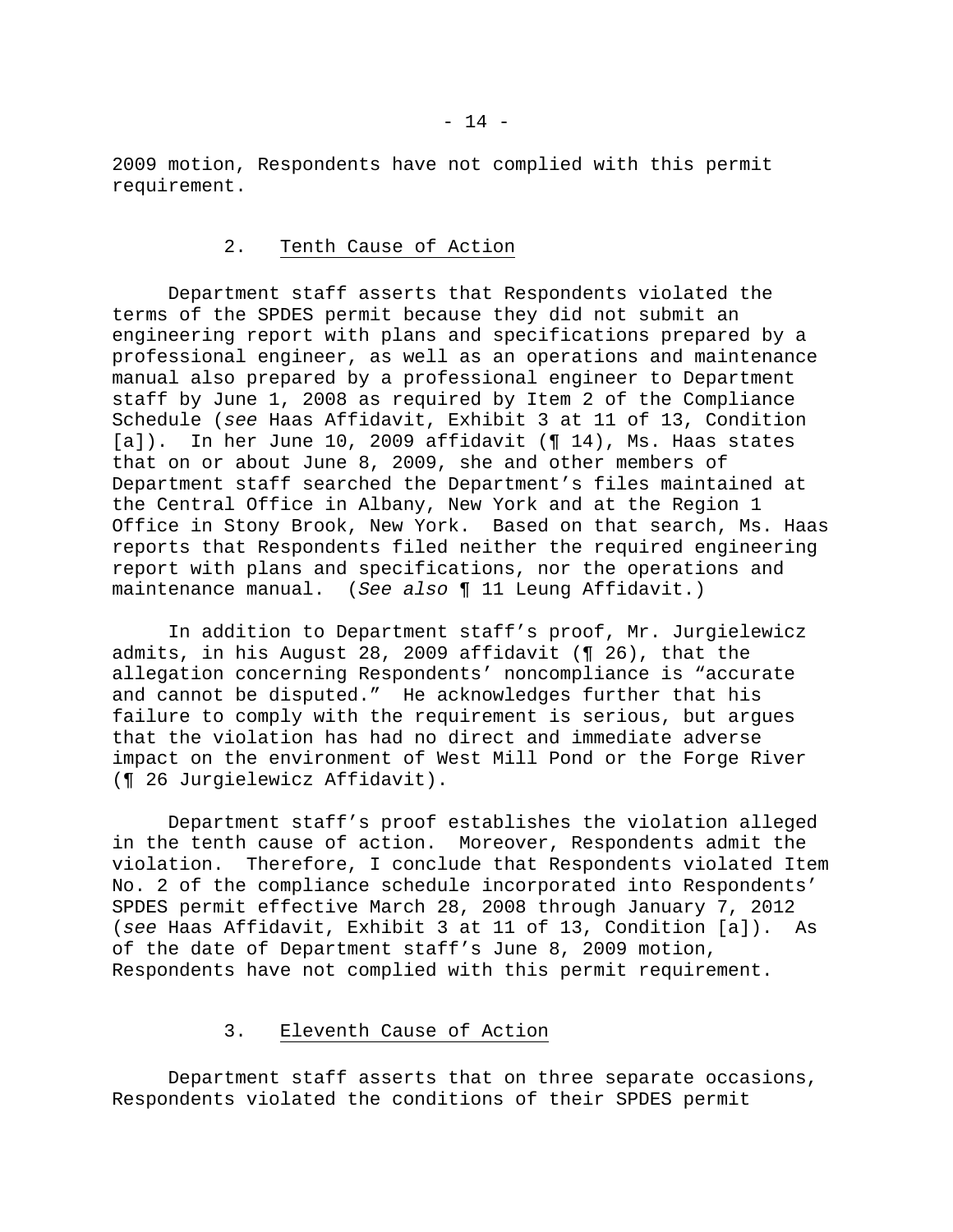2009 motion, Respondents have not complied with this permit requirement.

### 2. Tenth Cause of Action

Department staff asserts that Respondents violated the terms of the SPDES permit because they did not submit an engineering report with plans and specifications prepared by a professional engineer, as well as an operations and maintenance manual also prepared by a professional engineer to Department staff by June 1, 2008 as required by Item 2 of the Compliance Schedule (*see* Haas Affidavit, Exhibit 3 at 11 of 13, Condition [a]). In her June 10, 2009 affidavit (¶ 14), Ms. Haas states that on or about June 8, 2009, she and other members of Department staff searched the Department's files maintained at the Central Office in Albany, New York and at the Region 1 Office in Stony Brook, New York. Based on that search, Ms. Haas reports that Respondents filed neither the required engineering report with plans and specifications, nor the operations and maintenance manual. (*See also* ¶ 11 Leung Affidavit.)

In addition to Department staff's proof, Mr. Jurgielewicz admits, in his August 28, 2009 affidavit (¶ 26), that the allegation concerning Respondents' noncompliance is "accurate and cannot be disputed." He acknowledges further that his failure to comply with the requirement is serious, but argues that the violation has had no direct and immediate adverse impact on the environment of West Mill Pond or the Forge River (¶ 26 Jurgielewicz Affidavit).

Department staff's proof establishes the violation alleged in the tenth cause of action. Moreover, Respondents admit the violation. Therefore, I conclude that Respondents violated Item No. 2 of the compliance schedule incorporated into Respondents' SPDES permit effective March 28, 2008 through January 7, 2012 (*see* Haas Affidavit, Exhibit 3 at 11 of 13, Condition [a]). As of the date of Department staff's June 8, 2009 motion, Respondents have not complied with this permit requirement.

### 3. Eleventh Cause of Action

Department staff asserts that on three separate occasions, Respondents violated the conditions of their SPDES permit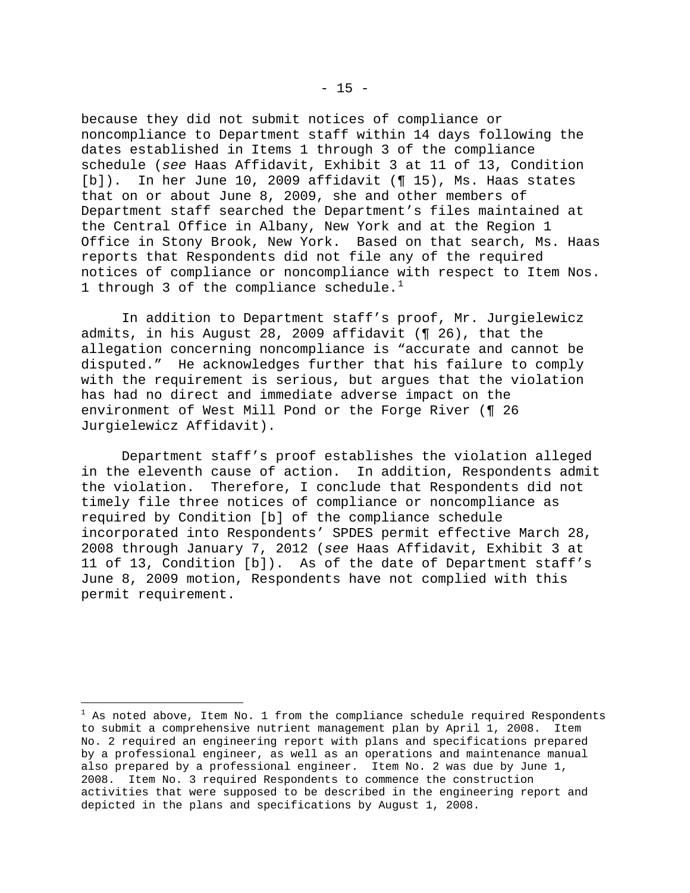because they did not submit notices of compliance or noncompliance to Department staff within 14 days following the dates established in Items 1 through 3 of the compliance schedule (*see* Haas Affidavit, Exhibit 3 at 11 of 13, Condition [b]). In her June 10, 2009 affidavit (¶ 15), Ms. Haas states that on or about June 8, 2009, she and other members of Department staff searched the Department's files maintained at the Central Office in Albany, New York and at the Region 1 Office in Stony Brook, New York. Based on that search, Ms. Haas reports that Respondents did not file any of the required notices of compliance or noncompliance with respect to Item Nos. 1 through 3 of the compliance schedule.[1]

In addition to Department staff's proof, Mr. Jurgielewicz admits, in his August 28, 2009 affidavit (¶ 26), that the allegation concerning noncompliance is "accurate and cannot be disputed." He acknowledges further that his failure to comply with the requirement is serious, but argues that the violation has had no direct and immediate adverse impact on the environment of West Mill Pond or the Forge River (¶ 26 Jurgielewicz Affidavit).

Department staff's proof establishes the violation alleged in the eleventh cause of action. In addition, Respondents admit the violation. Therefore, I conclude that Respondents did not timely file three notices of compliance or noncompliance as required by Condition [b] of the compliance schedule incorporated into Respondents' SPDES permit effective March 28, 2008 through January 7, 2012 (*see* Haas Affidavit, Exhibit 3 at 11 of 13, Condition [b]). As of the date of Department staff's June 8, 2009 motion, Respondents have not complied with this permit requirement.

---

[1] As noted above, Item No. 1 from the compliance schedule required Respondents to submit a comprehensive nutrient management plan by April 1, 2008. Item No. 2 required an engineering report with plans and specifications prepared by a professional engineer, as well as an operations and maintenance manual also prepared by a professional engineer. Item No. 2 was due by June 1, 2008. Item No. 3 required Respondents to commence the construction activities that were supposed to be described in the engineering report and depicted in the plans and specifications by August 1, 2008.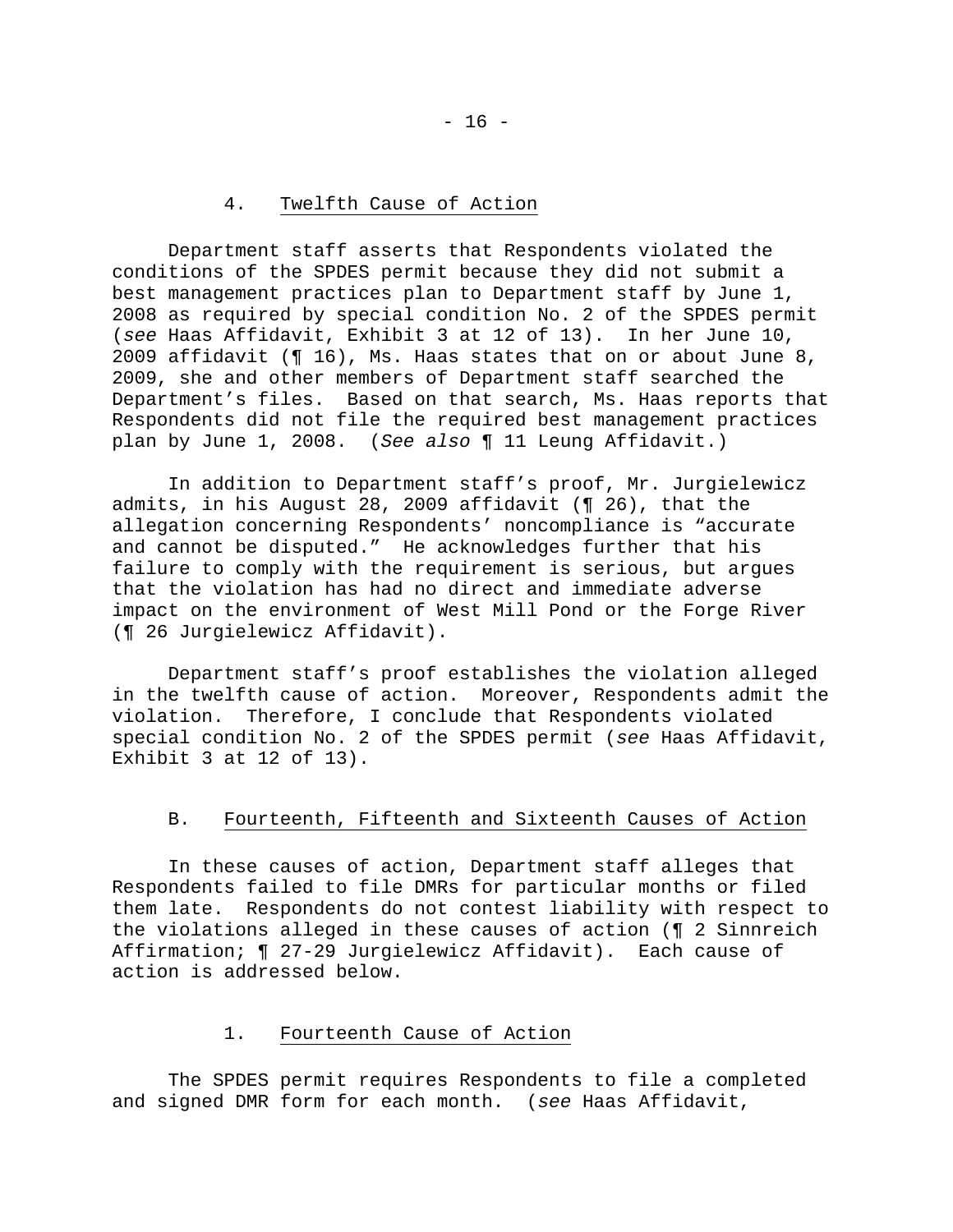#### 4. Twelfth Cause of Action

Department staff asserts that Respondents violated the conditions of the SPDES permit because they did not submit a best management practices plan to Department staff by June 1, 2008 as required by special condition No. 2 of the SPDES permit (*see* Haas Affidavit, Exhibit 3 at 12 of 13). In her June 10, 2009 affidavit (¶ 16), Ms. Haas states that on or about June 8, 2009, she and other members of Department staff searched the Department's files. Based on that search, Ms. Haas reports that Respondents did not file the required best management practices plan by June 1, 2008. (*See also* ¶ 11 Leung Affidavit.)

In addition to Department staff's proof, Mr. Jurgielewicz admits, in his August 28, 2009 affidavit (¶ 26), that the allegation concerning Respondents' noncompliance is "accurate and cannot be disputed." He acknowledges further that his failure to comply with the requirement is serious, but argues that the violation has had no direct and immediate adverse impact on the environment of West Mill Pond or the Forge River (¶ 26 Jurgielewicz Affidavit).

Department staff's proof establishes the violation alleged in the twelfth cause of action. Moreover, Respondents admit the violation. Therefore, I conclude that Respondents violated special condition No. 2 of the SPDES permit (*see* Haas Affidavit, Exhibit 3 at 12 of 13).

### B. Fourteenth, Fifteenth and Sixteenth Causes of Action

In these causes of action, Department staff alleges that Respondents failed to file DMRs for particular months or filed them late. Respondents do not contest liability with respect to the violations alleged in these causes of action (¶ 2 Sinnreich Affirmation; ¶ 27-29 Jurgielewicz Affidavit). Each cause of action is addressed below.

#### 1. Fourteenth Cause of Action

The SPDES permit requires Respondents to file a completed and signed DMR form for each month. (*see* Haas Affidavit,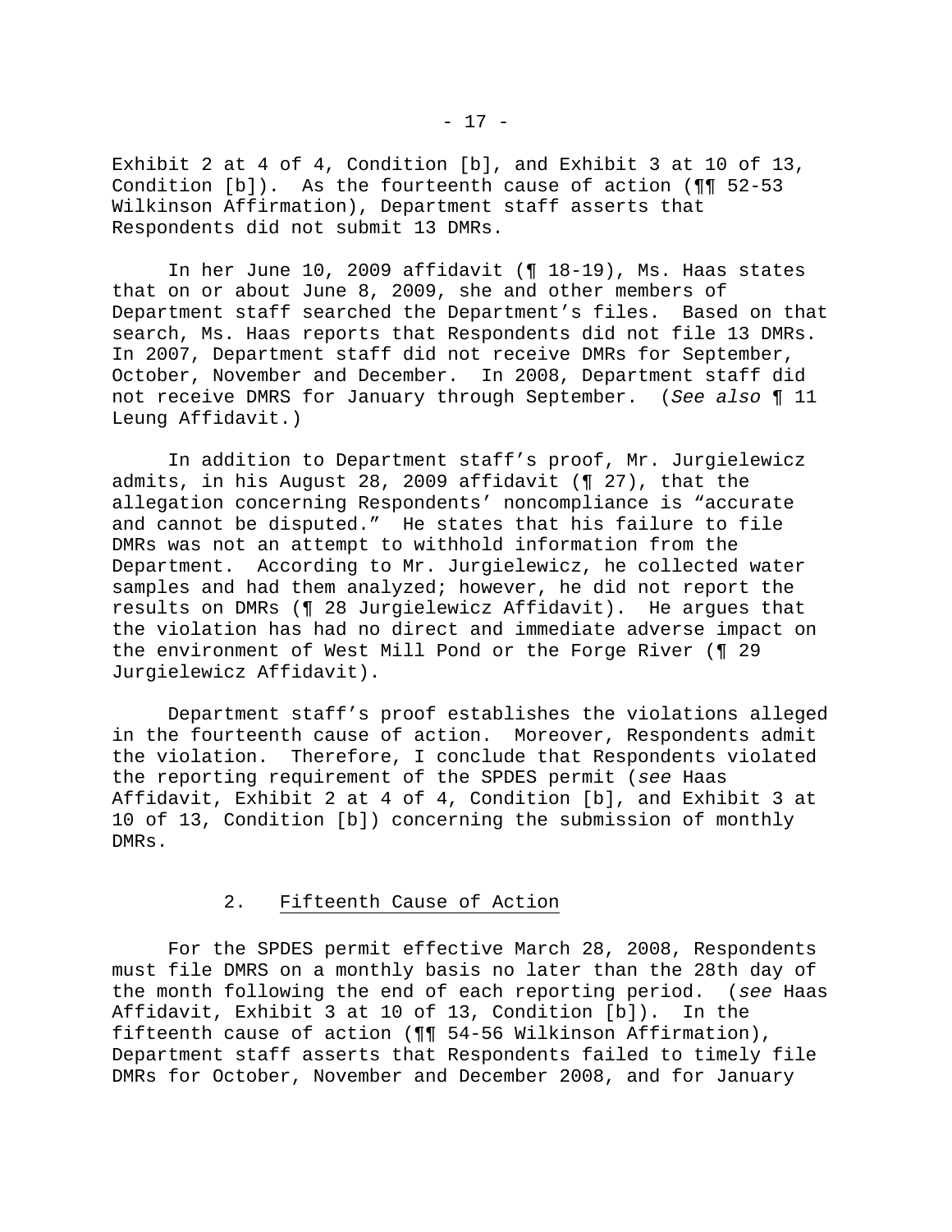Exhibit 2 at 4 of 4, Condition [b], and Exhibit 3 at 10 of 13, Condition [b]). As the fourteenth cause of action (¶¶ 52-53 Wilkinson Affirmation), Department staff asserts that Respondents did not submit 13 DMRs.

In her June 10, 2009 affidavit (¶ 18-19), Ms. Haas states that on or about June 8, 2009, she and other members of Department staff searched the Department's files. Based on that search, Ms. Haas reports that Respondents did not file 13 DMRs. In 2007, Department staff did not receive DMRs for September, October, November and December. In 2008, Department staff did not receive DMRS for January through September. (*See also* ¶ 11 Leung Affidavit.)

In addition to Department staff's proof, Mr. Jurgielewicz admits, in his August 28, 2009 affidavit (¶ 27), that the allegation concerning Respondents' noncompliance is "accurate and cannot be disputed." He states that his failure to file DMRs was not an attempt to withhold information from the Department. According to Mr. Jurgielewicz, he collected water samples and had them analyzed; however, he did not report the results on DMRs (¶ 28 Jurgielewicz Affidavit). He argues that the violation has had no direct and immediate adverse impact on the environment of West Mill Pond or the Forge River (¶ 29 Jurgielewicz Affidavit).

Department staff's proof establishes the violations alleged in the fourteenth cause of action. Moreover, Respondents admit the violation. Therefore, I conclude that Respondents violated the reporting requirement of the SPDES permit (*see* Haas Affidavit, Exhibit 2 at 4 of 4, Condition [b], and Exhibit 3 at 10 of 13, Condition [b]) concerning the submission of monthly DMRs.

### 2. Fifteenth Cause of Action

For the SPDES permit effective March 28, 2008, Respondents must file DMRS on a monthly basis no later than the 28th day of the month following the end of each reporting period. (*see* Haas Affidavit, Exhibit 3 at 10 of 13, Condition [b]). In the fifteenth cause of action (¶¶ 54-56 Wilkinson Affirmation), Department staff asserts that Respondents failed to timely file DMRs for October, November and December 2008, and for January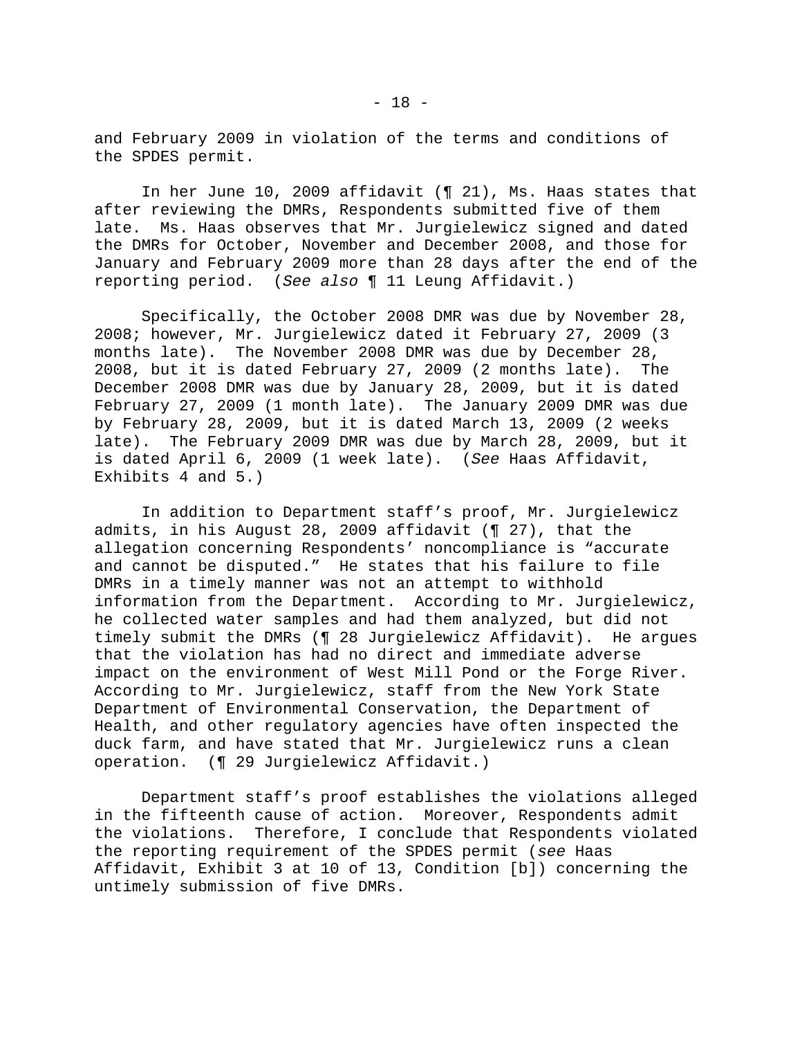and February 2009 in violation of the terms and conditions of the SPDES permit.

In her June 10, 2009 affidavit (¶ 21), Ms. Haas states that after reviewing the DMRs, Respondents submitted five of them late. Ms. Haas observes that Mr. Jurgielewicz signed and dated the DMRs for October, November and December 2008, and those for January and February 2009 more than 28 days after the end of the reporting period. (*See also* ¶ 11 Leung Affidavit.)

Specifically, the October 2008 DMR was due by November 28, 2008; however, Mr. Jurgielewicz dated it February 27, 2009 (3 months late). The November 2008 DMR was due by December 28, 2008, but it is dated February 27, 2009 (2 months late). The December 2008 DMR was due by January 28, 2009, but it is dated February 27, 2009 (1 month late). The January 2009 DMR was due by February 28, 2009, but it is dated March 13, 2009 (2 weeks late). The February 2009 DMR was due by March 28, 2009, but it is dated April 6, 2009 (1 week late). (*See* Haas Affidavit, Exhibits 4 and 5.)

In addition to Department staff's proof, Mr. Jurgielewicz admits, in his August 28, 2009 affidavit (¶ 27), that the allegation concerning Respondents' noncompliance is "accurate and cannot be disputed." He states that his failure to file DMRs in a timely manner was not an attempt to withhold information from the Department. According to Mr. Jurgielewicz, he collected water samples and had them analyzed, but did not timely submit the DMRs (¶ 28 Jurgielewicz Affidavit). He argues that the violation has had no direct and immediate adverse impact on the environment of West Mill Pond or the Forge River. According to Mr. Jurgielewicz, staff from the New York State Department of Environmental Conservation, the Department of Health, and other regulatory agencies have often inspected the duck farm, and have stated that Mr. Jurgielewicz runs a clean operation. (¶ 29 Jurgielewicz Affidavit.)

Department staff's proof establishes the violations alleged in the fifteenth cause of action. Moreover, Respondents admit the violations. Therefore, I conclude that Respondents violated the reporting requirement of the SPDES permit (*see* Haas Affidavit, Exhibit 3 at 10 of 13, Condition [b]) concerning the untimely submission of five DMRs.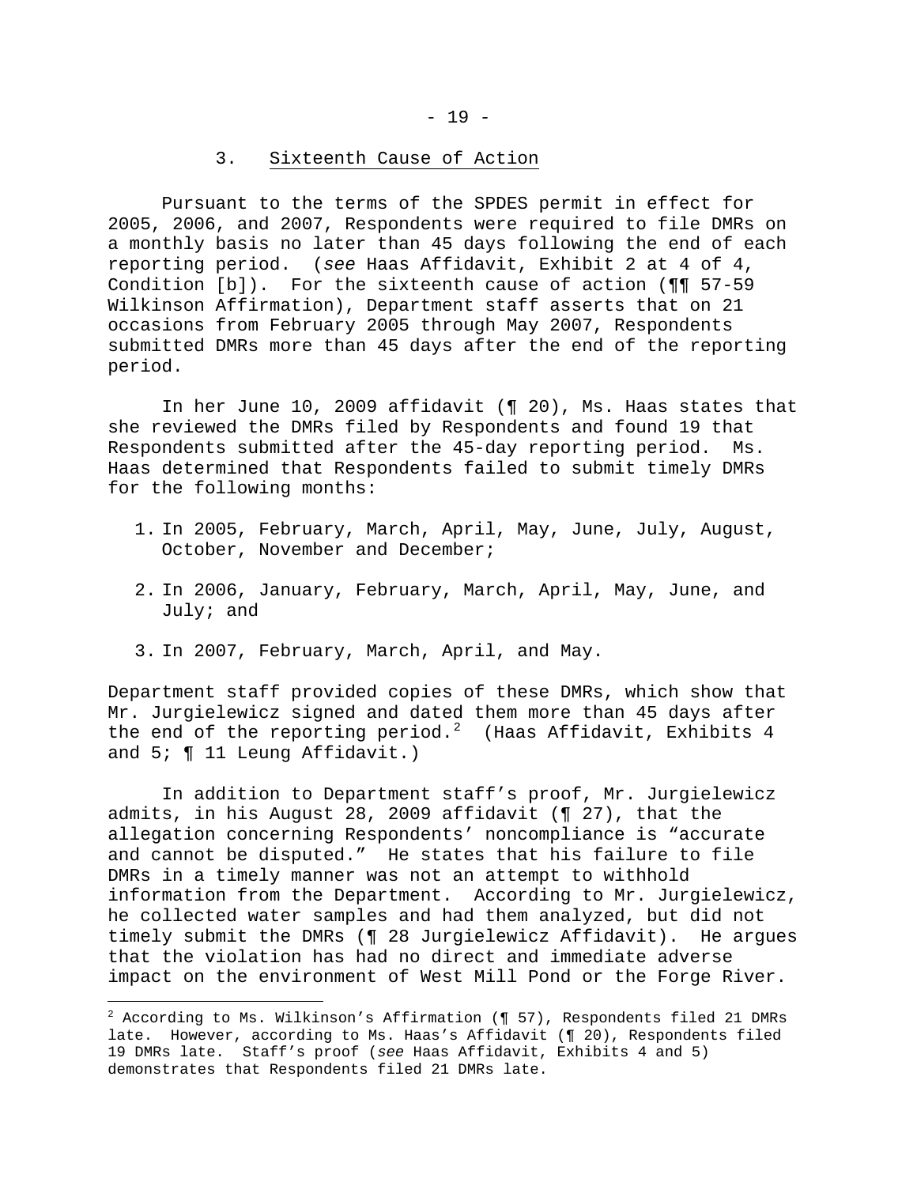### 3. Sixteenth Cause of Action

Pursuant to the terms of the SPDES permit in effect for 2005, 2006, and 2007, Respondents were required to file DMRs on a monthly basis no later than 45 days following the end of each reporting period. (*see* Haas Affidavit, Exhibit 2 at 4 of 4, Condition [b]). For the sixteenth cause of action (¶¶ 57-59 Wilkinson Affirmation), Department staff asserts that on 21 occasions from February 2005 through May 2007, Respondents submitted DMRs more than 45 days after the end of the reporting period.

In her June 10, 2009 affidavit (¶ 20), Ms. Haas states that she reviewed the DMRs filed by Respondents and found 19 that Respondents submitted after the 45-day reporting period. Ms. Haas determined that Respondents failed to submit timely DMRs for the following months:

1. In 2005, February, March, April, May, June, July, August, October, November and December;
2. In 2006, January, February, March, April, May, June, and July; and
3. In 2007, February, March, April, and May.

Department staff provided copies of these DMRs, which show that Mr. Jurgielewicz signed and dated them more than 45 days after the end of the reporting period.[2] (Haas Affidavit, Exhibits 4 and 5; ¶ 11 Leung Affidavit.)

In addition to Department staff's proof, Mr. Jurgielewicz admits, in his August 28, 2009 affidavit (¶ 27), that the allegation concerning Respondents' noncompliance is "accurate and cannot be disputed." He states that his failure to file DMRs in a timely manner was not an attempt to withhold information from the Department. According to Mr. Jurgielewicz, he collected water samples and had them analyzed, but did not timely submit the DMRs (¶ 28 Jurgielewicz Affidavit). He argues that the violation has had no direct and immediate adverse impact on the environment of West Mill Pond or the Forge River.

---

[2] According to Ms. Wilkinson's Affirmation (¶ 57), Respondents filed 21 DMRs late. However, according to Ms. Haas's Affidavit (¶ 20), Respondents filed 19 DMRs late. Staff's proof (*see* Haas Affidavit, Exhibits 4 and 5) demonstrates that Respondents filed 21 DMRs late.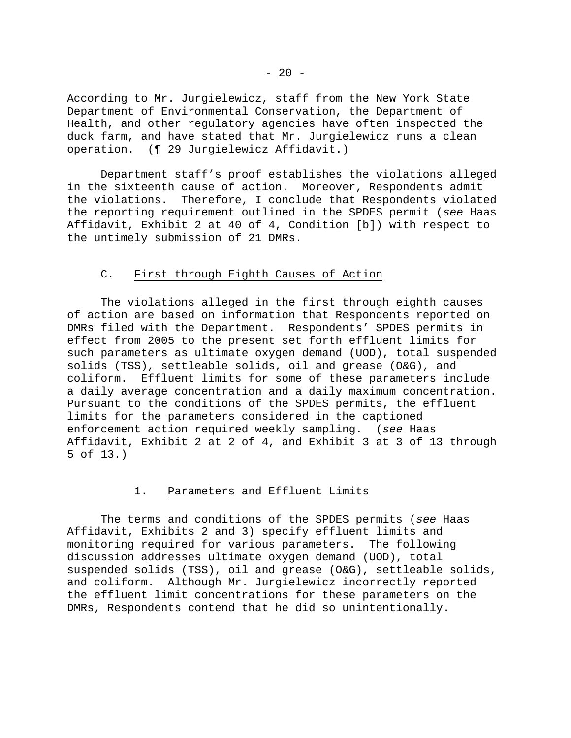According to Mr. Jurgielewicz, staff from the New York State Department of Environmental Conservation, the Department of Health, and other regulatory agencies have often inspected the duck farm, and have stated that Mr. Jurgielewicz runs a clean operation. (¶ 29 Jurgielewicz Affidavit.)

Department staff's proof establishes the violations alleged in the sixteenth cause of action. Moreover, Respondents admit the violations. Therefore, I conclude that Respondents violated the reporting requirement outlined in the SPDES permit (*see* Haas Affidavit, Exhibit 2 at 40 of 4, Condition [b]) with respect to the untimely submission of 21 DMRs.

## C. First through Eighth Causes of Action

The violations alleged in the first through eighth causes of action are based on information that Respondents reported on DMRs filed with the Department. Respondents' SPDES permits in effect from 2005 to the present set forth effluent limits for such parameters as ultimate oxygen demand (UOD), total suspended solids (TSS), settleable solids, oil and grease (O&G), and coliform. Effluent limits for some of these parameters include a daily average concentration and a daily maximum concentration. Pursuant to the conditions of the SPDES permits, the effluent limits for the parameters considered in the captioned enforcement action required weekly sampling. (*see* Haas Affidavit, Exhibit 2 at 2 of 4, and Exhibit 3 at 3 of 13 through 5 of 13.)

### 1. Parameters and Effluent Limits

The terms and conditions of the SPDES permits (*see* Haas Affidavit, Exhibits 2 and 3) specify effluent limits and monitoring required for various parameters. The following discussion addresses ultimate oxygen demand (UOD), total suspended solids (TSS), oil and grease (O&G), settleable solids, and coliform. Although Mr. Jurgielewicz incorrectly reported the effluent limit concentrations for these parameters on the DMRs, Respondents contend that he did so unintentionally.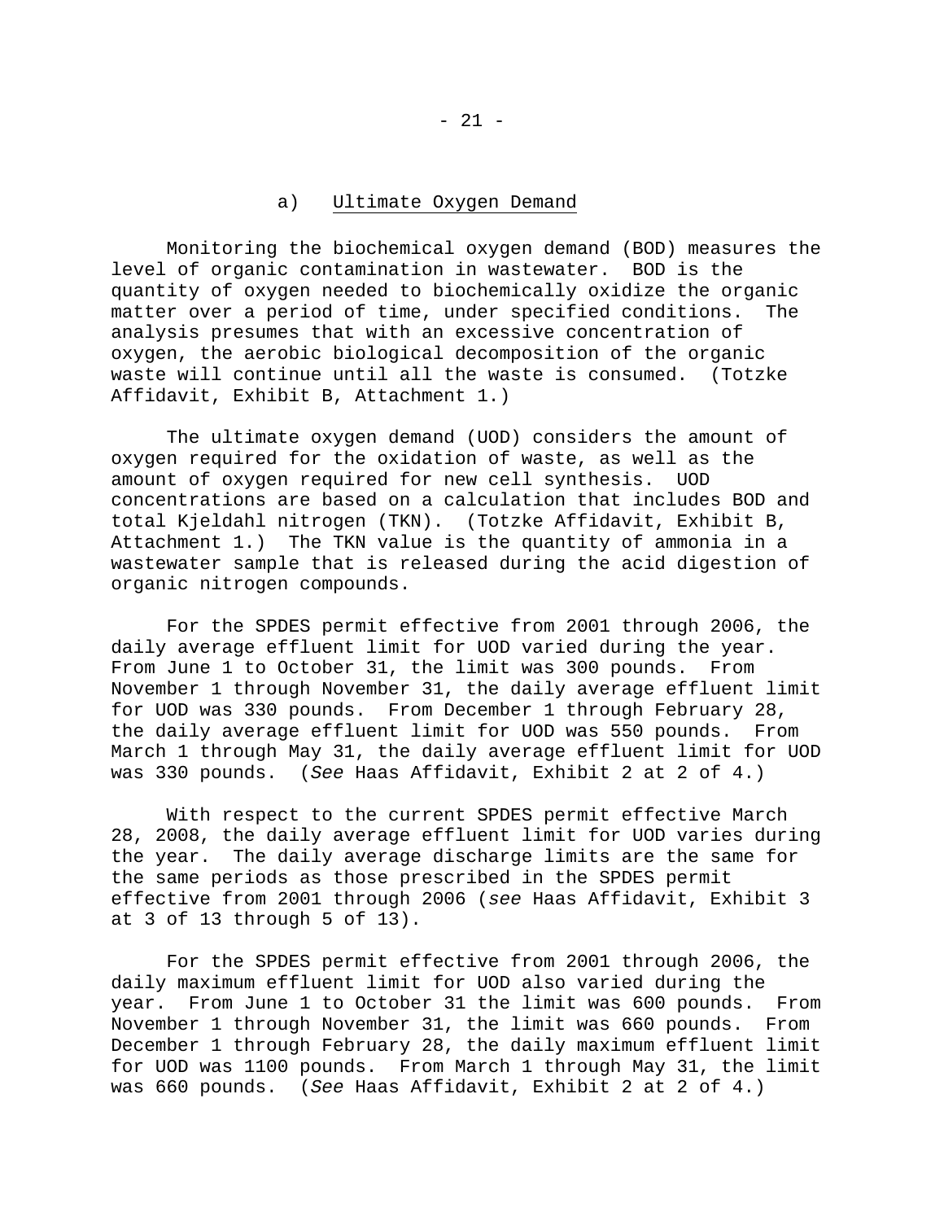### a) Ultimate Oxygen Demand

Monitoring the biochemical oxygen demand (BOD) measures the level of organic contamination in wastewater. BOD is the quantity of oxygen needed to biochemically oxidize the organic matter over a period of time, under specified conditions. The analysis presumes that with an excessive concentration of oxygen, the aerobic biological decomposition of the organic waste will continue until all the waste is consumed. (Totzke Affidavit, Exhibit B, Attachment 1.)

The ultimate oxygen demand (UOD) considers the amount of oxygen required for the oxidation of waste, as well as the amount of oxygen required for new cell synthesis. UOD concentrations are based on a calculation that includes BOD and total Kjeldahl nitrogen (TKN). (Totzke Affidavit, Exhibit B, Attachment 1.) The TKN value is the quantity of ammonia in a wastewater sample that is released during the acid digestion of organic nitrogen compounds.

For the SPDES permit effective from 2001 through 2006, the daily average effluent limit for UOD varied during the year. From June 1 to October 31, the limit was 300 pounds. From November 1 through November 31, the daily average effluent limit for UOD was 330 pounds. From December 1 through February 28, the daily average effluent limit for UOD was 550 pounds. From March 1 through May 31, the daily average effluent limit for UOD was 330 pounds. (*See* Haas Affidavit, Exhibit 2 at 2 of 4.)

With respect to the current SPDES permit effective March 28, 2008, the daily average effluent limit for UOD varies during the year. The daily average discharge limits are the same for the same periods as those prescribed in the SPDES permit effective from 2001 through 2006 (*see* Haas Affidavit, Exhibit 3 at 3 of 13 through 5 of 13).

For the SPDES permit effective from 2001 through 2006, the daily maximum effluent limit for UOD also varied during the year. From June 1 to October 31 the limit was 600 pounds. From November 1 through November 31, the limit was 660 pounds. From December 1 through February 28, the daily maximum effluent limit for UOD was 1100 pounds. From March 1 through May 31, the limit was 660 pounds. (*See* Haas Affidavit, Exhibit 2 at 2 of 4.)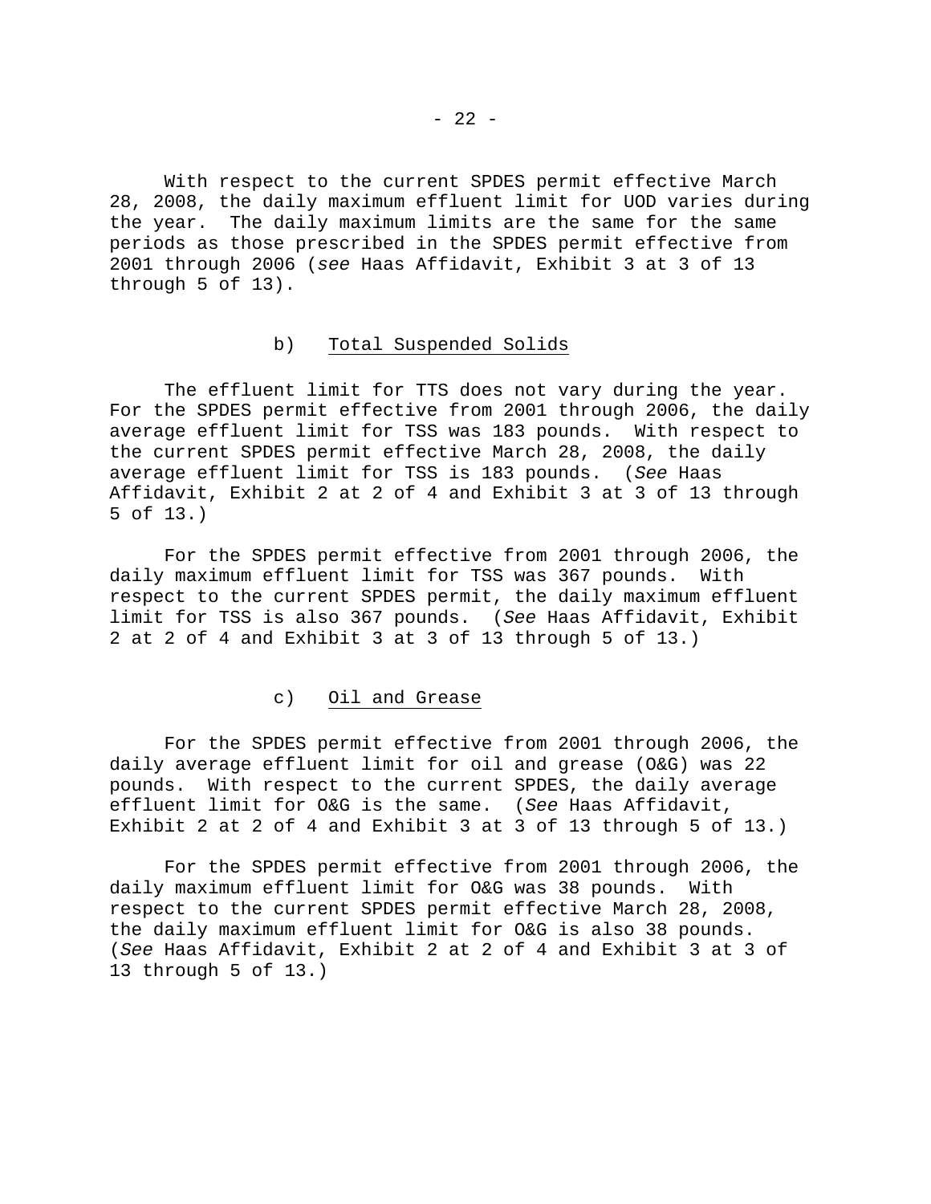With respect to the current SPDES permit effective March 28, 2008, the daily maximum effluent limit for UOD varies during the year. The daily maximum limits are the same for the same periods as those prescribed in the SPDES permit effective from 2001 through 2006 (*see* Haas Affidavit, Exhibit 3 at 3 of 13 through 5 of 13).

b) Total Suspended Solids

The effluent limit for TTS does not vary during the year. For the SPDES permit effective from 2001 through 2006, the daily average effluent limit for TSS was 183 pounds. With respect to the current SPDES permit effective March 28, 2008, the daily average effluent limit for TSS is 183 pounds. (*See* Haas Affidavit, Exhibit 2 at 2 of 4 and Exhibit 3 at 3 of 13 through 5 of 13.)

For the SPDES permit effective from 2001 through 2006, the daily maximum effluent limit for TSS was 367 pounds. With respect to the current SPDES permit, the daily maximum effluent limit for TSS is also 367 pounds. (*See* Haas Affidavit, Exhibit 2 at 2 of 4 and Exhibit 3 at 3 of 13 through 5 of 13.)

c) Oil and Grease

For the SPDES permit effective from 2001 through 2006, the daily average effluent limit for oil and grease (O&G) was 22 pounds. With respect to the current SPDES, the daily average effluent limit for O&G is the same. (*See* Haas Affidavit, Exhibit 2 at 2 of 4 and Exhibit 3 at 3 of 13 through 5 of 13.)

For the SPDES permit effective from 2001 through 2006, the daily maximum effluent limit for O&G was 38 pounds. With respect to the current SPDES permit effective March 28, 2008, the daily maximum effluent limit for O&G is also 38 pounds. (*See* Haas Affidavit, Exhibit 2 at 2 of 4 and Exhibit 3 at 3 of 13 through 5 of 13.)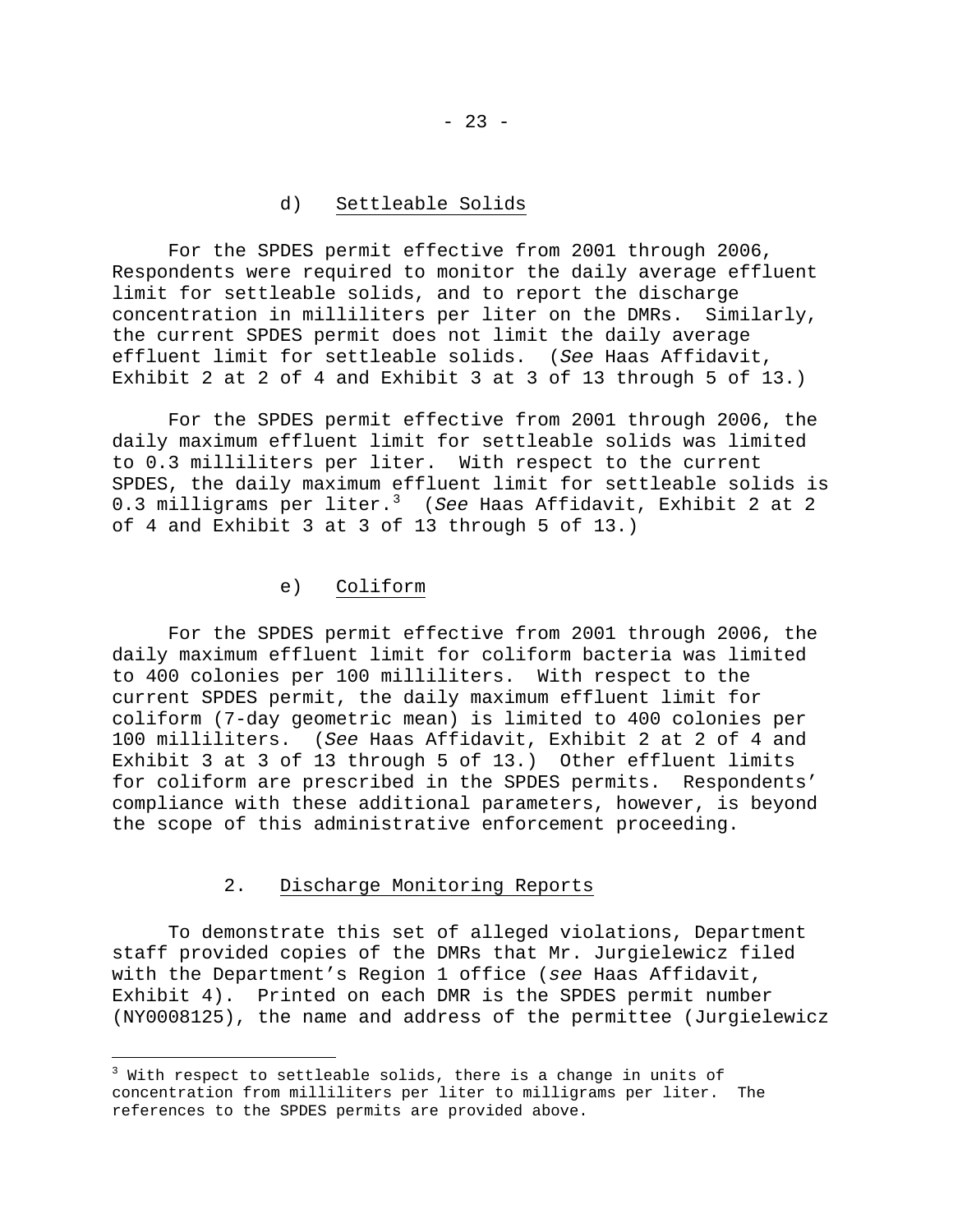#### d) Settleable Solids

For the SPDES permit effective from 2001 through 2006, Respondents were required to monitor the daily average effluent limit for settleable solids, and to report the discharge concentration in milliliters per liter on the DMRs. Similarly, the current SPDES permit does not limit the daily average effluent limit for settleable solids. (*See* Haas Affidavit, Exhibit 2 at 2 of 4 and Exhibit 3 at 3 of 13 through 5 of 13.)

For the SPDES permit effective from 2001 through 2006, the daily maximum effluent limit for settleable solids was limited to 0.3 milliliters per liter. With respect to the current SPDES, the daily maximum effluent limit for settleable solids is 0.3 milligrams per liter.[3] (*See* Haas Affidavit, Exhibit 2 at 2 of 4 and Exhibit 3 at 3 of 13 through 5 of 13.)

#### e) Coliform

For the SPDES permit effective from 2001 through 2006, the daily maximum effluent limit for coliform bacteria was limited to 400 colonies per 100 milliliters. With respect to the current SPDES permit, the daily maximum effluent limit for coliform (7-day geometric mean) is limited to 400 colonies per 100 milliliters. (*See* Haas Affidavit, Exhibit 2 at 2 of 4 and Exhibit 3 at 3 of 13 through 5 of 13.) Other effluent limits for coliform are prescribed in the SPDES permits. Respondents' compliance with these additional parameters, however, is beyond the scope of this administrative enforcement proceeding.

### 2. Discharge Monitoring Reports

To demonstrate this set of alleged violations, Department staff provided copies of the DMRs that Mr. Jurgielewicz filed with the Department's Region 1 office (*see* Haas Affidavit, Exhibit 4). Printed on each DMR is the SPDES permit number (NY0008125), the name and address of the permittee (Jurgielewicz

---

[3] With respect to settleable solids, there is a change in units of concentration from milliliters per liter to milligrams per liter. The references to the SPDES permits are provided above.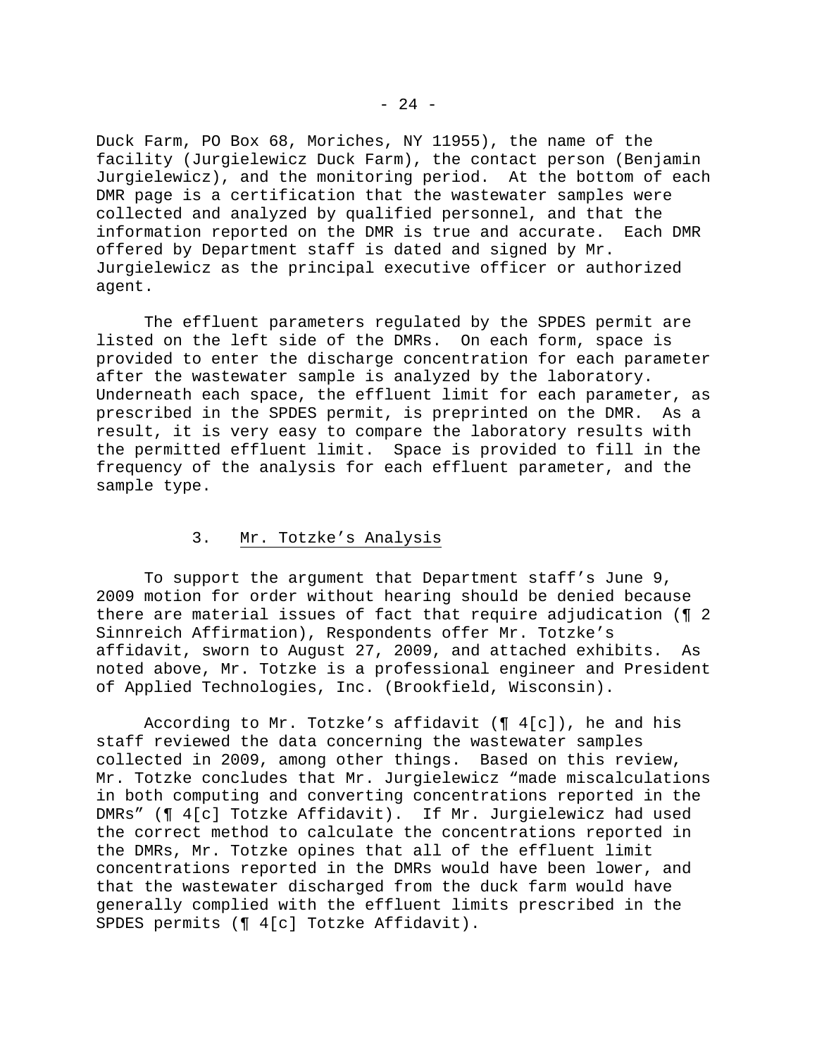Duck Farm, PO Box 68, Moriches, NY 11955), the name of the facility (Jurgielewicz Duck Farm), the contact person (Benjamin Jurgielewicz), and the monitoring period. At the bottom of each DMR page is a certification that the wastewater samples were collected and analyzed by qualified personnel, and that the information reported on the DMR is true and accurate. Each DMR offered by Department staff is dated and signed by Mr. Jurgielewicz as the principal executive officer or authorized agent.

The effluent parameters regulated by the SPDES permit are listed on the left side of the DMRs. On each form, space is provided to enter the discharge concentration for each parameter after the wastewater sample is analyzed by the laboratory. Underneath each space, the effluent limit for each parameter, as prescribed in the SPDES permit, is preprinted on the DMR. As a result, it is very easy to compare the laboratory results with the permitted effluent limit. Space is provided to fill in the frequency of the analysis for each effluent parameter, and the sample type.

### 3. Mr. Totzke's Analysis

To support the argument that Department staff's June 9, 2009 motion for order without hearing should be denied because there are material issues of fact that require adjudication (¶ 2 Sinnreich Affirmation), Respondents offer Mr. Totzke's affidavit, sworn to August 27, 2009, and attached exhibits. As noted above, Mr. Totzke is a professional engineer and President of Applied Technologies, Inc. (Brookfield, Wisconsin).

According to Mr. Totzke's affidavit (¶ 4[c]), he and his staff reviewed the data concerning the wastewater samples collected in 2009, among other things. Based on this review, Mr. Totzke concludes that Mr. Jurgielewicz "made miscalculations in both computing and converting concentrations reported in the DMRs" (¶ 4[c] Totzke Affidavit). If Mr. Jurgielewicz had used the correct method to calculate the concentrations reported in the DMRs, Mr. Totzke opines that all of the effluent limit concentrations reported in the DMRs would have been lower, and that the wastewater discharged from the duck farm would have generally complied with the effluent limits prescribed in the SPDES permits (¶ 4[c] Totzke Affidavit).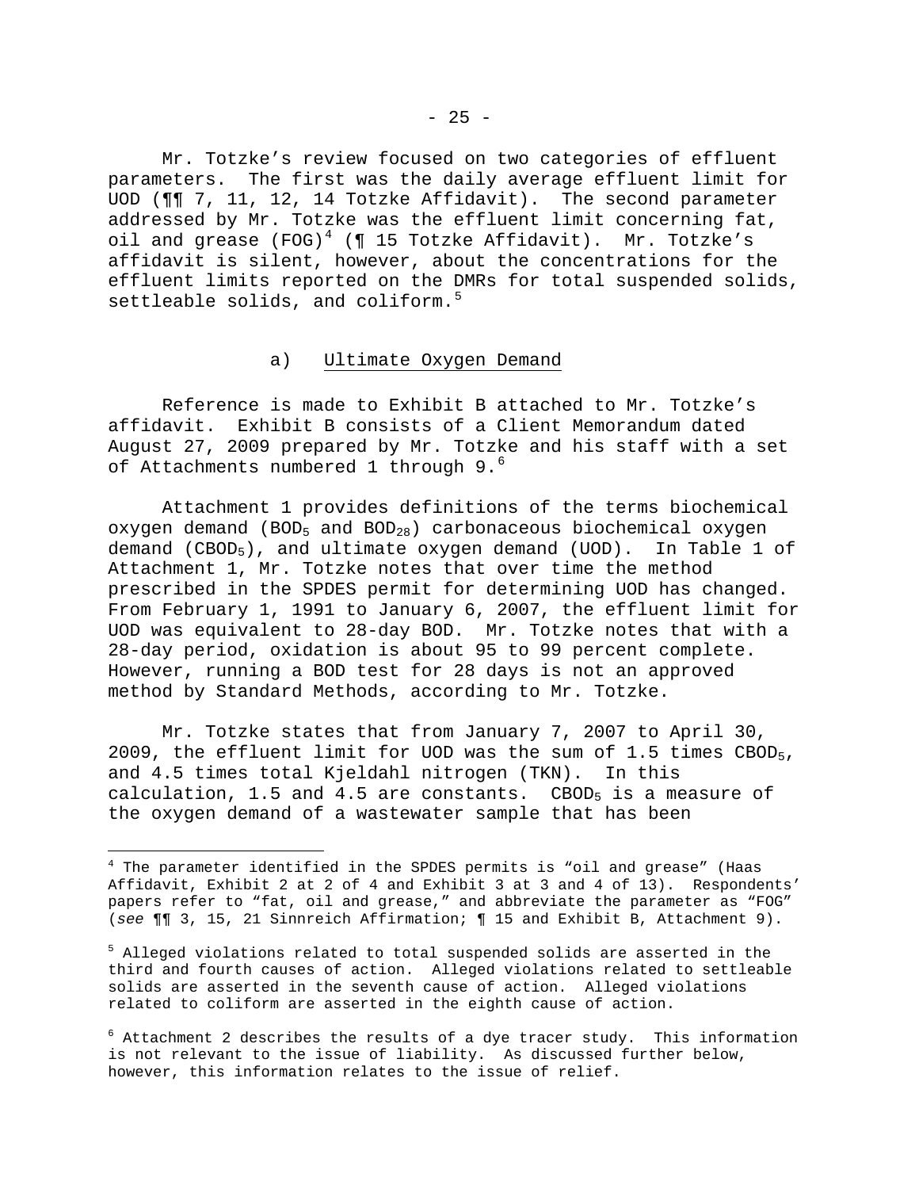Mr. Totzke's review focused on two categories of effluent parameters. The first was the daily average effluent limit for UOD (¶¶ 7, 11, 12, 14 Totzke Affidavit). The second parameter addressed by Mr. Totzke was the effluent limit concerning fat, oil and grease (FOG)[4] (¶ 15 Totzke Affidavit). Mr. Totzke's affidavit is silent, however, about the concentrations for the effluent limits reported on the DMRs for total suspended solids, settleable solids, and coliform.[5]

### a) Ultimate Oxygen Demand

Reference is made to Exhibit B attached to Mr. Totzke's affidavit. Exhibit B consists of a Client Memorandum dated August 27, 2009 prepared by Mr. Totzke and his staff with a set of Attachments numbered 1 through 9.[6]

Attachment 1 provides definitions of the terms biochemical oxygen demand ($BOD_5$ and $BOD_{28}$) carbonaceous biochemical oxygen demand ($CBOD_5$), and ultimate oxygen demand (UOD). In Table 1 of Attachment 1, Mr. Totzke notes that over time the method prescribed in the SPDES permit for determining UOD has changed. From February 1, 1991 to January 6, 2007, the effluent limit for UOD was equivalent to 28-day BOD. Mr. Totzke notes that with a 28-day period, oxidation is about 95 to 99 percent complete. However, running a BOD test for 28 days is not an approved method by Standard Methods, according to Mr. Totzke.

Mr. Totzke states that from January 7, 2007 to April 30, 2009, the effluent limit for UOD was the sum of 1.5 times $CBOD_5$, and 4.5 times total Kjeldahl nitrogen (TKN). In this calculation, 1.5 and 4.5 are constants. $CBOD_5$ is a measure of the oxygen demand of a wastewater sample that has been

---

[4] The parameter identified in the SPDES permits is "oil and grease" (Haas Affidavit, Exhibit 2 at 2 of 4 and Exhibit 3 at 3 and 4 of 13). Respondents' papers refer to "fat, oil and grease," and abbreviate the parameter as "FOG" (*see* ¶¶ 3, 15, 21 Sinnreich Affirmation; ¶ 15 and Exhibit B, Attachment 9).

[5] Alleged violations related to total suspended solids are asserted in the third and fourth causes of action. Alleged violations related to settleable solids are asserted in the seventh cause of action. Alleged violations related to coliform are asserted in the eighth cause of action.

[6] Attachment 2 describes the results of a dye tracer study. This information is not relevant to the issue of liability. As discussed further below, however, this information relates to the issue of relief.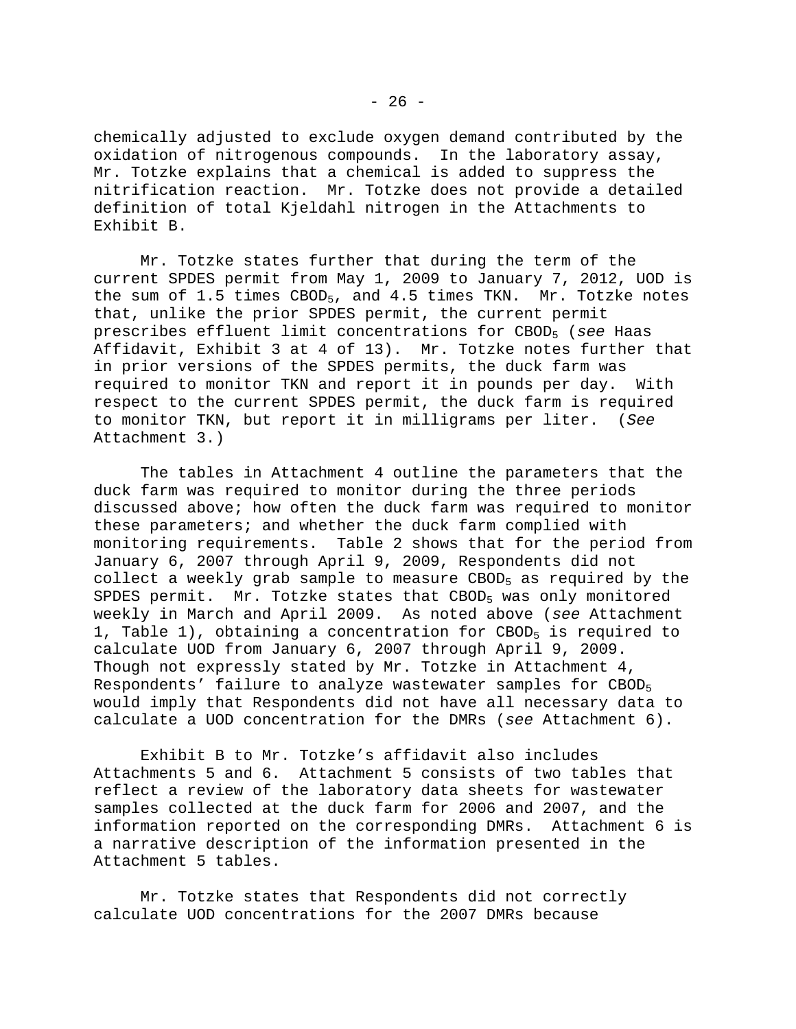chemically adjusted to exclude oxygen demand contributed by the oxidation of nitrogenous compounds. In the laboratory assay, Mr. Totzke explains that a chemical is added to suppress the nitrification reaction. Mr. Totzke does not provide a detailed definition of total Kjeldahl nitrogen in the Attachments to Exhibit B.

Mr. Totzke states further that during the term of the current SPDES permit from May 1, 2009 to January 7, 2012, UOD is the sum of 1.5 times $CBOD_5$, and 4.5 times TKN. Mr. Totzke notes that, unlike the prior SPDES permit, the current permit prescribes effluent limit concentrations for $CBOD_5$ (*see* Haas Affidavit, Exhibit 3 at 4 of 13). Mr. Totzke notes further that in prior versions of the SPDES permits, the duck farm was required to monitor TKN and report it in pounds per day. With respect to the current SPDES permit, the duck farm is required to monitor TKN, but report it in milligrams per liter. (*See* Attachment 3.)

The tables in Attachment 4 outline the parameters that the duck farm was required to monitor during the three periods discussed above; how often the duck farm was required to monitor these parameters; and whether the duck farm complied with monitoring requirements. Table 2 shows that for the period from January 6, 2007 through April 9, 2009, Respondents did not collect a weekly grab sample to measure $CBOD_5$ as required by the SPDES permit. Mr. Totzke states that $CBOD_5$ was only monitored weekly in March and April 2009. As noted above (*see* Attachment 1, Table 1), obtaining a concentration for $CBOD_5$ is required to calculate UOD from January 6, 2007 through April 9, 2009. Though not expressly stated by Mr. Totzke in Attachment 4, Respondents' failure to analyze wastewater samples for $CBOD_5$ would imply that Respondents did not have all necessary data to calculate a UOD concentration for the DMRs (*see* Attachment 6).

Exhibit B to Mr. Totzke's affidavit also includes Attachments 5 and 6. Attachment 5 consists of two tables that reflect a review of the laboratory data sheets for wastewater samples collected at the duck farm for 2006 and 2007, and the information reported on the corresponding DMRs. Attachment 6 is a narrative description of the information presented in the Attachment 5 tables.

Mr. Totzke states that Respondents did not correctly calculate UOD concentrations for the 2007 DMRs because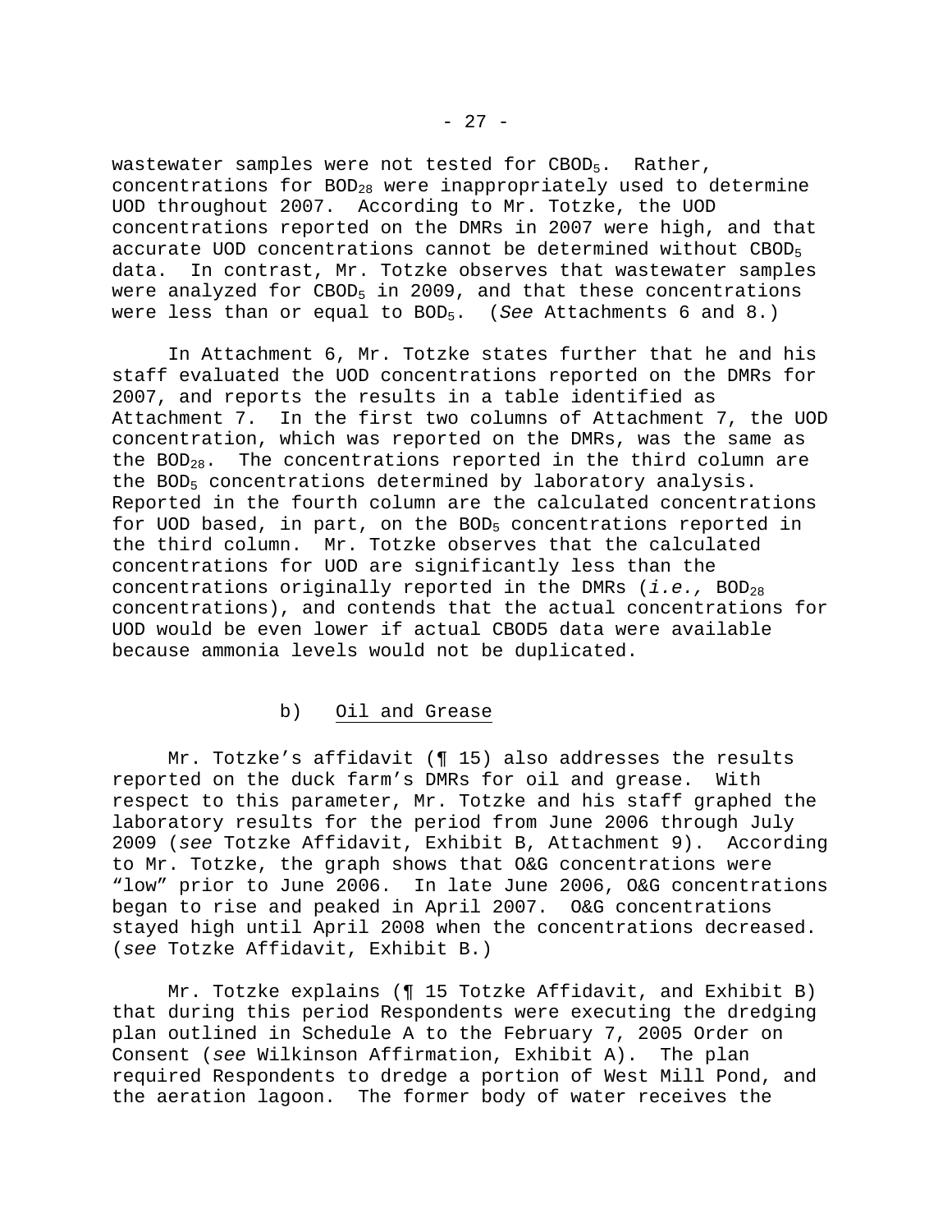wastewater samples were not tested for $CBOD_5$. Rather, concentrations for $BOD_{28}$ were inappropriately used to determine UOD throughout 2007. According to Mr. Totzke, the UOD concentrations reported on the DMRs in 2007 were high, and that accurate UOD concentrations cannot be determined without $CBOD_5$ data. In contrast, Mr. Totzke observes that wastewater samples were analyzed for $CBOD_5$ in 2009, and that these concentrations were less than or equal to $BOD_5$. (*See* Attachments 6 and 8.)

In Attachment 6, Mr. Totzke states further that he and his staff evaluated the UOD concentrations reported on the DMRs for 2007, and reports the results in a table identified as Attachment 7. In the first two columns of Attachment 7, the UOD concentration, which was reported on the DMRs, was the same as the $BOD_{28}$. The concentrations reported in the third column are the $BOD_5$ concentrations determined by laboratory analysis. Reported in the fourth column are the calculated concentrations for UOD based, in part, on the $BOD_5$ concentrations reported in the third column. Mr. Totzke observes that the calculated concentrations for UOD are significantly less than the concentrations originally reported in the DMRs (*i.e.,* $BOD_{28}$ concentrations), and contends that the actual concentrations for UOD would be even lower if actual CBOD5 data were available because ammonia levels would not be duplicated.

b) Oil and Grease

Mr. Totzke's affidavit (¶ 15) also addresses the results reported on the duck farm's DMRs for oil and grease. With respect to this parameter, Mr. Totzke and his staff graphed the laboratory results for the period from June 2006 through July 2009 (*see* Totzke Affidavit, Exhibit B, Attachment 9). According to Mr. Totzke, the graph shows that O&G concentrations were "low" prior to June 2006. In late June 2006, O&G concentrations began to rise and peaked in April 2007. O&G concentrations stayed high until April 2008 when the concentrations decreased. (*see* Totzke Affidavit, Exhibit B.)

Mr. Totzke explains (¶ 15 Totzke Affidavit, and Exhibit B) that during this period Respondents were executing the dredging plan outlined in Schedule A to the February 7, 2005 Order on Consent (*see* Wilkinson Affirmation, Exhibit A). The plan required Respondents to dredge a portion of West Mill Pond, and the aeration lagoon. The former body of water receives the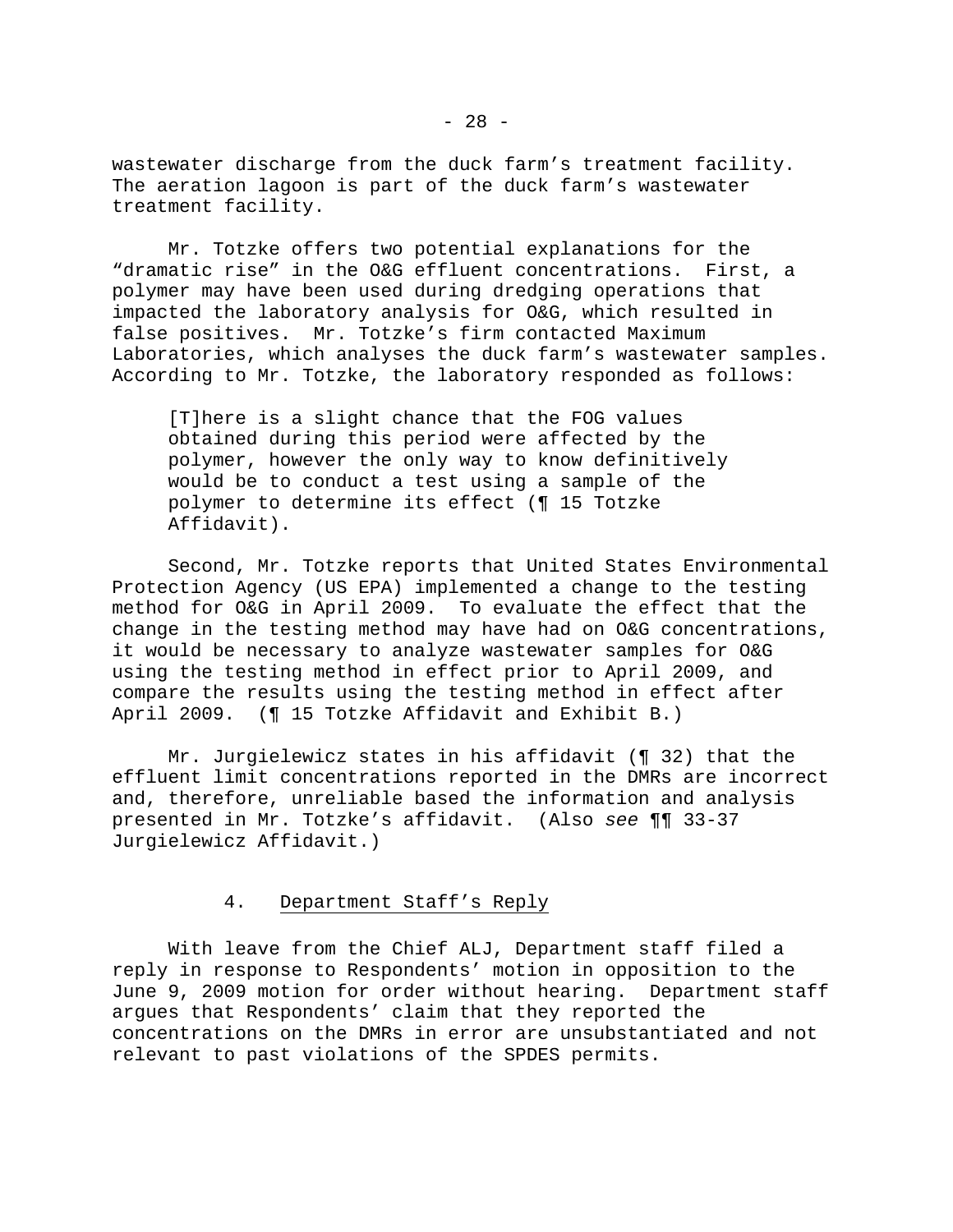wastewater discharge from the duck farm's treatment facility. The aeration lagoon is part of the duck farm's wastewater treatment facility.

Mr. Totzke offers two potential explanations for the "dramatic rise" in the O&G effluent concentrations. First, a polymer may have been used during dredging operations that impacted the laboratory analysis for O&G, which resulted in false positives. Mr. Totzke's firm contacted Maximum Laboratories, which analyses the duck farm's wastewater samples. According to Mr. Totzke, the laboratory responded as follows:

> [T]here is a slight chance that the FOG values obtained during this period were affected by the polymer, however the only way to know definitively would be to conduct a test using a sample of the polymer to determine its effect (¶ 15 Totzke Affidavit).

Second, Mr. Totzke reports that United States Environmental Protection Agency (US EPA) implemented a change to the testing method for O&G in April 2009. To evaluate the effect that the change in the testing method may have had on O&G concentrations, it would be necessary to analyze wastewater samples for O&G using the testing method in effect prior to April 2009, and compare the results using the testing method in effect after April 2009. (¶ 15 Totzke Affidavit and Exhibit B.)

Mr. Jurgielewicz states in his affidavit (¶ 32) that the effluent limit concentrations reported in the DMRs are incorrect and, therefore, unreliable based the information and analysis presented in Mr. Totzke's affidavit. (Also *see* ¶¶ 33-37 Jurgielewicz Affidavit.)

### 4. Department Staff's Reply

With leave from the Chief ALJ, Department staff filed a reply in response to Respondents' motion in opposition to the June 9, 2009 motion for order without hearing. Department staff argues that Respondents' claim that they reported the concentrations on the DMRs in error are unsubstantiated and not relevant to past violations of the SPDES permits.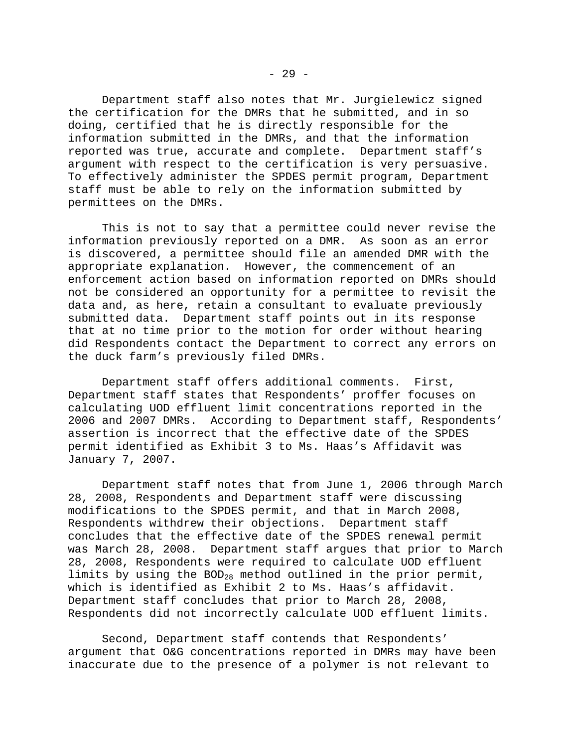Department staff also notes that Mr. Jurgielewicz signed the certification for the DMRs that he submitted, and in so doing, certified that he is directly responsible for the information submitted in the DMRs, and that the information reported was true, accurate and complete. Department staff's argument with respect to the certification is very persuasive. To effectively administer the SPDES permit program, Department staff must be able to rely on the information submitted by permittees on the DMRs.

This is not to say that a permittee could never revise the information previously reported on a DMR. As soon as an error is discovered, a permittee should file an amended DMR with the appropriate explanation. However, the commencement of an enforcement action based on information reported on DMRs should not be considered an opportunity for a permittee to revisit the data and, as here, retain a consultant to evaluate previously submitted data. Department staff points out in its response that at no time prior to the motion for order without hearing did Respondents contact the Department to correct any errors on the duck farm's previously filed DMRs.

Department staff offers additional comments. First, Department staff states that Respondents' proffer focuses on calculating UOD effluent limit concentrations reported in the 2006 and 2007 DMRs. According to Department staff, Respondents' assertion is incorrect that the effective date of the SPDES permit identified as Exhibit 3 to Ms. Haas's Affidavit was January 7, 2007.

Department staff notes that from June 1, 2006 through March 28, 2008, Respondents and Department staff were discussing modifications to the SPDES permit, and that in March 2008, Respondents withdrew their objections. Department staff concludes that the effective date of the SPDES renewal permit was March 28, 2008. Department staff argues that prior to March 28, 2008, Respondents were required to calculate UOD effluent limits by using the $BOD_{28}$ method outlined in the prior permit, which is identified as Exhibit 2 to Ms. Haas's affidavit. Department staff concludes that prior to March 28, 2008, Respondents did not incorrectly calculate UOD effluent limits.

Second, Department staff contends that Respondents' argument that O&G concentrations reported in DMRs may have been inaccurate due to the presence of a polymer is not relevant to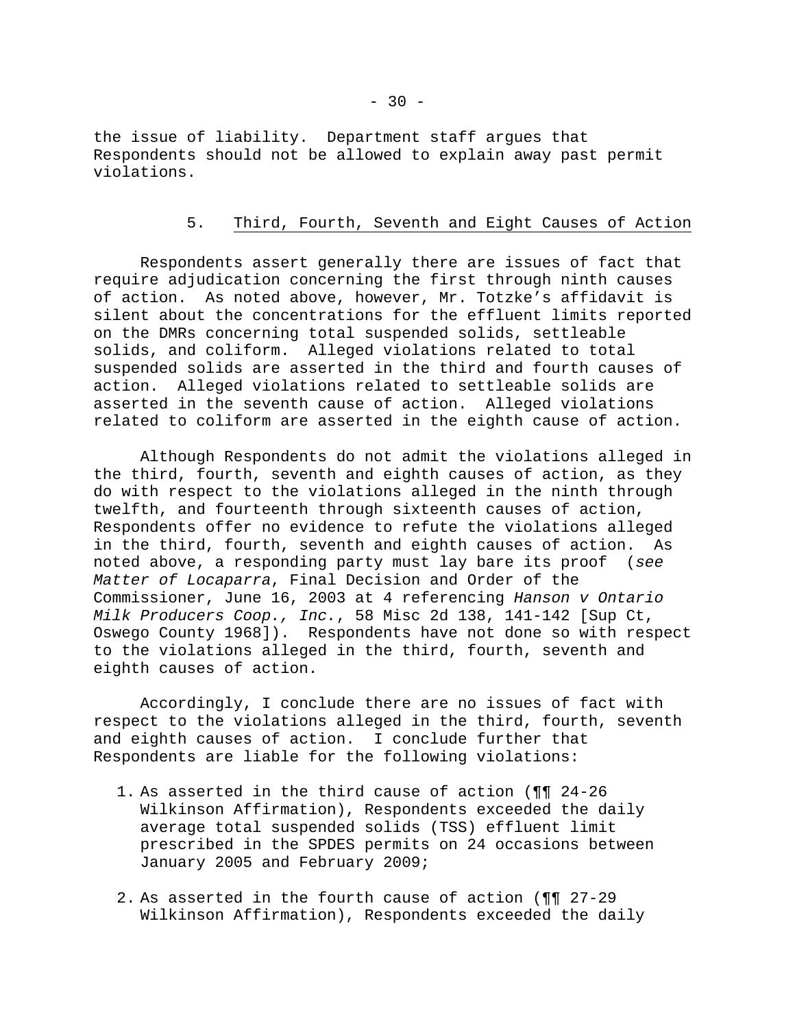the issue of liability. Department staff argues that Respondents should not be allowed to explain away past permit violations.

### 5. Third, Fourth, Seventh and Eight Causes of Action

Respondents assert generally there are issues of fact that require adjudication concerning the first through ninth causes of action. As noted above, however, Mr. Totzke's affidavit is silent about the concentrations for the effluent limits reported on the DMRs concerning total suspended solids, settleable solids, and coliform. Alleged violations related to total suspended solids are asserted in the third and fourth causes of action. Alleged violations related to settleable solids are asserted in the seventh cause of action. Alleged violations related to coliform are asserted in the eighth cause of action.

Although Respondents do not admit the violations alleged in the third, fourth, seventh and eighth causes of action, as they do with respect to the violations alleged in the ninth through twelfth, and fourteenth through sixteenth causes of action, Respondents offer no evidence to refute the violations alleged in the third, fourth, seventh and eighth causes of action. As noted above, a responding party must lay bare its proof (*see Matter of Locaparra*, Final Decision and Order of the Commissioner, June 16, 2003 at 4 referencing *Hanson v Ontario Milk Producers Coop., Inc.*, 58 Misc 2d 138, 141-142 [Sup Ct, Oswego County 1968]). Respondents have not done so with respect to the violations alleged in the third, fourth, seventh and eighth causes of action.

Accordingly, I conclude there are no issues of fact with respect to the violations alleged in the third, fourth, seventh and eighth causes of action. I conclude further that Respondents are liable for the following violations:

1. As asserted in the third cause of action (¶¶ 24-26 Wilkinson Affirmation), Respondents exceeded the daily average total suspended solids (TSS) effluent limit prescribed in the SPDES permits on 24 occasions between January 2005 and February 2009;

2. As asserted in the fourth cause of action (¶¶ 27-29 Wilkinson Affirmation), Respondents exceeded the daily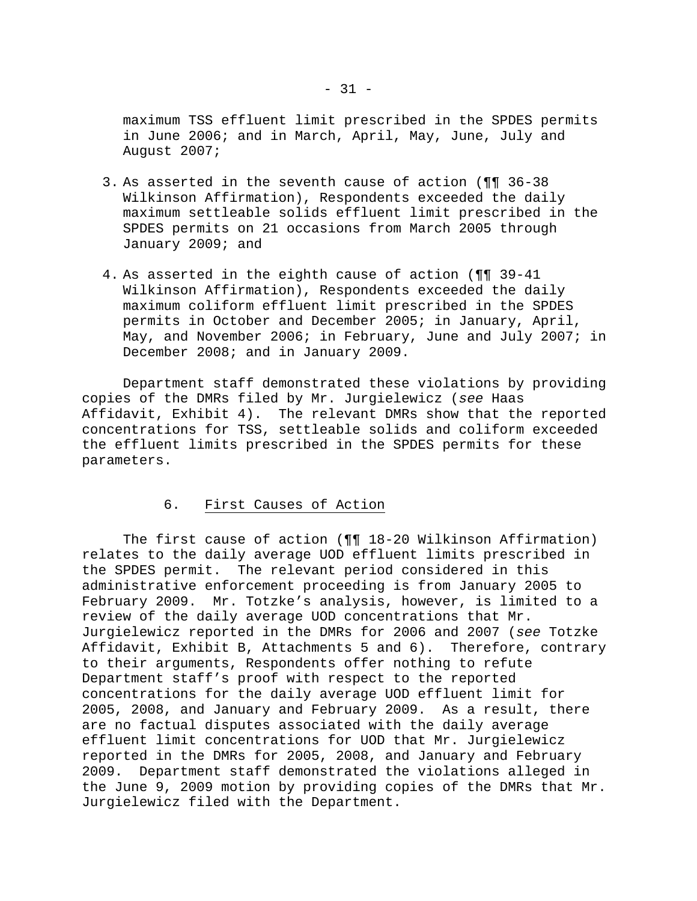maximum TSS effluent limit prescribed in the SPDES permits in June 2006; and in March, April, May, June, July and August 2007;

3. As asserted in the seventh cause of action (¶¶ 36-38 Wilkinson Affirmation), Respondents exceeded the daily maximum settleable solids effluent limit prescribed in the SPDES permits on 21 occasions from March 2005 through January 2009; and

4. As asserted in the eighth cause of action (¶¶ 39-41 Wilkinson Affirmation), Respondents exceeded the daily maximum coliform effluent limit prescribed in the SPDES permits in October and December 2005; in January, April, May, and November 2006; in February, June and July 2007; in December 2008; and in January 2009.

Department staff demonstrated these violations by providing copies of the DMRs filed by Mr. Jurgielewicz (*see* Haas Affidavit, Exhibit 4). The relevant DMRs show that the reported concentrations for TSS, settleable solids and coliform exceeded the effluent limits prescribed in the SPDES permits for these parameters.

### 6. First Causes of Action

The first cause of action (¶¶ 18-20 Wilkinson Affirmation) relates to the daily average UOD effluent limits prescribed in the SPDES permit. The relevant period considered in this administrative enforcement proceeding is from January 2005 to February 2009. Mr. Totzke's analysis, however, is limited to a review of the daily average UOD concentrations that Mr. Jurgielewicz reported in the DMRs for 2006 and 2007 (*see* Totzke Affidavit, Exhibit B, Attachments 5 and 6). Therefore, contrary to their arguments, Respondents offer nothing to refute Department staff's proof with respect to the reported concentrations for the daily average UOD effluent limit for 2005, 2008, and January and February 2009. As a result, there are no factual disputes associated with the daily average effluent limit concentrations for UOD that Mr. Jurgielewicz reported in the DMRs for 2005, 2008, and January and February 2009. Department staff demonstrated the violations alleged in the June 9, 2009 motion by providing copies of the DMRs that Mr. Jurgielewicz filed with the Department.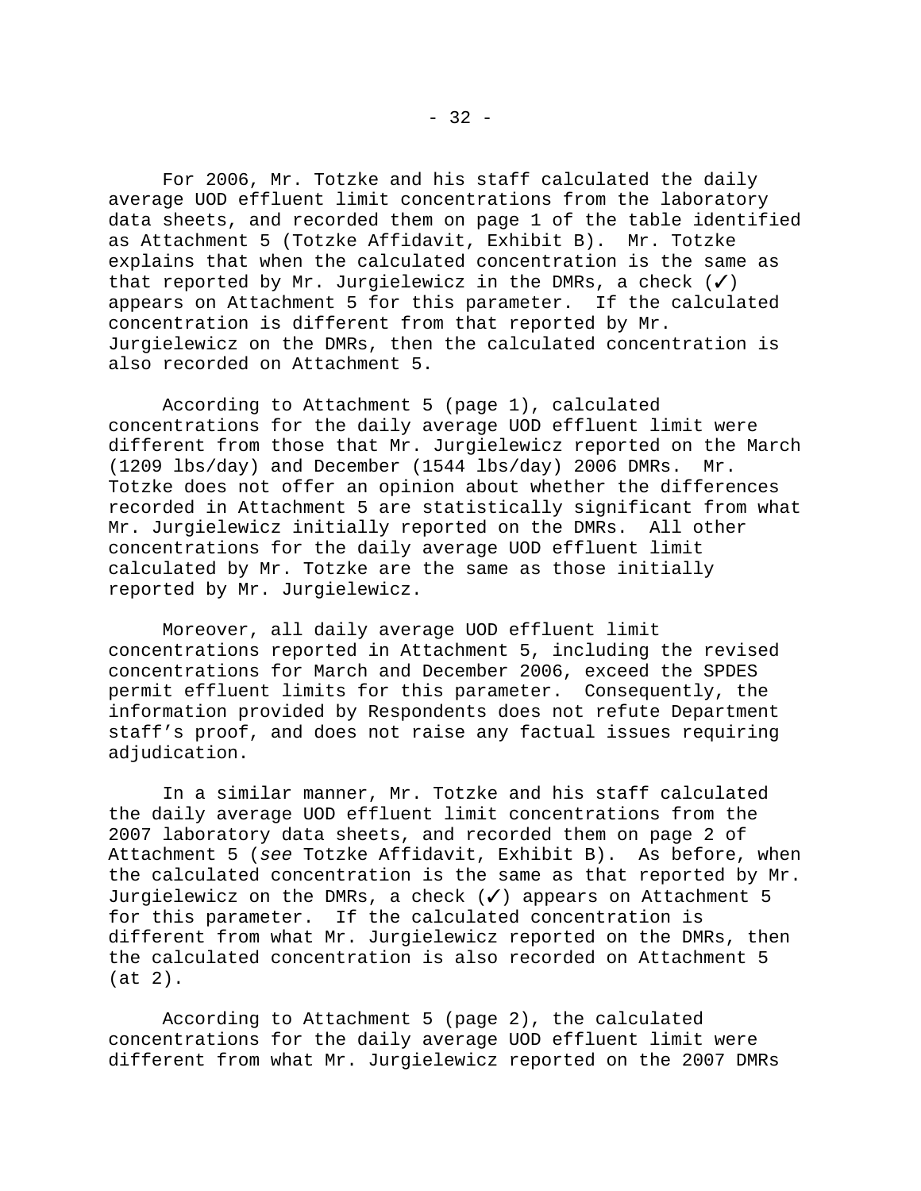For 2006, Mr. Totzke and his staff calculated the daily average UOD effluent limit concentrations from the laboratory data sheets, and recorded them on page 1 of the table identified as Attachment 5 (Totzke Affidavit, Exhibit B). Mr. Totzke explains that when the calculated concentration is the same as that reported by Mr. Jurgielewicz in the DMRs, a check (✓) appears on Attachment 5 for this parameter. If the calculated concentration is different from that reported by Mr. Jurgielewicz on the DMRs, then the calculated concentration is also recorded on Attachment 5.

According to Attachment 5 (page 1), calculated concentrations for the daily average UOD effluent limit were different from those that Mr. Jurgielewicz reported on the March (1209 lbs/day) and December (1544 lbs/day) 2006 DMRs. Mr. Totzke does not offer an opinion about whether the differences recorded in Attachment 5 are statistically significant from what Mr. Jurgielewicz initially reported on the DMRs. All other concentrations for the daily average UOD effluent limit calculated by Mr. Totzke are the same as those initially reported by Mr. Jurgielewicz.

Moreover, all daily average UOD effluent limit concentrations reported in Attachment 5, including the revised concentrations for March and December 2006, exceed the SPDES permit effluent limits for this parameter. Consequently, the information provided by Respondents does not refute Department staff's proof, and does not raise any factual issues requiring adjudication.

In a similar manner, Mr. Totzke and his staff calculated the daily average UOD effluent limit concentrations from the 2007 laboratory data sheets, and recorded them on page 2 of Attachment 5 (*see* Totzke Affidavit, Exhibit B). As before, when the calculated concentration is the same as that reported by Mr. Jurgielewicz on the DMRs, a check (✓) appears on Attachment 5 for this parameter. If the calculated concentration is different from what Mr. Jurgielewicz reported on the DMRs, then the calculated concentration is also recorded on Attachment 5 (at 2).

According to Attachment 5 (page 2), the calculated concentrations for the daily average UOD effluent limit were different from what Mr. Jurgielewicz reported on the 2007 DMRs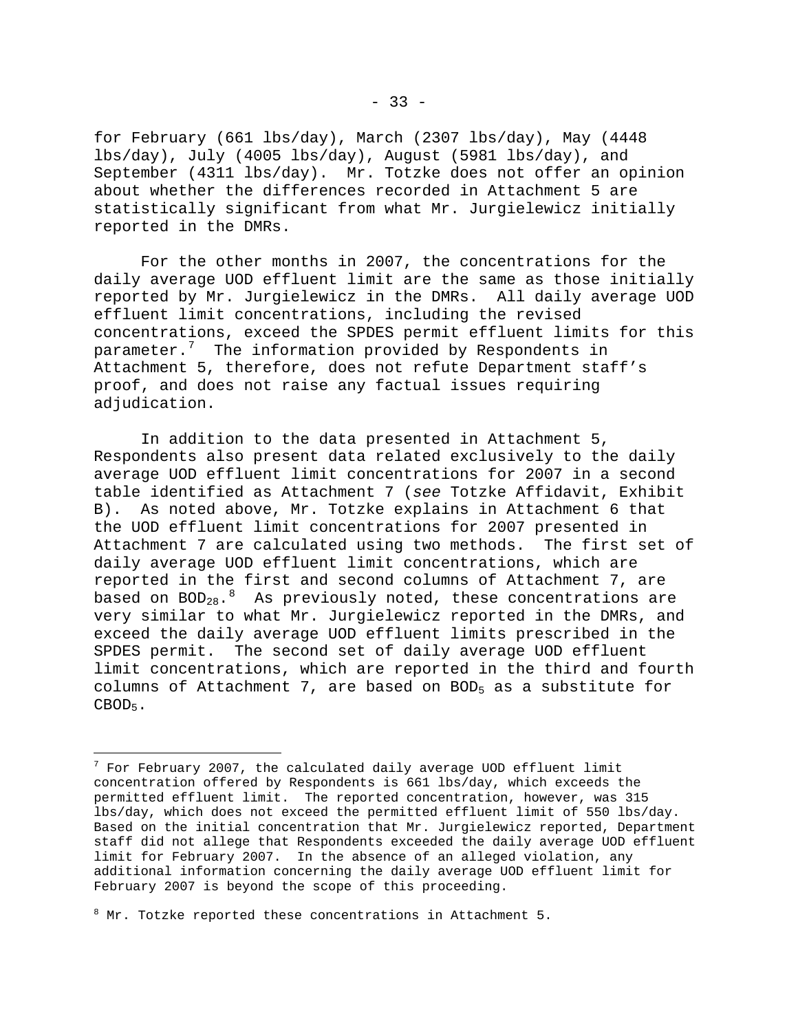for February (661 lbs/day), March (2307 lbs/day), May (4448 lbs/day), July (4005 lbs/day), August (5981 lbs/day), and September (4311 lbs/day). Mr. Totzke does not offer an opinion about whether the differences recorded in Attachment 5 are statistically significant from what Mr. Jurgielewicz initially reported in the DMRs.

For the other months in 2007, the concentrations for the daily average UOD effluent limit are the same as those initially reported by Mr. Jurgielewicz in the DMRs. All daily average UOD effluent limit concentrations, including the revised concentrations, exceed the SPDES permit effluent limits for this parameter.[7] The information provided by Respondents in Attachment 5, therefore, does not refute Department staff's proof, and does not raise any factual issues requiring adjudication.

In addition to the data presented in Attachment 5, Respondents also present data related exclusively to the daily average UOD effluent limit concentrations for 2007 in a second table identified as Attachment 7 (*see* Totzke Affidavit, Exhibit B). As noted above, Mr. Totzke explains in Attachment 6 that the UOD effluent limit concentrations for 2007 presented in Attachment 7 are calculated using two methods. The first set of daily average UOD effluent limit concentrations, which are reported in the first and second columns of Attachment 7, are based on $BOD_{28}$.[8] As previously noted, these concentrations are very similar to what Mr. Jurgielewicz reported in the DMRs, and exceed the daily average UOD effluent limits prescribed in the SPDES permit. The second set of daily average UOD effluent limit concentrations, which are reported in the third and fourth columns of Attachment 7, are based on $BOD_5$ as a substitute for $CBOD_5$.

---

[7] For February 2007, the calculated daily average UOD effluent limit concentration offered by Respondents is 661 lbs/day, which exceeds the permitted effluent limit. The reported concentration, however, was 315 lbs/day, which does not exceed the permitted effluent limit of 550 lbs/day. Based on the initial concentration that Mr. Jurgielewicz reported, Department staff did not allege that Respondents exceeded the daily average UOD effluent limit for February 2007. In the absence of an alleged violation, any additional information concerning the daily average UOD effluent limit for February 2007 is beyond the scope of this proceeding.

[8] Mr. Totzke reported these concentrations in Attachment 5.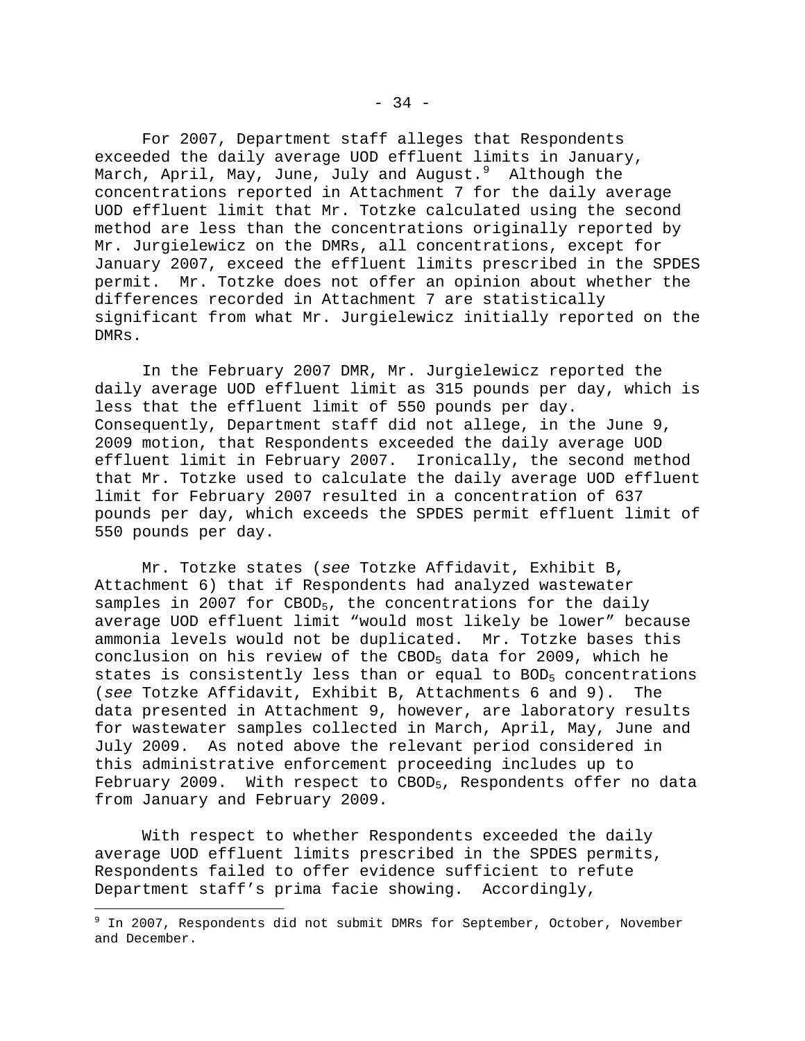For 2007, Department staff alleges that Respondents exceeded the daily average UOD effluent limits in January, March, April, May, June, July and August.[9] Although the concentrations reported in Attachment 7 for the daily average UOD effluent limit that Mr. Totzke calculated using the second method are less than the concentrations originally reported by Mr. Jurgielewicz on the DMRs, all concentrations, except for January 2007, exceed the effluent limits prescribed in the SPDES permit. Mr. Totzke does not offer an opinion about whether the differences recorded in Attachment 7 are statistically significant from what Mr. Jurgielewicz initially reported on the DMRs.

In the February 2007 DMR, Mr. Jurgielewicz reported the daily average UOD effluent limit as 315 pounds per day, which is less that the effluent limit of 550 pounds per day. Consequently, Department staff did not allege, in the June 9, 2009 motion, that Respondents exceeded the daily average UOD effluent limit in February 2007. Ironically, the second method that Mr. Totzke used to calculate the daily average UOD effluent limit for February 2007 resulted in a concentration of 637 pounds per day, which exceeds the SPDES permit effluent limit of 550 pounds per day.

Mr. Totzke states (*see* Totzke Affidavit, Exhibit B, Attachment 6) that if Respondents had analyzed wastewater samples in 2007 for $CBOD_5$, the concentrations for the daily average UOD effluent limit "would most likely be lower" because ammonia levels would not be duplicated. Mr. Totzke bases this conclusion on his review of the $CBOD_5$ data for 2009, which he states is consistently less than or equal to $BOD_5$ concentrations (*see* Totzke Affidavit, Exhibit B, Attachments 6 and 9). The data presented in Attachment 9, however, are laboratory results for wastewater samples collected in March, April, May, June and July 2009. As noted above the relevant period considered in this administrative enforcement proceeding includes up to February 2009. With respect to $CBOD_5$, Respondents offer no data from January and February 2009.

With respect to whether Respondents exceeded the daily average UOD effluent limits prescribed in the SPDES permits, Respondents failed to offer evidence sufficient to refute Department staff's prima facie showing. Accordingly,

[9] In 2007, Respondents did not submit DMRs for September, October, November and December.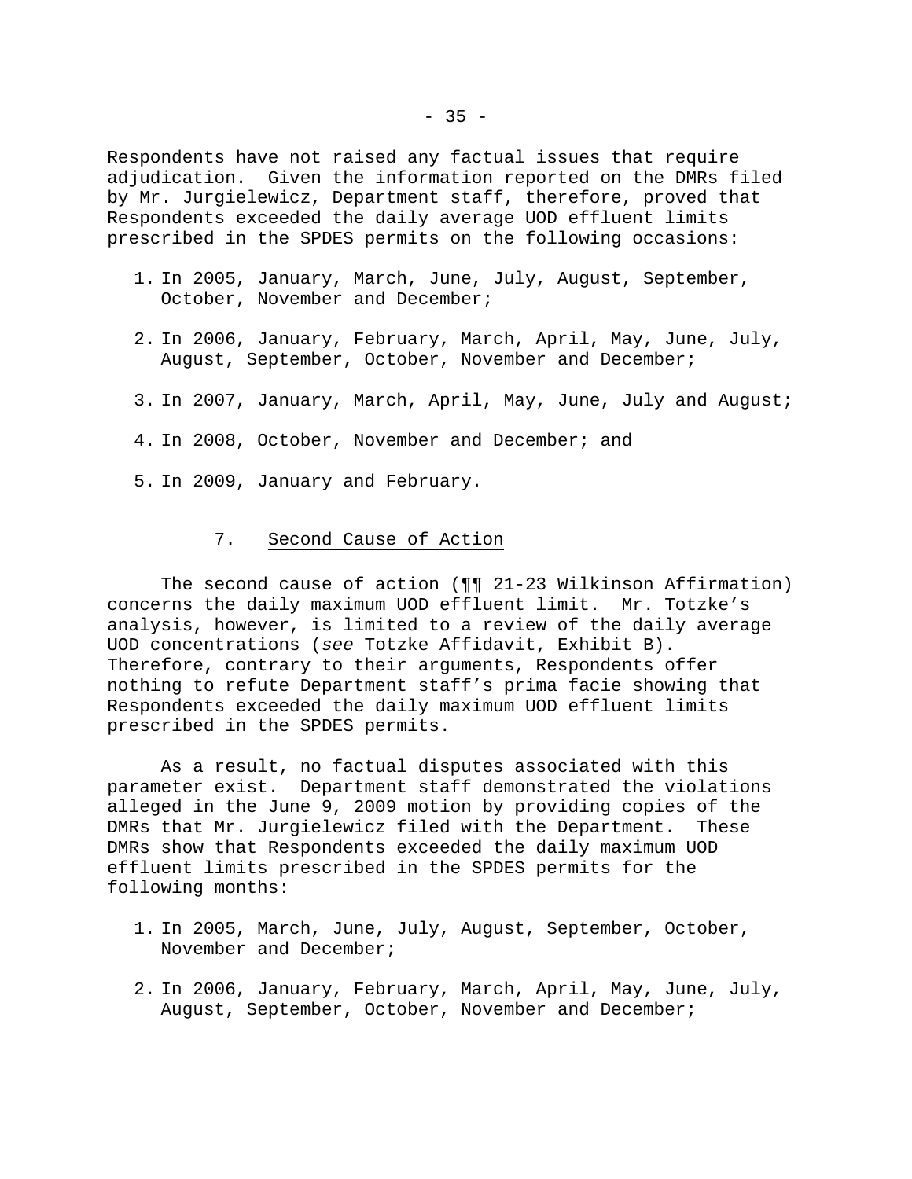Respondents have not raised any factual issues that require adjudication. Given the information reported on the DMRs filed by Mr. Jurgielewicz, Department staff, therefore, proved that Respondents exceeded the daily average UOD effluent limits prescribed in the SPDES permits on the following occasions:

1. In 2005, January, March, June, July, August, September, October, November and December;
2. In 2006, January, February, March, April, May, June, July, August, September, October, November and December;
3. In 2007, January, March, April, May, June, July and August;
4. In 2008, October, November and December; and
5. In 2009, January and February.

### 7. Second Cause of Action

The second cause of action (¶¶ 21-23 Wilkinson Affirmation) concerns the daily maximum UOD effluent limit. Mr. Totzke's analysis, however, is limited to a review of the daily average UOD concentrations (*see* Totzke Affidavit, Exhibit B). Therefore, contrary to their arguments, Respondents offer nothing to refute Department staff's prima facie showing that Respondents exceeded the daily maximum UOD effluent limits prescribed in the SPDES permits.

As a result, no factual disputes associated with this parameter exist. Department staff demonstrated the violations alleged in the June 9, 2009 motion by providing copies of the DMRs that Mr. Jurgielewicz filed with the Department. These DMRs show that Respondents exceeded the daily maximum UOD effluent limits prescribed in the SPDES permits for the following months:

1. In 2005, March, June, July, August, September, October, November and December;
2. In 2006, January, February, March, April, May, June, July, August, September, October, November and December;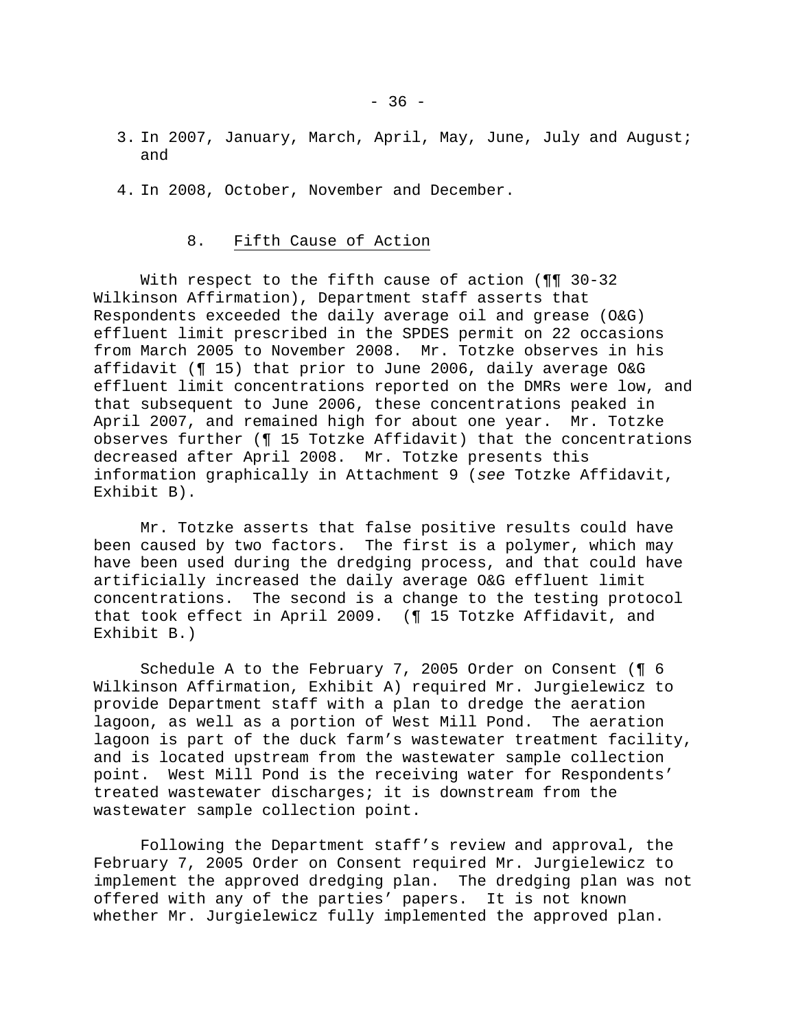3. In 2007, January, March, April, May, June, July and August; and
4. In 2008, October, November and December.

### 8. Fifth Cause of Action

With respect to the fifth cause of action (¶¶ 30-32 Wilkinson Affirmation), Department staff asserts that Respondents exceeded the daily average oil and grease (O&G) effluent limit prescribed in the SPDES permit on 22 occasions from March 2005 to November 2008. Mr. Totzke observes in his affidavit (¶ 15) that prior to June 2006, daily average O&G effluent limit concentrations reported on the DMRs were low, and that subsequent to June 2006, these concentrations peaked in April 2007, and remained high for about one year. Mr. Totzke observes further (¶ 15 Totzke Affidavit) that the concentrations decreased after April 2008. Mr. Totzke presents this information graphically in Attachment 9 (*see* Totzke Affidavit, Exhibit B).

Mr. Totzke asserts that false positive results could have been caused by two factors. The first is a polymer, which may have been used during the dredging process, and that could have artificially increased the daily average O&G effluent limit concentrations. The second is a change to the testing protocol that took effect in April 2009. (¶ 15 Totzke Affidavit, and Exhibit B.)

Schedule A to the February 7, 2005 Order on Consent (¶ 6 Wilkinson Affirmation, Exhibit A) required Mr. Jurgielewicz to provide Department staff with a plan to dredge the aeration lagoon, as well as a portion of West Mill Pond. The aeration lagoon is part of the duck farm's wastewater treatment facility, and is located upstream from the wastewater sample collection point. West Mill Pond is the receiving water for Respondents' treated wastewater discharges; it is downstream from the wastewater sample collection point.

Following the Department staff's review and approval, the February 7, 2005 Order on Consent required Mr. Jurgielewicz to implement the approved dredging plan. The dredging plan was not offered with any of the parties' papers. It is not known whether Mr. Jurgielewicz fully implemented the approved plan.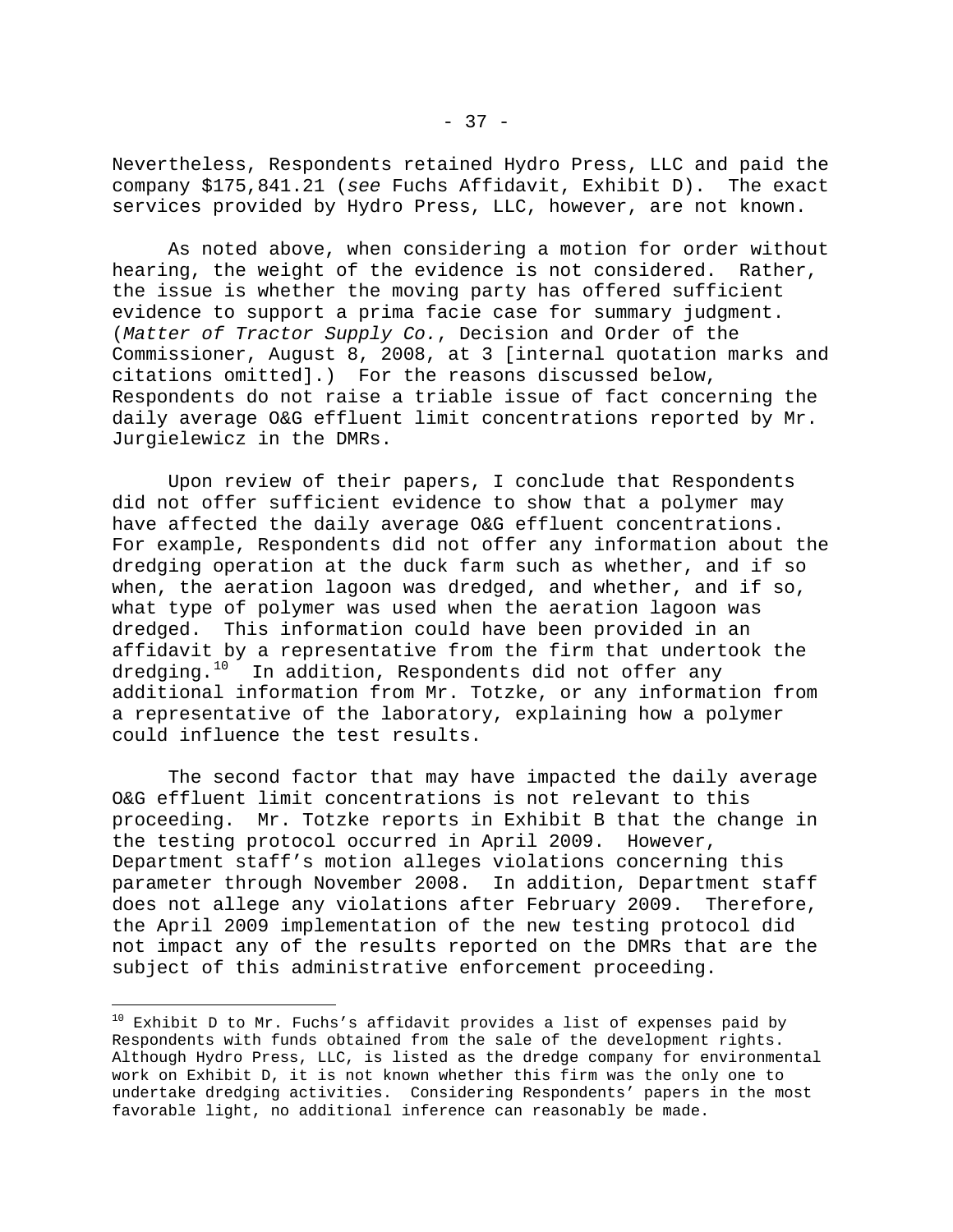Nevertheless, Respondents retained Hydro Press, LLC and paid the company $175,841.21 (*see* Fuchs Affidavit, Exhibit D). The exact services provided by Hydro Press, LLC, however, are not known.

As noted above, when considering a motion for order without hearing, the weight of the evidence is not considered. Rather, the issue is whether the moving party has offered sufficient evidence to support a prima facie case for summary judgment. (*Matter of Tractor Supply Co.*, Decision and Order of the Commissioner, August 8, 2008, at 3 [internal quotation marks and citations omitted].) For the reasons discussed below, Respondents do not raise a triable issue of fact concerning the daily average O&G effluent limit concentrations reported by Mr. Jurgielewicz in the DMRs.

Upon review of their papers, I conclude that Respondents did not offer sufficient evidence to show that a polymer may have affected the daily average O&G effluent concentrations. For example, Respondents did not offer any information about the dredging operation at the duck farm such as whether, and if so when, the aeration lagoon was dredged, and whether, and if so, what type of polymer was used when the aeration lagoon was dredged. This information could have been provided in an affidavit by a representative from the firm that undertook the dredging.[10] In addition, Respondents did not offer any additional information from Mr. Totzke, or any information from a representative of the laboratory, explaining how a polymer could influence the test results.

The second factor that may have impacted the daily average O&G effluent limit concentrations is not relevant to this proceeding. Mr. Totzke reports in Exhibit B that the change in the testing protocol occurred in April 2009. However, Department staff's motion alleges violations concerning this parameter through November 2008. In addition, Department staff does not allege any violations after February 2009. Therefore, the April 2009 implementation of the new testing protocol did not impact any of the results reported on the DMRs that are the subject of this administrative enforcement proceeding.

---

[10] Exhibit D to Mr. Fuchs's affidavit provides a list of expenses paid by Respondents with funds obtained from the sale of the development rights. Although Hydro Press, LLC, is listed as the dredge company for environmental work on Exhibit D, it is not known whether this firm was the only one to undertake dredging activities. Considering Respondents' papers in the most favorable light, no additional inference can reasonably be made.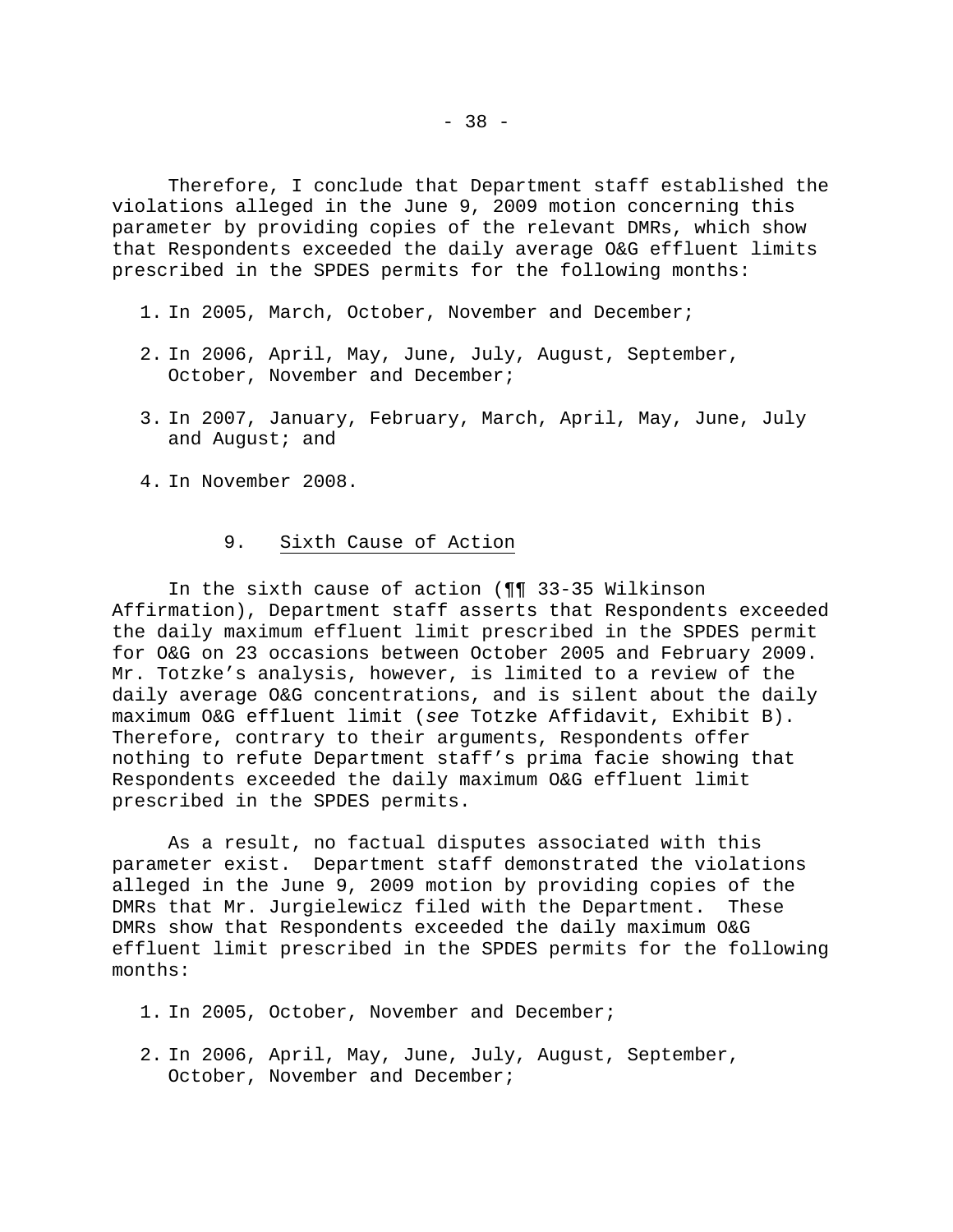Therefore, I conclude that Department staff established the violations alleged in the June 9, 2009 motion concerning this parameter by providing copies of the relevant DMRs, which show that Respondents exceeded the daily average O&G effluent limits prescribed in the SPDES permits for the following months:

1. In 2005, March, October, November and December;
2. In 2006, April, May, June, July, August, September, October, November and December;
3. In 2007, January, February, March, April, May, June, July and August; and
4. In November 2008.

### 9. Sixth Cause of Action

In the sixth cause of action (¶¶ 33-35 Wilkinson Affirmation), Department staff asserts that Respondents exceeded the daily maximum effluent limit prescribed in the SPDES permit for O&G on 23 occasions between October 2005 and February 2009. Mr. Totzke's analysis, however, is limited to a review of the daily average O&G concentrations, and is silent about the daily maximum O&G effluent limit (*see* Totzke Affidavit, Exhibit B). Therefore, contrary to their arguments, Respondents offer nothing to refute Department staff's prima facie showing that Respondents exceeded the daily maximum O&G effluent limit prescribed in the SPDES permits.

As a result, no factual disputes associated with this parameter exist. Department staff demonstrated the violations alleged in the June 9, 2009 motion by providing copies of the DMRs that Mr. Jurgielewicz filed with the Department. These DMRs show that Respondents exceeded the daily maximum O&G effluent limit prescribed in the SPDES permits for the following months:

1. In 2005, October, November and December;
2. In 2006, April, May, June, July, August, September, October, November and December;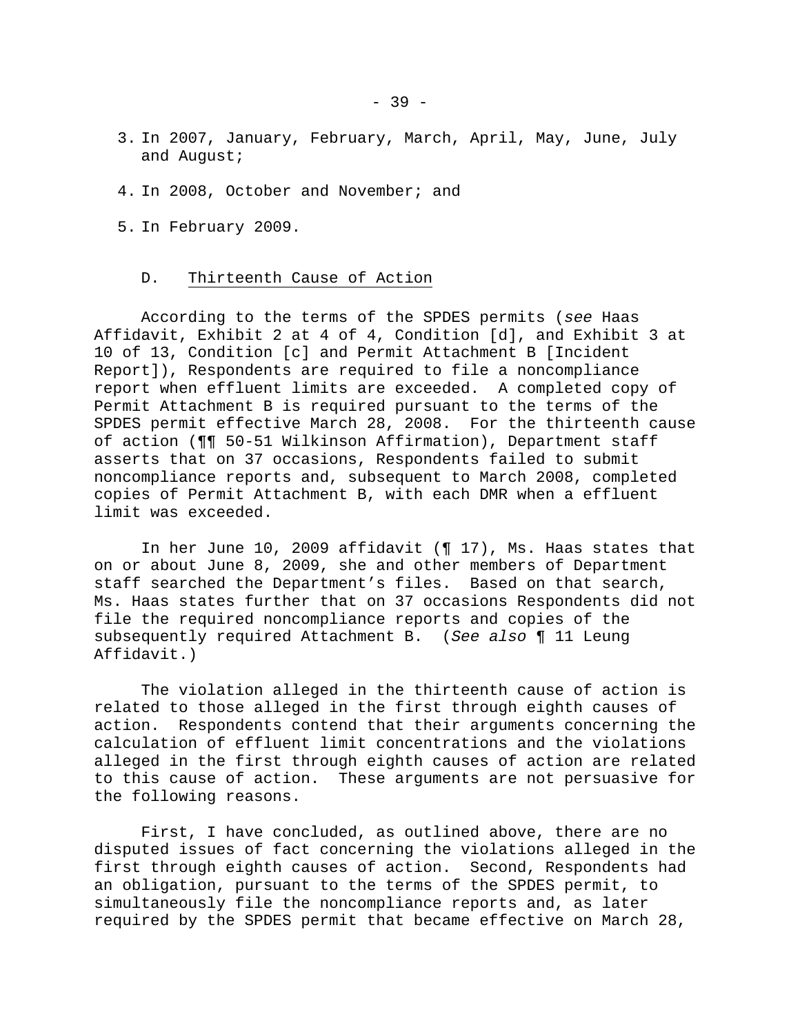3. In 2007, January, February, March, April, May, June, July and August;

4. In 2008, October and November; and

5. In February 2009.

### D. Thirteenth Cause of Action

According to the terms of the SPDES permits (*see* Haas Affidavit, Exhibit 2 at 4 of 4, Condition [d], and Exhibit 3 at 10 of 13, Condition [c] and Permit Attachment B [Incident Report]), Respondents are required to file a noncompliance report when effluent limits are exceeded. A completed copy of Permit Attachment B is required pursuant to the terms of the SPDES permit effective March 28, 2008. For the thirteenth cause of action (¶¶ 50-51 Wilkinson Affirmation), Department staff asserts that on 37 occasions, Respondents failed to submit noncompliance reports and, subsequent to March 2008, completed copies of Permit Attachment B, with each DMR when a effluent limit was exceeded.

In her June 10, 2009 affidavit (¶ 17), Ms. Haas states that on or about June 8, 2009, she and other members of Department staff searched the Department's files. Based on that search, Ms. Haas states further that on 37 occasions Respondents did not file the required noncompliance reports and copies of the subsequently required Attachment B. (*See also* ¶ 11 Leung Affidavit.)

The violation alleged in the thirteenth cause of action is related to those alleged in the first through eighth causes of action. Respondents contend that their arguments concerning the calculation of effluent limit concentrations and the violations alleged in the first through eighth causes of action are related to this cause of action. These arguments are not persuasive for the following reasons.

First, I have concluded, as outlined above, there are no disputed issues of fact concerning the violations alleged in the first through eighth causes of action. Second, Respondents had an obligation, pursuant to the terms of the SPDES permit, to simultaneously file the noncompliance reports and, as later required by the SPDES permit that became effective on March 28,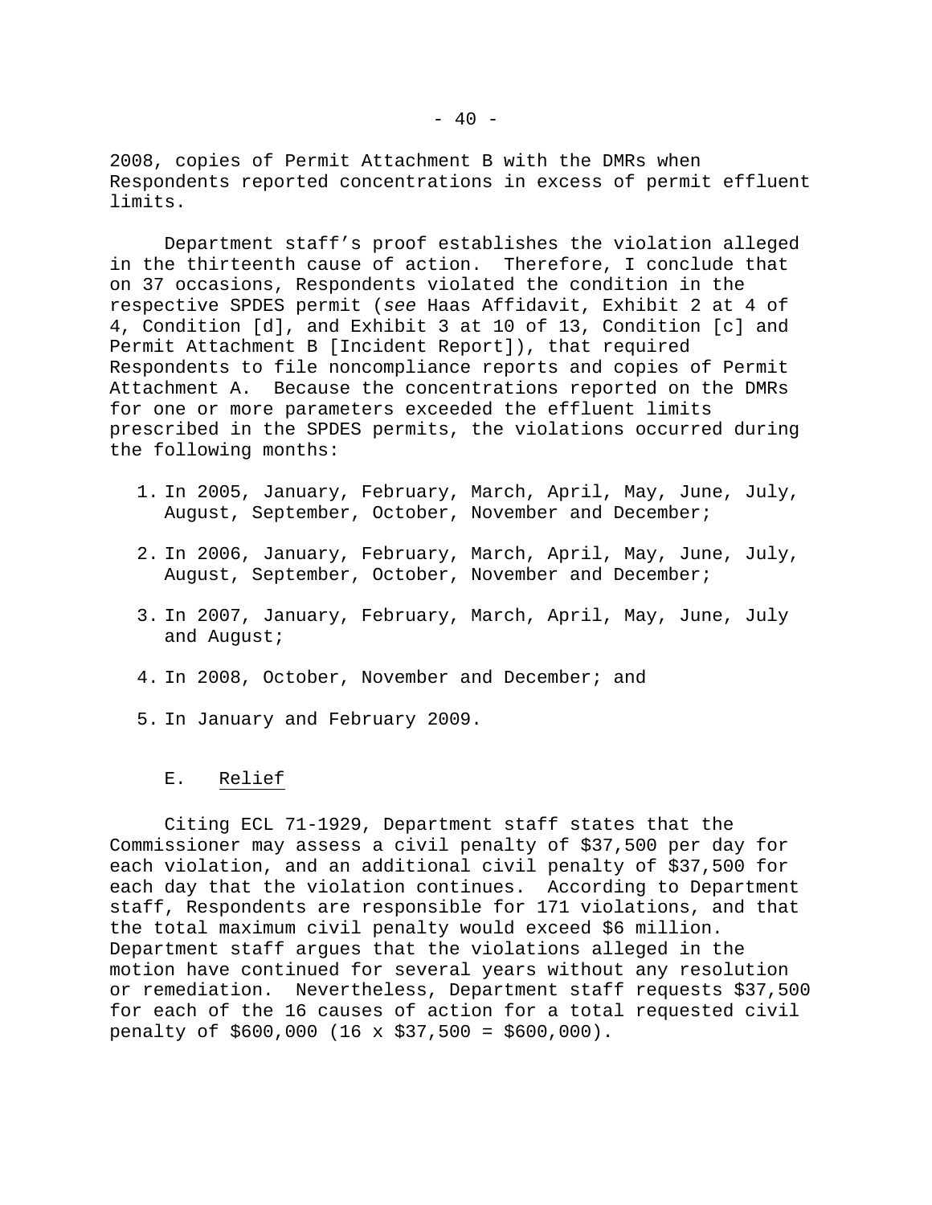2008, copies of Permit Attachment B with the DMRs when Respondents reported concentrations in excess of permit effluent limits.

Department staff's proof establishes the violation alleged in the thirteenth cause of action. Therefore, I conclude that on 37 occasions, Respondents violated the condition in the respective SPDES permit (*see* Haas Affidavit, Exhibit 2 at 4 of 4, Condition [d], and Exhibit 3 at 10 of 13, Condition [c] and Permit Attachment B [Incident Report]), that required Respondents to file noncompliance reports and copies of Permit Attachment A. Because the concentrations reported on the DMRs for one or more parameters exceeded the effluent limits prescribed in the SPDES permits, the violations occurred during the following months:

1. In 2005, January, February, March, April, May, June, July, August, September, October, November and December;
2. In 2006, January, February, March, April, May, June, July, August, September, October, November and December;
3. In 2007, January, February, March, April, May, June, July and August;
4. In 2008, October, November and December; and
5. In January and February 2009.

### E. Relief

Citing ECL 71-1929, Department staff states that the Commissioner may assess a civil penalty of $37,500 per day for each violation, and an additional civil penalty of $37,500 for each day that the violation continues. According to Department staff, Respondents are responsible for 171 violations, and that the total maximum civil penalty would exceed $6 million. Department staff argues that the violations alleged in the motion have continued for several years without any resolution or remediation. Nevertheless, Department staff requests $37,500 for each of the 16 causes of action for a total requested civil penalty of $600,000 (16 x $37,500 = $600,000).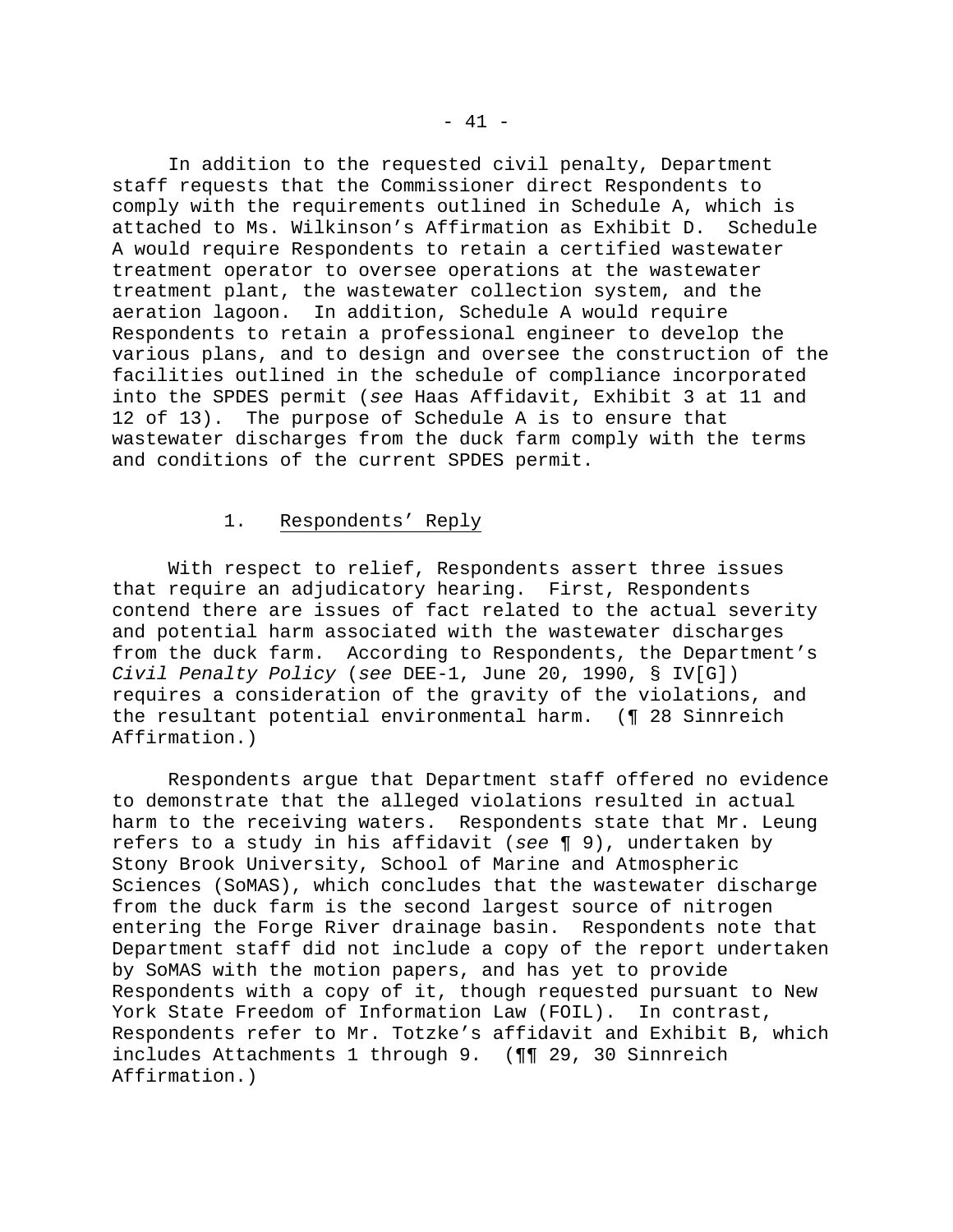In addition to the requested civil penalty, Department staff requests that the Commissioner direct Respondents to comply with the requirements outlined in Schedule A, which is attached to Ms. Wilkinson's Affirmation as Exhibit D. Schedule A would require Respondents to retain a certified wastewater treatment operator to oversee operations at the wastewater treatment plant, the wastewater collection system, and the aeration lagoon. In addition, Schedule A would require Respondents to retain a professional engineer to develop the various plans, and to design and oversee the construction of the facilities outlined in the schedule of compliance incorporated into the SPDES permit (*see* Haas Affidavit, Exhibit 3 at 11 and 12 of 13). The purpose of Schedule A is to ensure that wastewater discharges from the duck farm comply with the terms and conditions of the current SPDES permit.

### 1. Respondents' Reply

With respect to relief, Respondents assert three issues that require an adjudicatory hearing. First, Respondents contend there are issues of fact related to the actual severity and potential harm associated with the wastewater discharges from the duck farm. According to Respondents, the Department's *Civil Penalty Policy* (*see* DEE-1, June 20, 1990, § IV[G]) requires a consideration of the gravity of the violations, and the resultant potential environmental harm. (¶ 28 Sinnreich Affirmation.)

Respondents argue that Department staff offered no evidence to demonstrate that the alleged violations resulted in actual harm to the receiving waters. Respondents state that Mr. Leung refers to a study in his affidavit (*see* ¶ 9), undertaken by Stony Brook University, School of Marine and Atmospheric Sciences (SoMAS), which concludes that the wastewater discharge from the duck farm is the second largest source of nitrogen entering the Forge River drainage basin. Respondents note that Department staff did not include a copy of the report undertaken by SoMAS with the motion papers, and has yet to provide Respondents with a copy of it, though requested pursuant to New York State Freedom of Information Law (FOIL). In contrast, Respondents refer to Mr. Totzke's affidavit and Exhibit B, which includes Attachments 1 through 9. (¶¶ 29, 30 Sinnreich Affirmation.)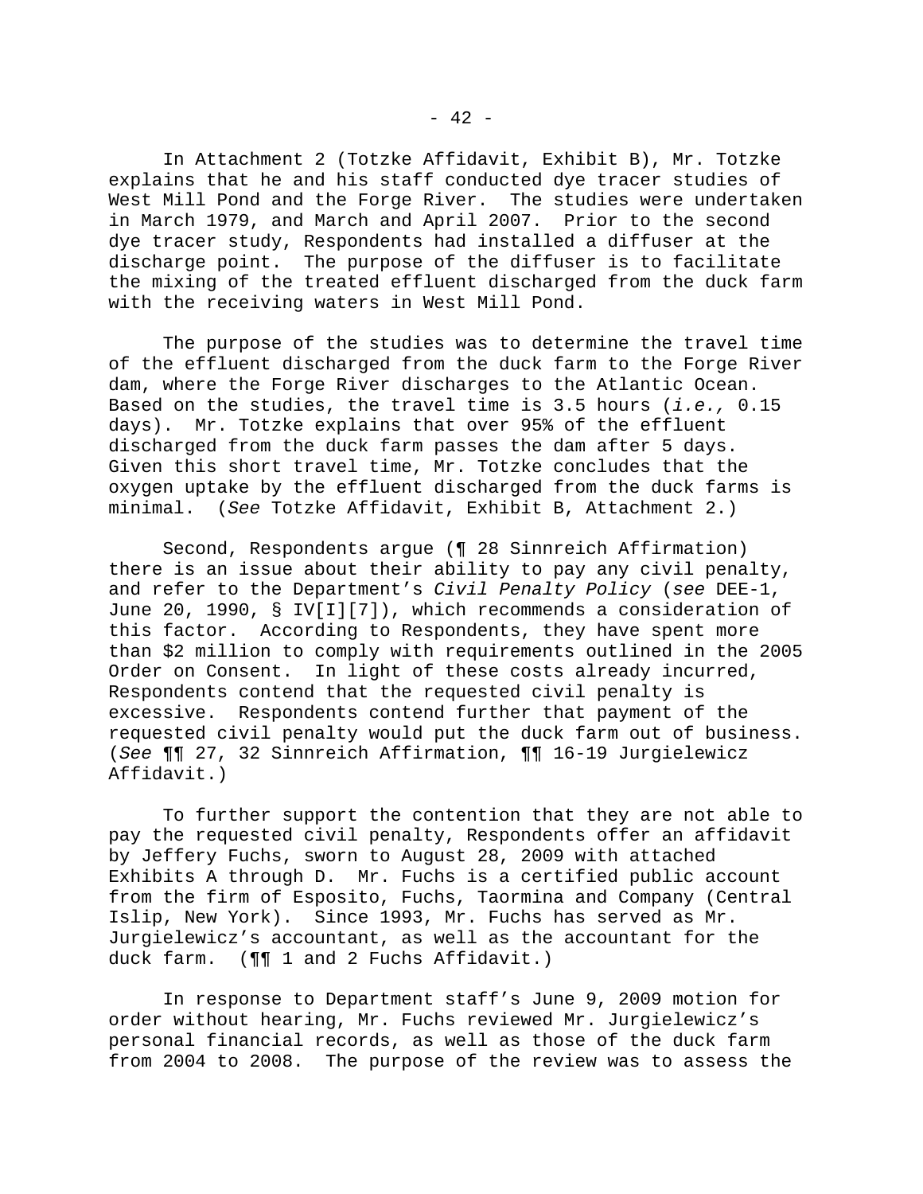In Attachment 2 (Totzke Affidavit, Exhibit B), Mr. Totzke explains that he and his staff conducted dye tracer studies of West Mill Pond and the Forge River. The studies were undertaken in March 1979, and March and April 2007. Prior to the second dye tracer study, Respondents had installed a diffuser at the discharge point. The purpose of the diffuser is to facilitate the mixing of the treated effluent discharged from the duck farm with the receiving waters in West Mill Pond.

The purpose of the studies was to determine the travel time of the effluent discharged from the duck farm to the Forge River dam, where the Forge River discharges to the Atlantic Ocean. Based on the studies, the travel time is 3.5 hours (*i.e.,* 0.15 days). Mr. Totzke explains that over 95% of the effluent discharged from the duck farm passes the dam after 5 days. Given this short travel time, Mr. Totzke concludes that the oxygen uptake by the effluent discharged from the duck farms is minimal. (*See* Totzke Affidavit, Exhibit B, Attachment 2.)

Second, Respondents argue (¶ 28 Sinnreich Affirmation) there is an issue about their ability to pay any civil penalty, and refer to the Department's *Civil Penalty Policy* (*see* DEE-1, June 20, 1990, § IV[I][7]), which recommends a consideration of this factor. According to Respondents, they have spent more than $2 million to comply with requirements outlined in the 2005 Order on Consent. In light of these costs already incurred, Respondents contend that the requested civil penalty is excessive. Respondents contend further that payment of the requested civil penalty would put the duck farm out of business. (*See* ¶¶ 27, 32 Sinnreich Affirmation, ¶¶ 16-19 Jurgielewicz Affidavit.)

To further support the contention that they are not able to pay the requested civil penalty, Respondents offer an affidavit by Jeffery Fuchs, sworn to August 28, 2009 with attached Exhibits A through D. Mr. Fuchs is a certified public account from the firm of Esposito, Fuchs, Taormina and Company (Central Islip, New York). Since 1993, Mr. Fuchs has served as Mr. Jurgielewicz's accountant, as well as the accountant for the duck farm. (¶¶ 1 and 2 Fuchs Affidavit.)

In response to Department staff's June 9, 2009 motion for order without hearing, Mr. Fuchs reviewed Mr. Jurgielewicz's personal financial records, as well as those of the duck farm from 2004 to 2008. The purpose of the review was to assess the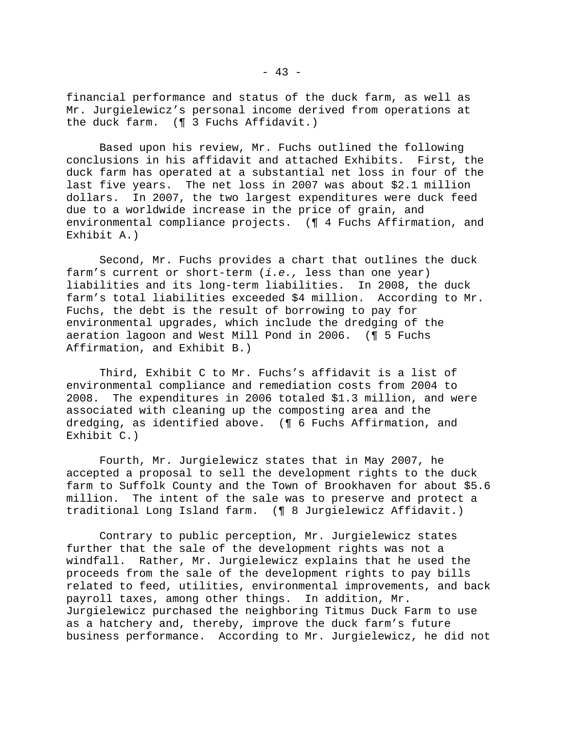financial performance and status of the duck farm, as well as Mr. Jurgielewicz's personal income derived from operations at the duck farm. (¶ 3 Fuchs Affidavit.)

Based upon his review, Mr. Fuchs outlined the following conclusions in his affidavit and attached Exhibits. First, the duck farm has operated at a substantial net loss in four of the last five years. The net loss in 2007 was about $2.1 million dollars. In 2007, the two largest expenditures were duck feed due to a worldwide increase in the price of grain, and environmental compliance projects. (¶ 4 Fuchs Affirmation, and Exhibit A.)

Second, Mr. Fuchs provides a chart that outlines the duck farm's current or short-term (*i.e.,* less than one year) liabilities and its long-term liabilities. In 2008, the duck farm's total liabilities exceeded $4 million. According to Mr. Fuchs, the debt is the result of borrowing to pay for environmental upgrades, which include the dredging of the aeration lagoon and West Mill Pond in 2006. (¶ 5 Fuchs Affirmation, and Exhibit B.)

Third, Exhibit C to Mr. Fuchs's affidavit is a list of environmental compliance and remediation costs from 2004 to 2008. The expenditures in 2006 totaled $1.3 million, and were associated with cleaning up the composting area and the dredging, as identified above. (¶ 6 Fuchs Affirmation, and Exhibit C.)

Fourth, Mr. Jurgielewicz states that in May 2007, he accepted a proposal to sell the development rights to the duck farm to Suffolk County and the Town of Brookhaven for about $5.6 million. The intent of the sale was to preserve and protect a traditional Long Island farm. (¶ 8 Jurgielewicz Affidavit.)

Contrary to public perception, Mr. Jurgielewicz states further that the sale of the development rights was not a windfall. Rather, Mr. Jurgielewicz explains that he used the proceeds from the sale of the development rights to pay bills related to feed, utilities, environmental improvements, and back payroll taxes, among other things. In addition, Mr. Jurgielewicz purchased the neighboring Titmus Duck Farm to use as a hatchery and, thereby, improve the duck farm's future business performance. According to Mr. Jurgielewicz, he did not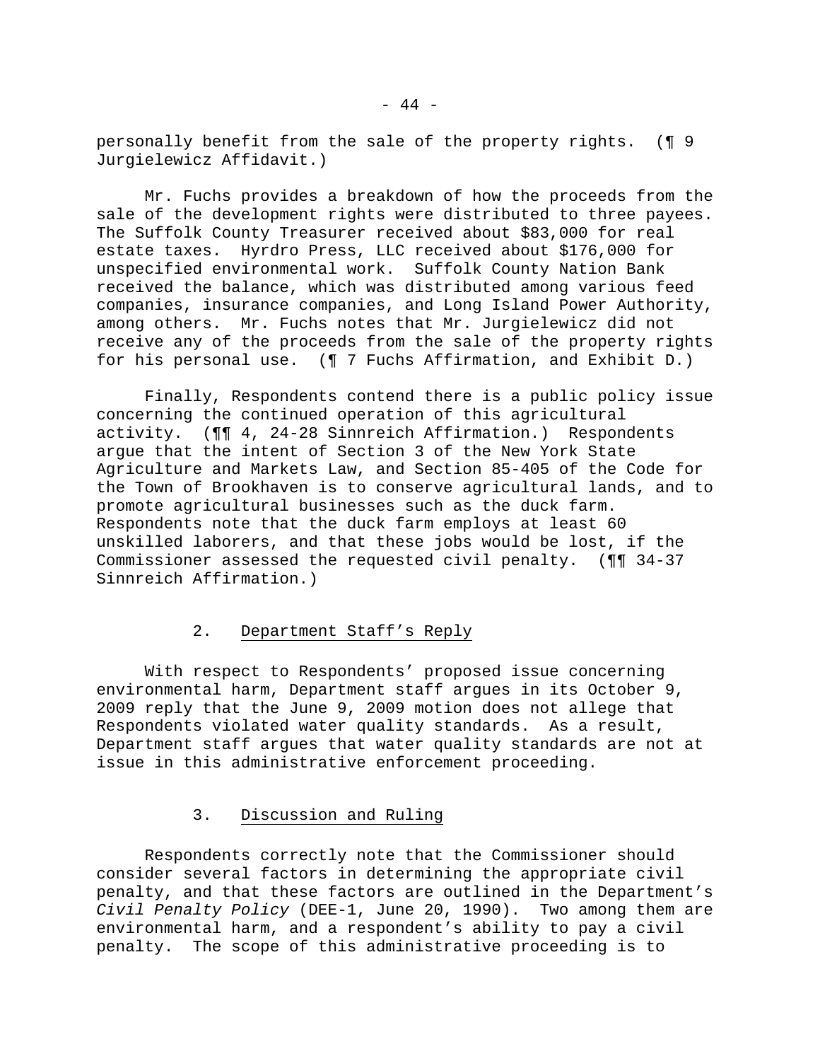personally benefit from the sale of the property rights. (¶ 9 Jurgielewicz Affidavit.)

Mr. Fuchs provides a breakdown of how the proceeds from the sale of the development rights were distributed to three payees. The Suffolk County Treasurer received about $83,000 for real estate taxes. Hyrdro Press, LLC received about $176,000 for unspecified environmental work. Suffolk County Nation Bank received the balance, which was distributed among various feed companies, insurance companies, and Long Island Power Authority, among others. Mr. Fuchs notes that Mr. Jurgielewicz did not receive any of the proceeds from the sale of the property rights for his personal use. (¶ 7 Fuchs Affirmation, and Exhibit D.)

Finally, Respondents contend there is a public policy issue concerning the continued operation of this agricultural activity. (¶¶ 4, 24-28 Sinnreich Affirmation.) Respondents argue that the intent of Section 3 of the New York State Agriculture and Markets Law, and Section 85-405 of the Code for the Town of Brookhaven is to conserve agricultural lands, and to promote agricultural businesses such as the duck farm. Respondents note that the duck farm employs at least 60 unskilled laborers, and that these jobs would be lost, if the Commissioner assessed the requested civil penalty. (¶¶ 34-37 Sinnreich Affirmation.)

### 2. Department Staff's Reply

With respect to Respondents' proposed issue concerning environmental harm, Department staff argues in its October 9, 2009 reply that the June 9, 2009 motion does not allege that Respondents violated water quality standards. As a result, Department staff argues that water quality standards are not at issue in this administrative enforcement proceeding.

### 3. Discussion and Ruling

Respondents correctly note that the Commissioner should consider several factors in determining the appropriate civil penalty, and that these factors are outlined in the Department's *Civil Penalty Policy* (DEE-1, June 20, 1990). Two among them are environmental harm, and a respondent's ability to pay a civil penalty. The scope of this administrative proceeding is to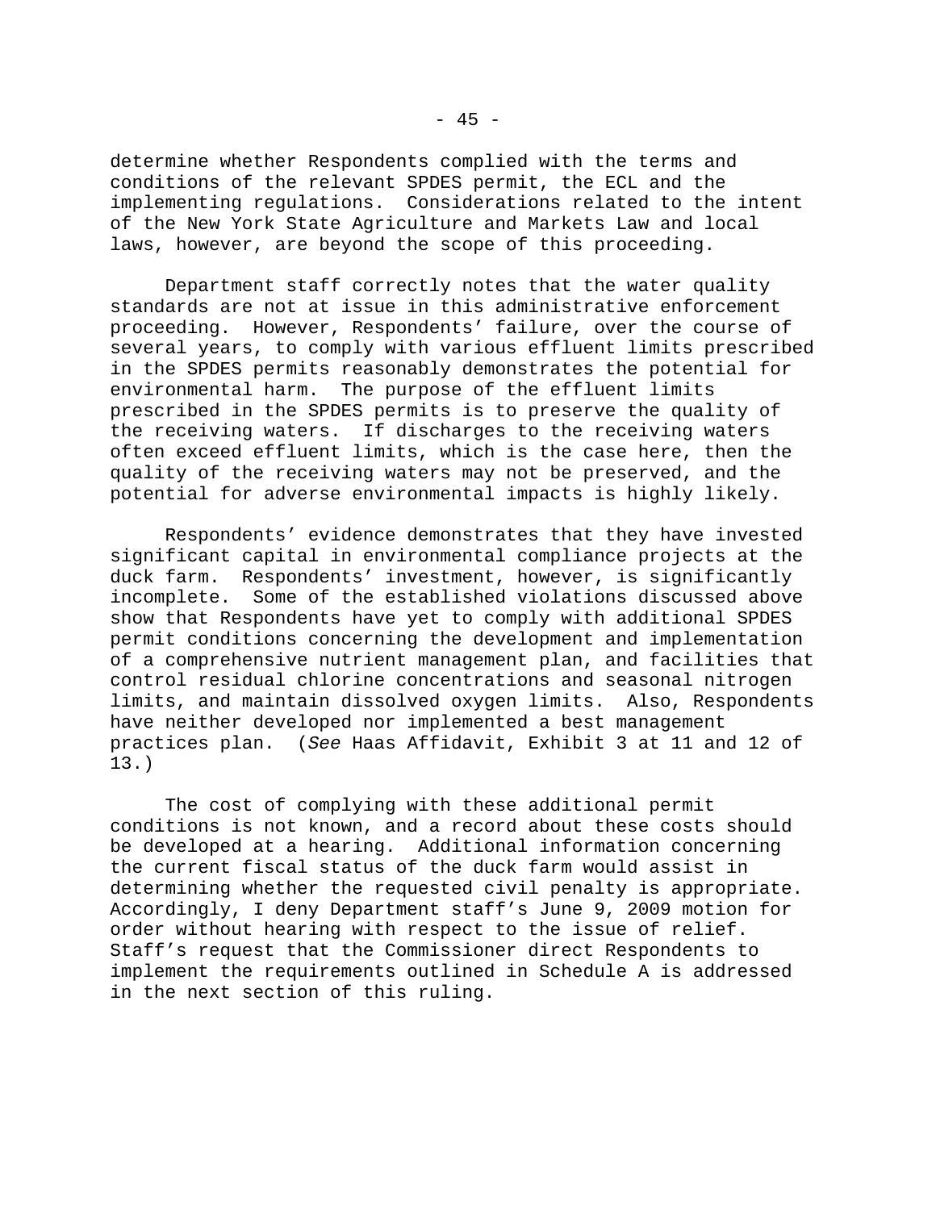determine whether Respondents complied with the terms and conditions of the relevant SPDES permit, the ECL and the implementing regulations. Considerations related to the intent of the New York State Agriculture and Markets Law and local laws, however, are beyond the scope of this proceeding.

Department staff correctly notes that the water quality standards are not at issue in this administrative enforcement proceeding. However, Respondents' failure, over the course of several years, to comply with various effluent limits prescribed in the SPDES permits reasonably demonstrates the potential for environmental harm. The purpose of the effluent limits prescribed in the SPDES permits is to preserve the quality of the receiving waters. If discharges to the receiving waters often exceed effluent limits, which is the case here, then the quality of the receiving waters may not be preserved, and the potential for adverse environmental impacts is highly likely.

Respondents' evidence demonstrates that they have invested significant capital in environmental compliance projects at the duck farm. Respondents' investment, however, is significantly incomplete. Some of the established violations discussed above show that Respondents have yet to comply with additional SPDES permit conditions concerning the development and implementation of a comprehensive nutrient management plan, and facilities that control residual chlorine concentrations and seasonal nitrogen limits, and maintain dissolved oxygen limits. Also, Respondents have neither developed nor implemented a best management practices plan. (*See* Haas Affidavit, Exhibit 3 at 11 and 12 of 13.)

The cost of complying with these additional permit conditions is not known, and a record about these costs should be developed at a hearing. Additional information concerning the current fiscal status of the duck farm would assist in determining whether the requested civil penalty is appropriate. Accordingly, I deny Department staff's June 9, 2009 motion for order without hearing with respect to the issue of relief. Staff's request that the Commissioner direct Respondents to implement the requirements outlined in Schedule A is addressed in the next section of this ruling.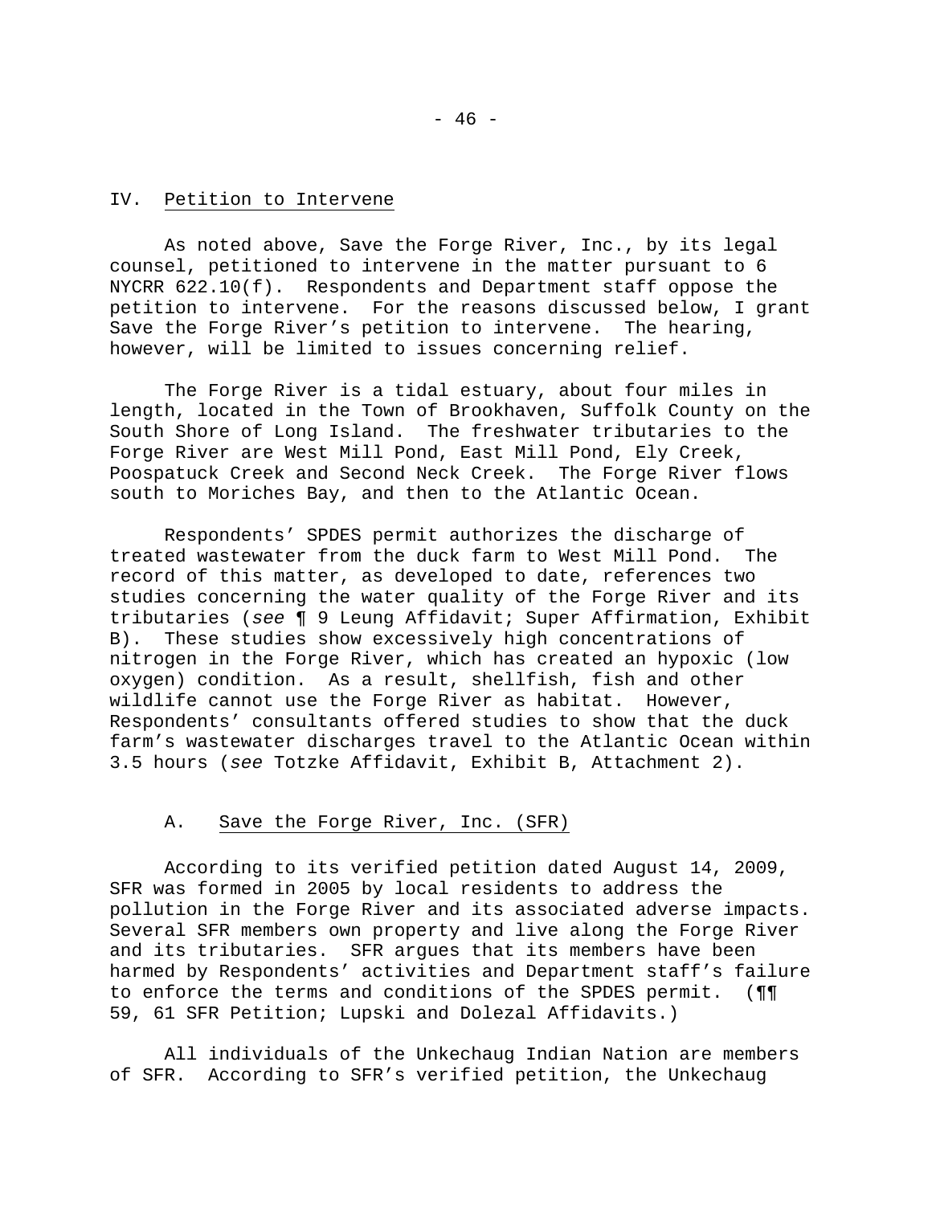## IV. Petition to Intervene

As noted above, Save the Forge River, Inc., by its legal counsel, petitioned to intervene in the matter pursuant to 6 NYCRR 622.10(f). Respondents and Department staff oppose the petition to intervene. For the reasons discussed below, I grant Save the Forge River's petition to intervene. The hearing, however, will be limited to issues concerning relief.

The Forge River is a tidal estuary, about four miles in length, located in the Town of Brookhaven, Suffolk County on the South Shore of Long Island. The freshwater tributaries to the Forge River are West Mill Pond, East Mill Pond, Ely Creek, Poospatuck Creek and Second Neck Creek. The Forge River flows south to Moriches Bay, and then to the Atlantic Ocean.

Respondents' SPDES permit authorizes the discharge of treated wastewater from the duck farm to West Mill Pond. The record of this matter, as developed to date, references two studies concerning the water quality of the Forge River and its tributaries (*see* ¶ 9 Leung Affidavit; Super Affirmation, Exhibit B). These studies show excessively high concentrations of nitrogen in the Forge River, which has created an hypoxic (low oxygen) condition. As a result, shellfish, fish and other wildlife cannot use the Forge River as habitat. However, Respondents' consultants offered studies to show that the duck farm's wastewater discharges travel to the Atlantic Ocean within 3.5 hours (*see* Totzke Affidavit, Exhibit B, Attachment 2).

### A. Save the Forge River, Inc. (SFR)

According to its verified petition dated August 14, 2009, SFR was formed in 2005 by local residents to address the pollution in the Forge River and its associated adverse impacts. Several SFR members own property and live along the Forge River and its tributaries. SFR argues that its members have been harmed by Respondents' activities and Department staff's failure to enforce the terms and conditions of the SPDES permit. (¶¶ 59, 61 SFR Petition; Lupski and Dolezal Affidavits.)

All individuals of the Unkechaug Indian Nation are members of SFR. According to SFR's verified petition, the Unkechaug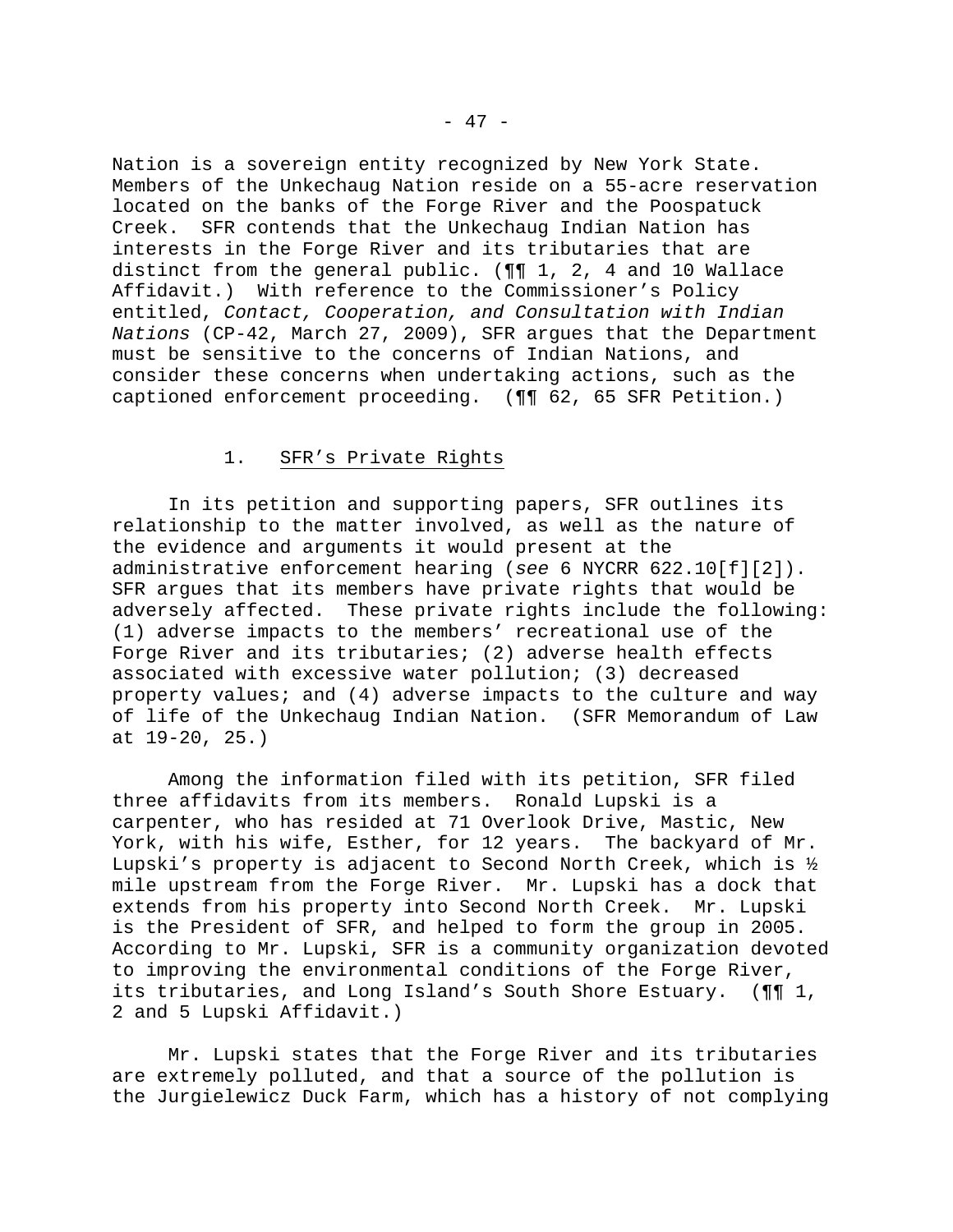Nation is a sovereign entity recognized by New York State. Members of the Unkechaug Nation reside on a 55-acre reservation located on the banks of the Forge River and the Poospatuck Creek. SFR contends that the Unkechaug Indian Nation has interests in the Forge River and its tributaries that are distinct from the general public. (¶¶ 1, 2, 4 and 10 Wallace Affidavit.) With reference to the Commissioner's Policy entitled, *Contact, Cooperation, and Consultation with Indian Nations* (CP-42, March 27, 2009), SFR argues that the Department must be sensitive to the concerns of Indian Nations, and consider these concerns when undertaking actions, such as the captioned enforcement proceeding. (¶¶ 62, 65 SFR Petition.)

1. SFR's Private Rights

In its petition and supporting papers, SFR outlines its relationship to the matter involved, as well as the nature of the evidence and arguments it would present at the administrative enforcement hearing (*see* 6 NYCRR 622.10[f][2]). SFR argues that its members have private rights that would be adversely affected. These private rights include the following: (1) adverse impacts to the members' recreational use of the Forge River and its tributaries; (2) adverse health effects associated with excessive water pollution; (3) decreased property values; and (4) adverse impacts to the culture and way of life of the Unkechaug Indian Nation. (SFR Memorandum of Law at 19-20, 25.)

Among the information filed with its petition, SFR filed three affidavits from its members. Ronald Lupski is a carpenter, who has resided at 71 Overlook Drive, Mastic, New York, with his wife, Esther, for 12 years. The backyard of Mr. Lupski's property is adjacent to Second North Creek, which is ½ mile upstream from the Forge River. Mr. Lupski has a dock that extends from his property into Second North Creek. Mr. Lupski is the President of SFR, and helped to form the group in 2005. According to Mr. Lupski, SFR is a community organization devoted to improving the environmental conditions of the Forge River, its tributaries, and Long Island's South Shore Estuary. (¶¶ 1, 2 and 5 Lupski Affidavit.)

Mr. Lupski states that the Forge River and its tributaries are extremely polluted, and that a source of the pollution is the Jurgielewicz Duck Farm, which has a history of not complying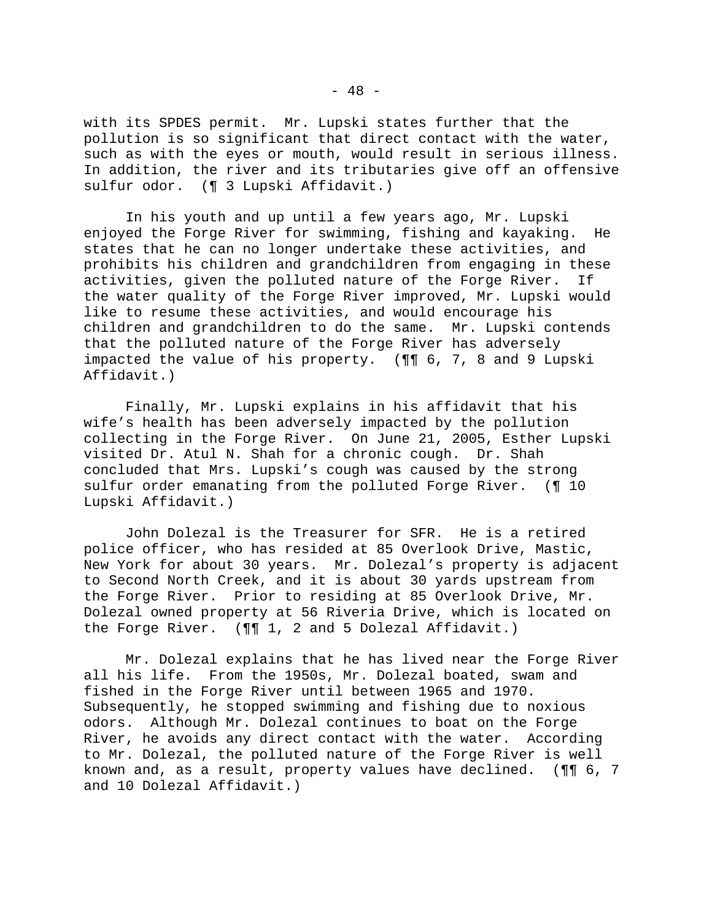with its SPDES permit. Mr. Lupski states further that the pollution is so significant that direct contact with the water, such as with the eyes or mouth, would result in serious illness. In addition, the river and its tributaries give off an offensive sulfur odor. (¶ 3 Lupski Affidavit.)

In his youth and up until a few years ago, Mr. Lupski enjoyed the Forge River for swimming, fishing and kayaking. He states that he can no longer undertake these activities, and prohibits his children and grandchildren from engaging in these activities, given the polluted nature of the Forge River. If the water quality of the Forge River improved, Mr. Lupski would like to resume these activities, and would encourage his children and grandchildren to do the same. Mr. Lupski contends that the polluted nature of the Forge River has adversely impacted the value of his property. (¶¶ 6, 7, 8 and 9 Lupski Affidavit.)

Finally, Mr. Lupski explains in his affidavit that his wife's health has been adversely impacted by the pollution collecting in the Forge River. On June 21, 2005, Esther Lupski visited Dr. Atul N. Shah for a chronic cough. Dr. Shah concluded that Mrs. Lupski's cough was caused by the strong sulfur order emanating from the polluted Forge River. (¶ 10 Lupski Affidavit.)

John Dolezal is the Treasurer for SFR. He is a retired police officer, who has resided at 85 Overlook Drive, Mastic, New York for about 30 years. Mr. Dolezal's property is adjacent to Second North Creek, and it is about 30 yards upstream from the Forge River. Prior to residing at 85 Overlook Drive, Mr. Dolezal owned property at 56 Riveria Drive, which is located on the Forge River. (¶¶ 1, 2 and 5 Dolezal Affidavit.)

Mr. Dolezal explains that he has lived near the Forge River all his life. From the 1950s, Mr. Dolezal boated, swam and fished in the Forge River until between 1965 and 1970. Subsequently, he stopped swimming and fishing due to noxious odors. Although Mr. Dolezal continues to boat on the Forge River, he avoids any direct contact with the water. According to Mr. Dolezal, the polluted nature of the Forge River is well known and, as a result, property values have declined. (¶¶ 6, 7 and 10 Dolezal Affidavit.)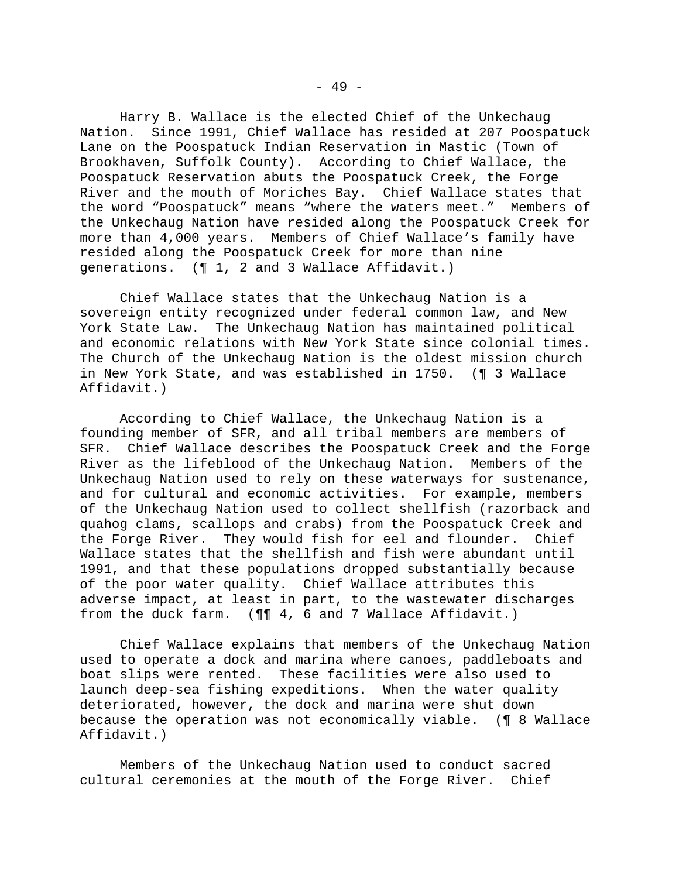Harry B. Wallace is the elected Chief of the Unkechaug Nation. Since 1991, Chief Wallace has resided at 207 Poospatuck Lane on the Poospatuck Indian Reservation in Mastic (Town of Brookhaven, Suffolk County). According to Chief Wallace, the Poospatuck Reservation abuts the Poospatuck Creek, the Forge River and the mouth of Moriches Bay. Chief Wallace states that the word "Poospatuck" means "where the waters meet." Members of the Unkechaug Nation have resided along the Poospatuck Creek for more than 4,000 years. Members of Chief Wallace's family have resided along the Poospatuck Creek for more than nine generations. (¶ 1, 2 and 3 Wallace Affidavit.)

Chief Wallace states that the Unkechaug Nation is a sovereign entity recognized under federal common law, and New York State Law. The Unkechaug Nation has maintained political and economic relations with New York State since colonial times. The Church of the Unkechaug Nation is the oldest mission church in New York State, and was established in 1750. (¶ 3 Wallace Affidavit.)

According to Chief Wallace, the Unkechaug Nation is a founding member of SFR, and all tribal members are members of SFR. Chief Wallace describes the Poospatuck Creek and the Forge River as the lifeblood of the Unkechaug Nation. Members of the Unkechaug Nation used to rely on these waterways for sustenance, and for cultural and economic activities. For example, members of the Unkechaug Nation used to collect shellfish (razorback and quahog clams, scallops and crabs) from the Poospatuck Creek and the Forge River. They would fish for eel and flounder. Chief Wallace states that the shellfish and fish were abundant until 1991, and that these populations dropped substantially because of the poor water quality. Chief Wallace attributes this adverse impact, at least in part, to the wastewater discharges from the duck farm. (¶¶ 4, 6 and 7 Wallace Affidavit.)

Chief Wallace explains that members of the Unkechaug Nation used to operate a dock and marina where canoes, paddleboats and boat slips were rented. These facilities were also used to launch deep-sea fishing expeditions. When the water quality deteriorated, however, the dock and marina were shut down because the operation was not economically viable. (¶ 8 Wallace Affidavit.)

Members of the Unkechaug Nation used to conduct sacred cultural ceremonies at the mouth of the Forge River. Chief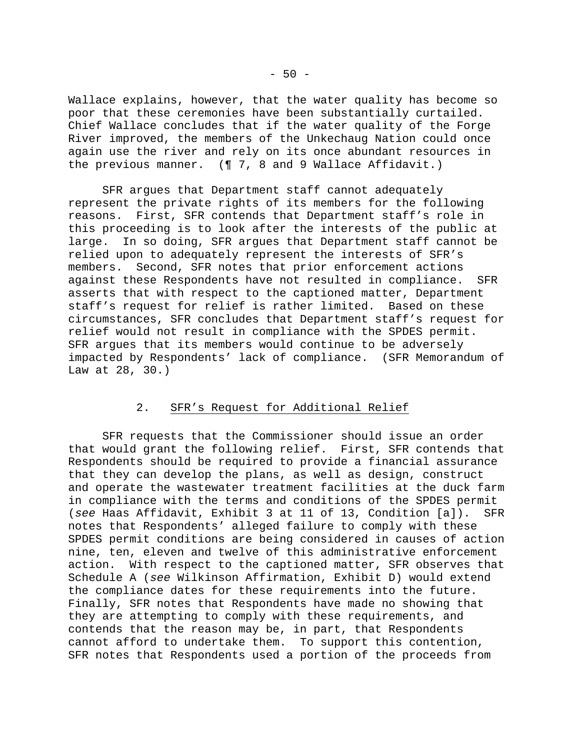Wallace explains, however, that the water quality has become so poor that these ceremonies have been substantially curtailed. Chief Wallace concludes that if the water quality of the Forge River improved, the members of the Unkechaug Nation could once again use the river and rely on its once abundant resources in the previous manner. (¶ 7, 8 and 9 Wallace Affidavit.)

SFR argues that Department staff cannot adequately represent the private rights of its members for the following reasons. First, SFR contends that Department staff's role in this proceeding is to look after the interests of the public at large. In so doing, SFR argues that Department staff cannot be relied upon to adequately represent the interests of SFR's members. Second, SFR notes that prior enforcement actions against these Respondents have not resulted in compliance. SFR asserts that with respect to the captioned matter, Department staff's request for relief is rather limited. Based on these circumstances, SFR concludes that Department staff's request for relief would not result in compliance with the SPDES permit. SFR argues that its members would continue to be adversely impacted by Respondents' lack of compliance. (SFR Memorandum of Law at 28, 30.)

### 2. SFR's Request for Additional Relief

SFR requests that the Commissioner should issue an order that would grant the following relief. First, SFR contends that Respondents should be required to provide a financial assurance that they can develop the plans, as well as design, construct and operate the wastewater treatment facilities at the duck farm in compliance with the terms and conditions of the SPDES permit (*see* Haas Affidavit, Exhibit 3 at 11 of 13, Condition [a]). SFR notes that Respondents' alleged failure to comply with these SPDES permit conditions are being considered in causes of action nine, ten, eleven and twelve of this administrative enforcement action. With respect to the captioned matter, SFR observes that Schedule A (*see* Wilkinson Affirmation, Exhibit D) would extend the compliance dates for these requirements into the future. Finally, SFR notes that Respondents have made no showing that they are attempting to comply with these requirements, and contends that the reason may be, in part, that Respondents cannot afford to undertake them. To support this contention, SFR notes that Respondents used a portion of the proceeds from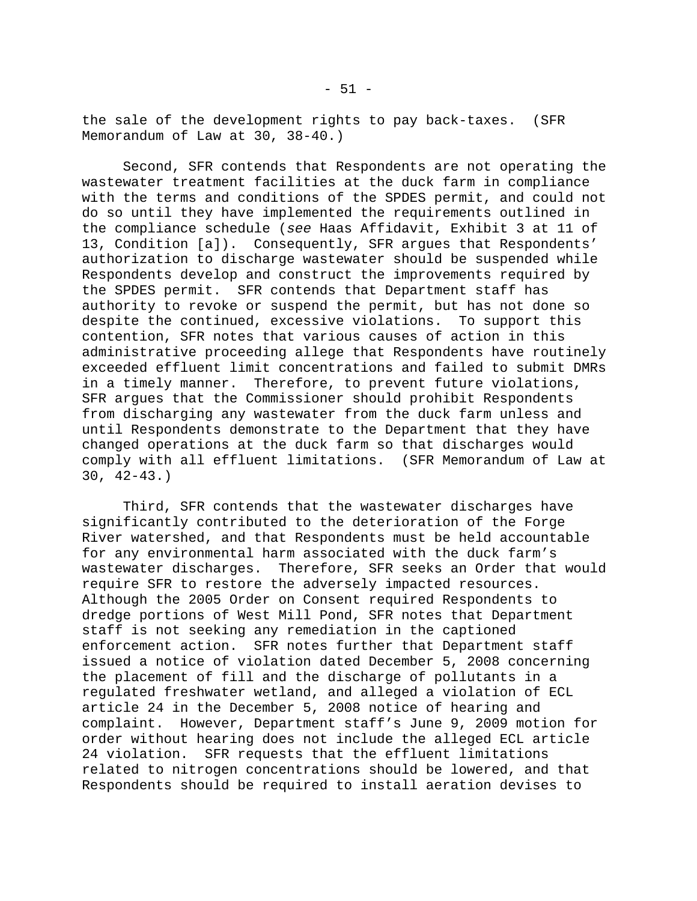the sale of the development rights to pay back-taxes. (SFR Memorandum of Law at 30, 38-40.)

Second, SFR contends that Respondents are not operating the wastewater treatment facilities at the duck farm in compliance with the terms and conditions of the SPDES permit, and could not do so until they have implemented the requirements outlined in the compliance schedule (*see* Haas Affidavit, Exhibit 3 at 11 of 13, Condition [a]). Consequently, SFR argues that Respondents' authorization to discharge wastewater should be suspended while Respondents develop and construct the improvements required by the SPDES permit. SFR contends that Department staff has authority to revoke or suspend the permit, but has not done so despite the continued, excessive violations. To support this contention, SFR notes that various causes of action in this administrative proceeding allege that Respondents have routinely exceeded effluent limit concentrations and failed to submit DMRs in a timely manner. Therefore, to prevent future violations, SFR argues that the Commissioner should prohibit Respondents from discharging any wastewater from the duck farm unless and until Respondents demonstrate to the Department that they have changed operations at the duck farm so that discharges would comply with all effluent limitations. (SFR Memorandum of Law at 30, 42-43.)

Third, SFR contends that the wastewater discharges have significantly contributed to the deterioration of the Forge River watershed, and that Respondents must be held accountable for any environmental harm associated with the duck farm's wastewater discharges. Therefore, SFR seeks an Order that would require SFR to restore the adversely impacted resources. Although the 2005 Order on Consent required Respondents to dredge portions of West Mill Pond, SFR notes that Department staff is not seeking any remediation in the captioned enforcement action. SFR notes further that Department staff issued a notice of violation dated December 5, 2008 concerning the placement of fill and the discharge of pollutants in a regulated freshwater wetland, and alleged a violation of ECL article 24 in the December 5, 2008 notice of hearing and complaint. However, Department staff's June 9, 2009 motion for order without hearing does not include the alleged ECL article 24 violation. SFR requests that the effluent limitations related to nitrogen concentrations should be lowered, and that Respondents should be required to install aeration devises to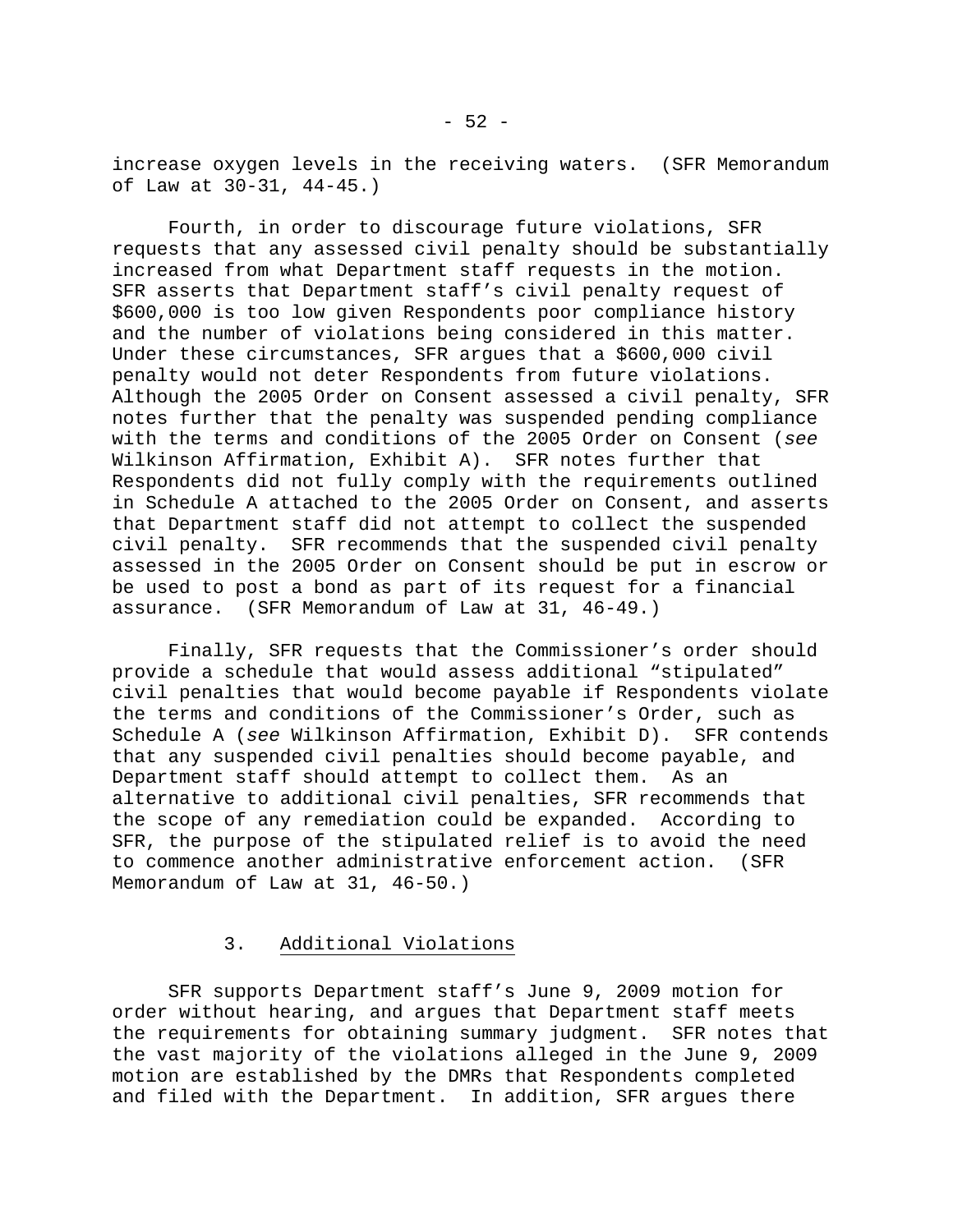increase oxygen levels in the receiving waters. (SFR Memorandum of Law at 30-31, 44-45.)

Fourth, in order to discourage future violations, SFR requests that any assessed civil penalty should be substantially increased from what Department staff requests in the motion. SFR asserts that Department staff's civil penalty request of $600,000 is too low given Respondents poor compliance history and the number of violations being considered in this matter. Under these circumstances, SFR argues that a $600,000 civil penalty would not deter Respondents from future violations. Although the 2005 Order on Consent assessed a civil penalty, SFR notes further that the penalty was suspended pending compliance with the terms and conditions of the 2005 Order on Consent (*see* Wilkinson Affirmation, Exhibit A). SFR notes further that Respondents did not fully comply with the requirements outlined in Schedule A attached to the 2005 Order on Consent, and asserts that Department staff did not attempt to collect the suspended civil penalty. SFR recommends that the suspended civil penalty assessed in the 2005 Order on Consent should be put in escrow or be used to post a bond as part of its request for a financial assurance. (SFR Memorandum of Law at 31, 46-49.)

Finally, SFR requests that the Commissioner's order should provide a schedule that would assess additional "stipulated" civil penalties that would become payable if Respondents violate the terms and conditions of the Commissioner's Order, such as Schedule A (*see* Wilkinson Affirmation, Exhibit D). SFR contends that any suspended civil penalties should become payable, and Department staff should attempt to collect them. As an alternative to additional civil penalties, SFR recommends that the scope of any remediation could be expanded. According to SFR, the purpose of the stipulated relief is to avoid the need to commence another administrative enforcement action. (SFR Memorandum of Law at 31, 46-50.)

3. Additional Violations

SFR supports Department staff's June 9, 2009 motion for order without hearing, and argues that Department staff meets the requirements for obtaining summary judgment. SFR notes that the vast majority of the violations alleged in the June 9, 2009 motion are established by the DMRs that Respondents completed and filed with the Department. In addition, SFR argues there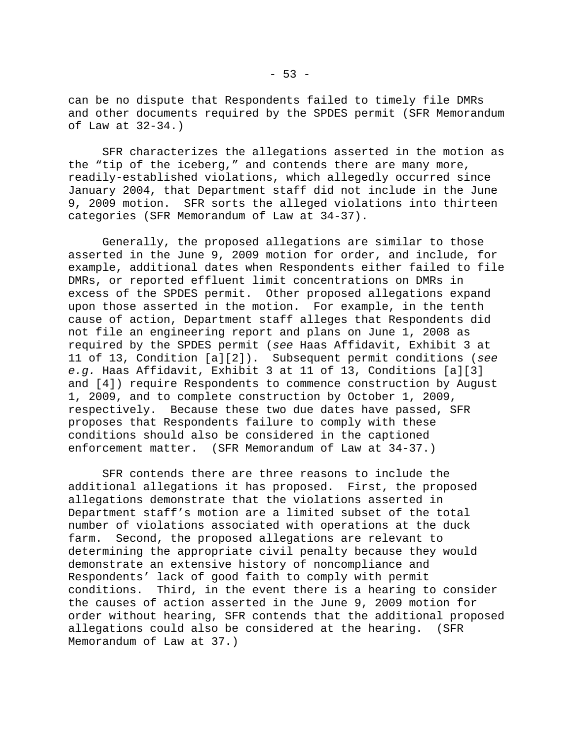can be no dispute that Respondents failed to timely file DMRs and other documents required by the SPDES permit (SFR Memorandum of Law at 32-34.)

SFR characterizes the allegations asserted in the motion as the "tip of the iceberg," and contends there are many more, readily-established violations, which allegedly occurred since January 2004, that Department staff did not include in the June 9, 2009 motion. SFR sorts the alleged violations into thirteen categories (SFR Memorandum of Law at 34-37).

Generally, the proposed allegations are similar to those asserted in the June 9, 2009 motion for order, and include, for example, additional dates when Respondents either failed to file DMRs, or reported effluent limit concentrations on DMRs in excess of the SPDES permit. Other proposed allegations expand upon those asserted in the motion. For example, in the tenth cause of action, Department staff alleges that Respondents did not file an engineering report and plans on June 1, 2008 as required by the SPDES permit (*see* Haas Affidavit, Exhibit 3 at 11 of 13, Condition [a][2]). Subsequent permit conditions (*see e.g.* Haas Affidavit, Exhibit 3 at 11 of 13, Conditions [a][3] and [4]) require Respondents to commence construction by August 1, 2009, and to complete construction by October 1, 2009, respectively. Because these two due dates have passed, SFR proposes that Respondents failure to comply with these conditions should also be considered in the captioned enforcement matter. (SFR Memorandum of Law at 34-37.)

SFR contends there are three reasons to include the additional allegations it has proposed. First, the proposed allegations demonstrate that the violations asserted in Department staff's motion are a limited subset of the total number of violations associated with operations at the duck farm. Second, the proposed allegations are relevant to determining the appropriate civil penalty because they would demonstrate an extensive history of noncompliance and Respondents' lack of good faith to comply with permit conditions. Third, in the event there is a hearing to consider the causes of action asserted in the June 9, 2009 motion for order without hearing, SFR contends that the additional proposed allegations could also be considered at the hearing. (SFR Memorandum of Law at 37.)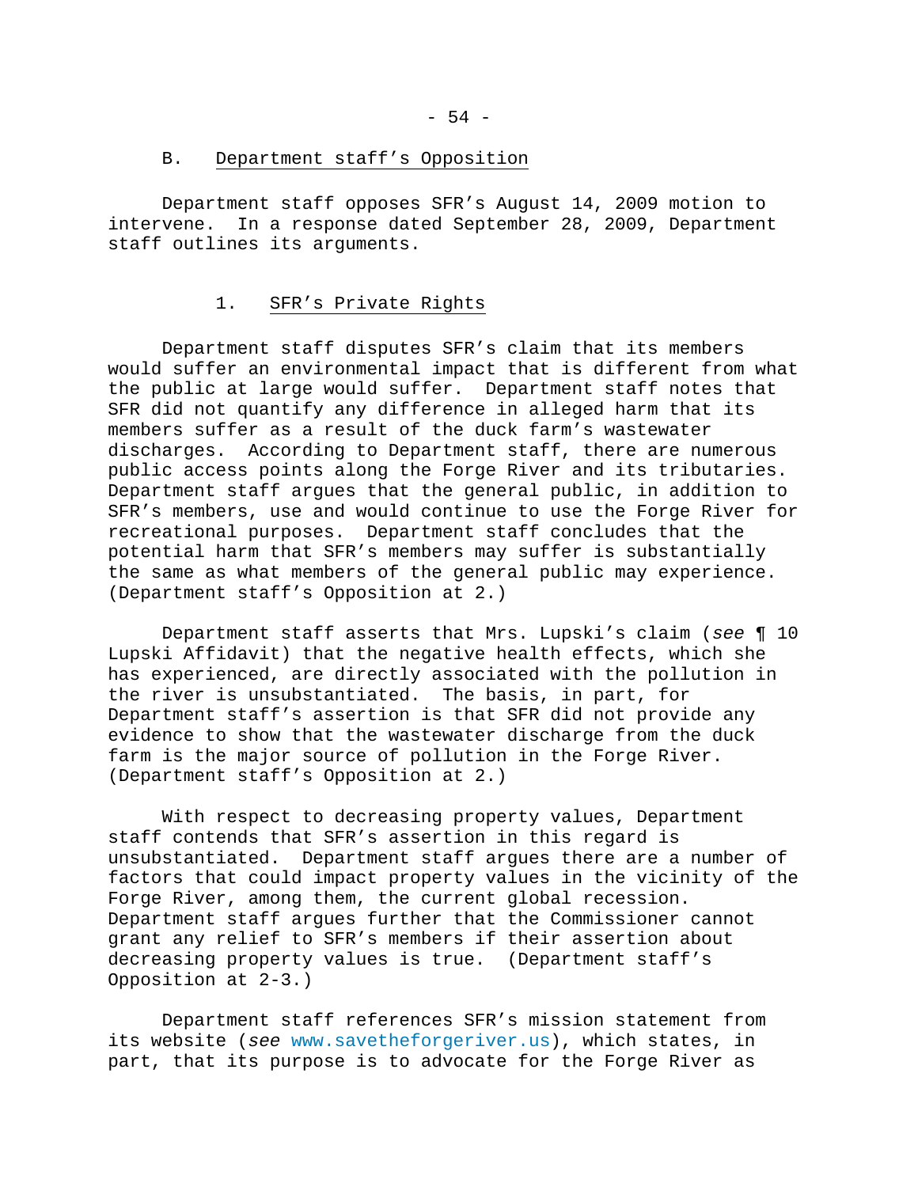## B. Department staff's Opposition

Department staff opposes SFR's August 14, 2009 motion to intervene. In a response dated September 28, 2009, Department staff outlines its arguments.

### 1. SFR's Private Rights

Department staff disputes SFR's claim that its members would suffer an environmental impact that is different from what the public at large would suffer. Department staff notes that SFR did not quantify any difference in alleged harm that its members suffer as a result of the duck farm's wastewater discharges. According to Department staff, there are numerous public access points along the Forge River and its tributaries. Department staff argues that the general public, in addition to SFR's members, use and would continue to use the Forge River for recreational purposes. Department staff concludes that the potential harm that SFR's members may suffer is substantially the same as what members of the general public may experience. (Department staff's Opposition at 2.)

Department staff asserts that Mrs. Lupski's claim (*see* ¶ 10 Lupski Affidavit) that the negative health effects, which she has experienced, are directly associated with the pollution in the river is unsubstantiated. The basis, in part, for Department staff's assertion is that SFR did not provide any evidence to show that the wastewater discharge from the duck farm is the major source of pollution in the Forge River. (Department staff's Opposition at 2.)

With respect to decreasing property values, Department staff contends that SFR's assertion in this regard is unsubstantiated. Department staff argues there are a number of factors that could impact property values in the vicinity of the Forge River, among them, the current global recession. Department staff argues further that the Commissioner cannot grant any relief to SFR's members if their assertion about decreasing property values is true. (Department staff's Opposition at 2-3.)

Department staff references SFR's mission statement from its website (*see* www.savetheforgeriver.us), which states, in part, that its purpose is to advocate for the Forge River as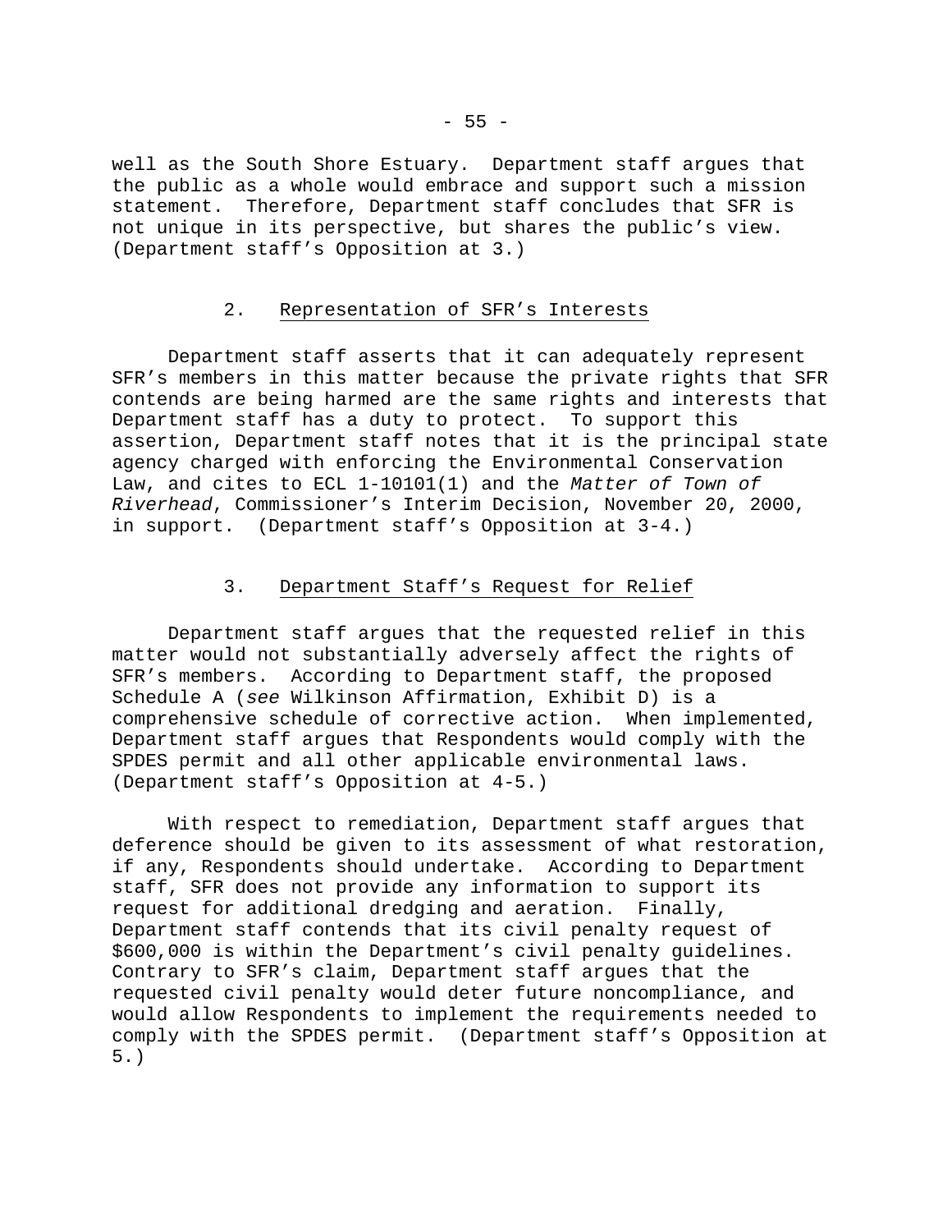well as the South Shore Estuary. Department staff argues that the public as a whole would embrace and support such a mission statement. Therefore, Department staff concludes that SFR is not unique in its perspective, but shares the public's view. (Department staff's Opposition at 3.)

### 2. Representation of SFR's Interests

Department staff asserts that it can adequately represent SFR's members in this matter because the private rights that SFR contends are being harmed are the same rights and interests that Department staff has a duty to protect. To support this assertion, Department staff notes that it is the principal state agency charged with enforcing the Environmental Conservation Law, and cites to ECL 1-10101(1) and the *Matter of Town of Riverhead*, Commissioner's Interim Decision, November 20, 2000, in support. (Department staff's Opposition at 3-4.)

### 3. Department Staff's Request for Relief

Department staff argues that the requested relief in this matter would not substantially adversely affect the rights of SFR's members. According to Department staff, the proposed Schedule A (*see* Wilkinson Affirmation, Exhibit D) is a comprehensive schedule of corrective action. When implemented, Department staff argues that Respondents would comply with the SPDES permit and all other applicable environmental laws. (Department staff's Opposition at 4-5.)

With respect to remediation, Department staff argues that deference should be given to its assessment of what restoration, if any, Respondents should undertake. According to Department staff, SFR does not provide any information to support its request for additional dredging and aeration. Finally, Department staff contends that its civil penalty request of \$600,000 is within the Department's civil penalty guidelines. Contrary to SFR's claim, Department staff argues that the requested civil penalty would deter future noncompliance, and would allow Respondents to implement the requirements needed to comply with the SPDES permit. (Department staff's Opposition at 5.)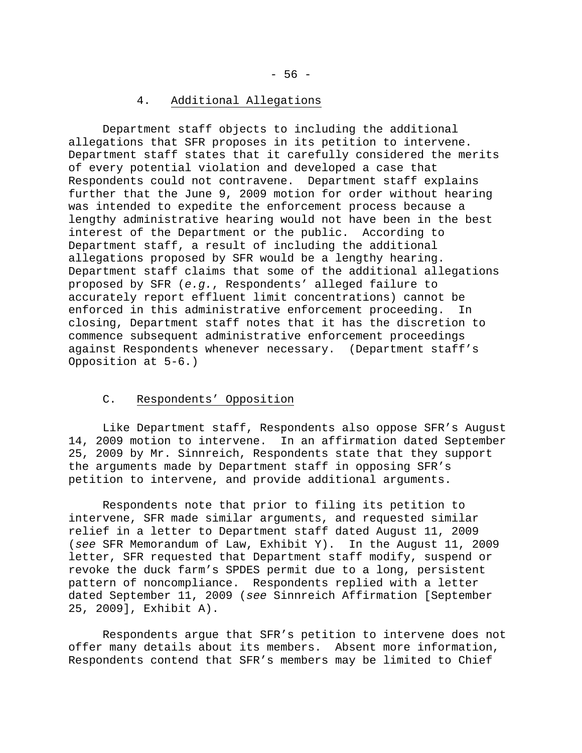### 4. Additional Allegations

Department staff objects to including the additional allegations that SFR proposes in its petition to intervene. Department staff states that it carefully considered the merits of every potential violation and developed a case that Respondents could not contravene. Department staff explains further that the June 9, 2009 motion for order without hearing was intended to expedite the enforcement process because a lengthy administrative hearing would not have been in the best interest of the Department or the public. According to Department staff, a result of including the additional allegations proposed by SFR would be a lengthy hearing. Department staff claims that some of the additional allegations proposed by SFR (*e.g.*, Respondents' alleged failure to accurately report effluent limit concentrations) cannot be enforced in this administrative enforcement proceeding. In closing, Department staff notes that it has the discretion to commence subsequent administrative enforcement proceedings against Respondents whenever necessary. (Department staff's Opposition at 5-6.)

## C. Respondents' Opposition

Like Department staff, Respondents also oppose SFR's August 14, 2009 motion to intervene. In an affirmation dated September 25, 2009 by Mr. Sinnreich, Respondents state that they support the arguments made by Department staff in opposing SFR's petition to intervene, and provide additional arguments.

Respondents note that prior to filing its petition to intervene, SFR made similar arguments, and requested similar relief in a letter to Department staff dated August 11, 2009 (*see* SFR Memorandum of Law, Exhibit Y). In the August 11, 2009 letter, SFR requested that Department staff modify, suspend or revoke the duck farm's SPDES permit due to a long, persistent pattern of noncompliance. Respondents replied with a letter dated September 11, 2009 (*see* Sinnreich Affirmation [September 25, 2009], Exhibit A).

Respondents argue that SFR's petition to intervene does not offer many details about its members. Absent more information, Respondents contend that SFR's members may be limited to Chief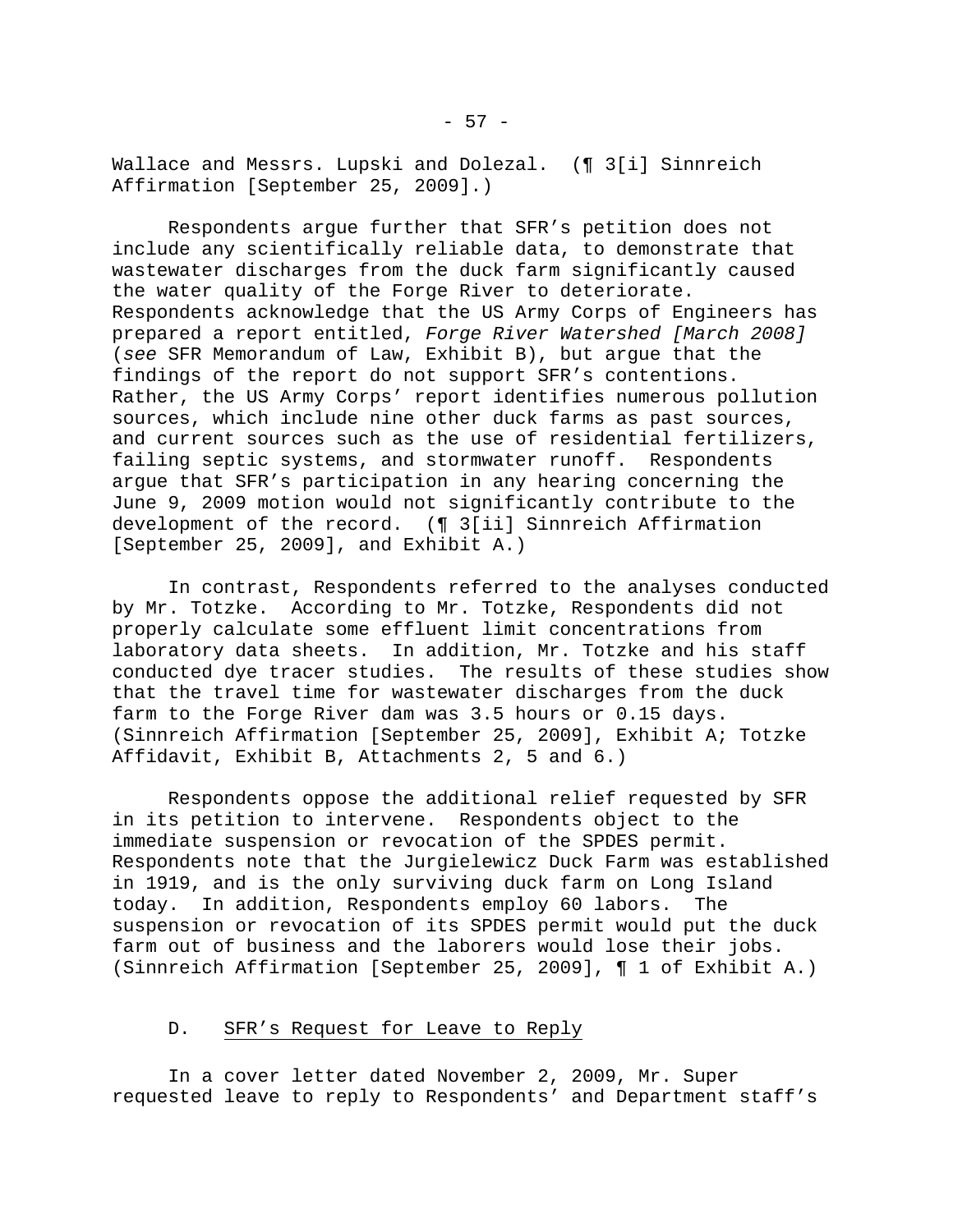Wallace and Messrs. Lupski and Dolezal. (¶ 3[i] Sinnreich Affirmation [September 25, 2009].)

Respondents argue further that SFR's petition does not include any scientifically reliable data, to demonstrate that wastewater discharges from the duck farm significantly caused the water quality of the Forge River to deteriorate. Respondents acknowledge that the US Army Corps of Engineers has prepared a report entitled, *Forge River Watershed [March 2008]* (*see* SFR Memorandum of Law, Exhibit B), but argue that the findings of the report do not support SFR's contentions. Rather, the US Army Corps' report identifies numerous pollution sources, which include nine other duck farms as past sources, and current sources such as the use of residential fertilizers, failing septic systems, and stormwater runoff. Respondents argue that SFR's participation in any hearing concerning the June 9, 2009 motion would not significantly contribute to the development of the record. (¶ 3[ii] Sinnreich Affirmation [September 25, 2009], and Exhibit A.)

In contrast, Respondents referred to the analyses conducted by Mr. Totzke. According to Mr. Totzke, Respondents did not properly calculate some effluent limit concentrations from laboratory data sheets. In addition, Mr. Totzke and his staff conducted dye tracer studies. The results of these studies show that the travel time for wastewater discharges from the duck farm to the Forge River dam was 3.5 hours or 0.15 days. (Sinnreich Affirmation [September 25, 2009], Exhibit A; Totzke Affidavit, Exhibit B, Attachments 2, 5 and 6.)

Respondents oppose the additional relief requested by SFR in its petition to intervene. Respondents object to the immediate suspension or revocation of the SPDES permit. Respondents note that the Jurgielewicz Duck Farm was established in 1919, and is the only surviving duck farm on Long Island today. In addition, Respondents employ 60 labors. The suspension or revocation of its SPDES permit would put the duck farm out of business and the laborers would lose their jobs. (Sinnreich Affirmation [September 25, 2009], ¶ 1 of Exhibit A.)

### D. SFR's Request for Leave to Reply

In a cover letter dated November 2, 2009, Mr. Super requested leave to reply to Respondents' and Department staff's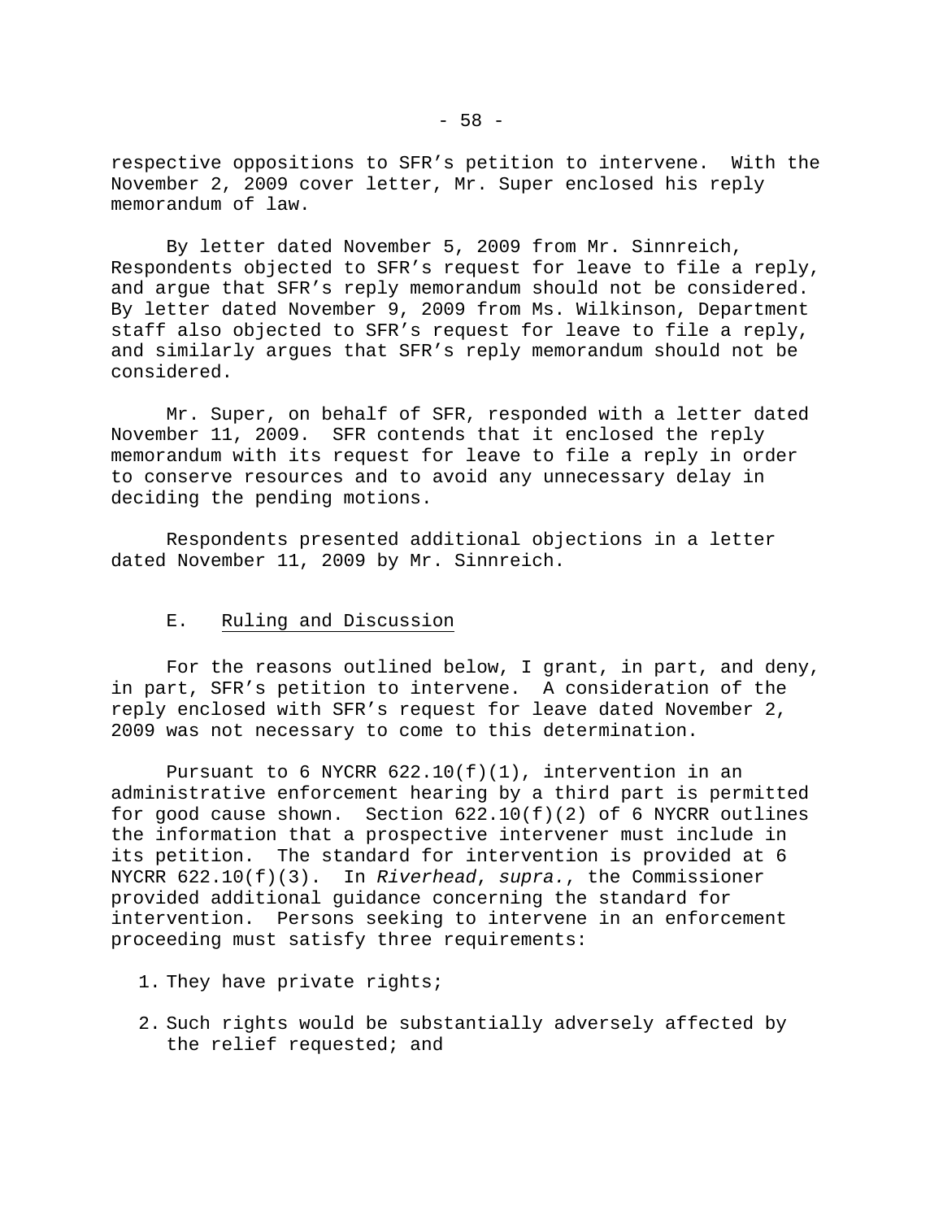respective oppositions to SFR's petition to intervene. With the November 2, 2009 cover letter, Mr. Super enclosed his reply memorandum of law.

By letter dated November 5, 2009 from Mr. Sinnreich, Respondents objected to SFR's request for leave to file a reply, and argue that SFR's reply memorandum should not be considered. By letter dated November 9, 2009 from Ms. Wilkinson, Department staff also objected to SFR's request for leave to file a reply, and similarly argues that SFR's reply memorandum should not be considered.

Mr. Super, on behalf of SFR, responded with a letter dated November 11, 2009. SFR contends that it enclosed the reply memorandum with its request for leave to file a reply in order to conserve resources and to avoid any unnecessary delay in deciding the pending motions.

Respondents presented additional objections in a letter dated November 11, 2009 by Mr. Sinnreich.

### E. Ruling and Discussion

For the reasons outlined below, I grant, in part, and deny, in part, SFR's petition to intervene. A consideration of the reply enclosed with SFR's request for leave dated November 2, 2009 was not necessary to come to this determination.

Pursuant to 6 NYCRR 622.10(f)(1), intervention in an administrative enforcement hearing by a third part is permitted for good cause shown. Section 622.10(f)(2) of 6 NYCRR outlines the information that a prospective intervener must include in its petition. The standard for intervention is provided at 6 NYCRR 622.10(f)(3). In *Riverhead*, *supra.*, the Commissioner provided additional guidance concerning the standard for intervention. Persons seeking to intervene in an enforcement proceeding must satisfy three requirements:

1. They have private rights;
2. Such rights would be substantially adversely affected by the relief requested; and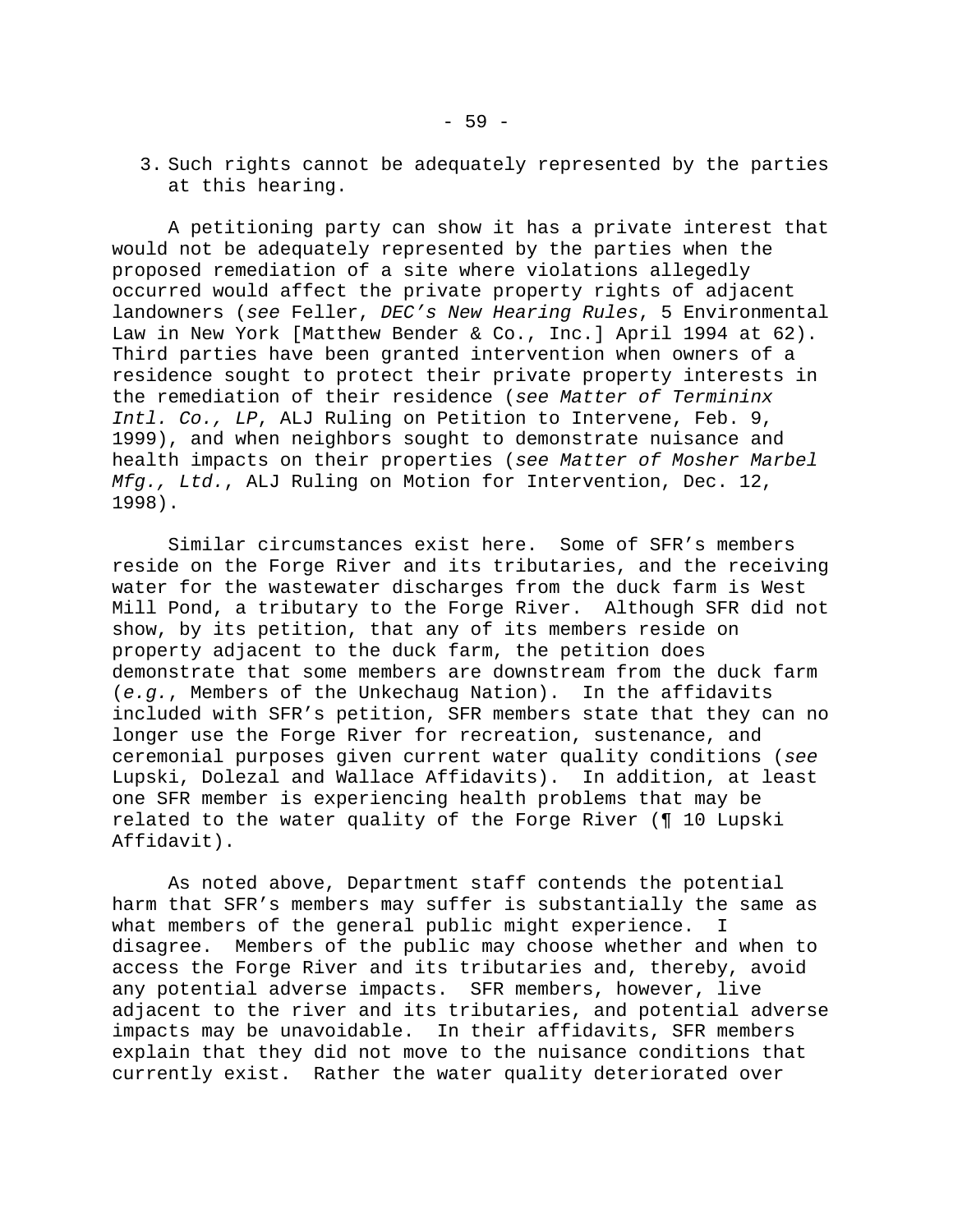3. Such rights cannot be adequately represented by the parties at this hearing.

A petitioning party can show it has a private interest that would not be adequately represented by the parties when the proposed remediation of a site where violations allegedly occurred would affect the private property rights of adjacent landowners (*see* Feller, *DEC's New Hearing Rules*, 5 Environmental Law in New York [Matthew Bender & Co., Inc.] April 1994 at 62). Third parties have been granted intervention when owners of a residence sought to protect their private property interests in the remediation of their residence (*see Matter of Terminix Intl. Co., LP*, ALJ Ruling on Petition to Intervene, Feb. 9, 1999), and when neighbors sought to demonstrate nuisance and health impacts on their properties (*see Matter of Mosher Marbel Mfg., Ltd.*, ALJ Ruling on Motion for Intervention, Dec. 12, 1998).

Similar circumstances exist here. Some of SFR's members reside on the Forge River and its tributaries, and the receiving water for the wastewater discharges from the duck farm is West Mill Pond, a tributary to the Forge River. Although SFR did not show, by its petition, that any of its members reside on property adjacent to the duck farm, the petition does demonstrate that some members are downstream from the duck farm (*e.g.*, Members of the Unkechaug Nation). In the affidavits included with SFR's petition, SFR members state that they can no longer use the Forge River for recreation, sustenance, and ceremonial purposes given current water quality conditions (*see* Lupski, Dolezal and Wallace Affidavits). In addition, at least one SFR member is experiencing health problems that may be related to the water quality of the Forge River (¶ 10 Lupski Affidavit).

As noted above, Department staff contends the potential harm that SFR's members may suffer is substantially the same as what members of the general public might experience. I disagree. Members of the public may choose whether and when to access the Forge River and its tributaries and, thereby, avoid any potential adverse impacts. SFR members, however, live adjacent to the river and its tributaries, and potential adverse impacts may be unavoidable. In their affidavits, SFR members explain that they did not move to the nuisance conditions that currently exist. Rather the water quality deteriorated over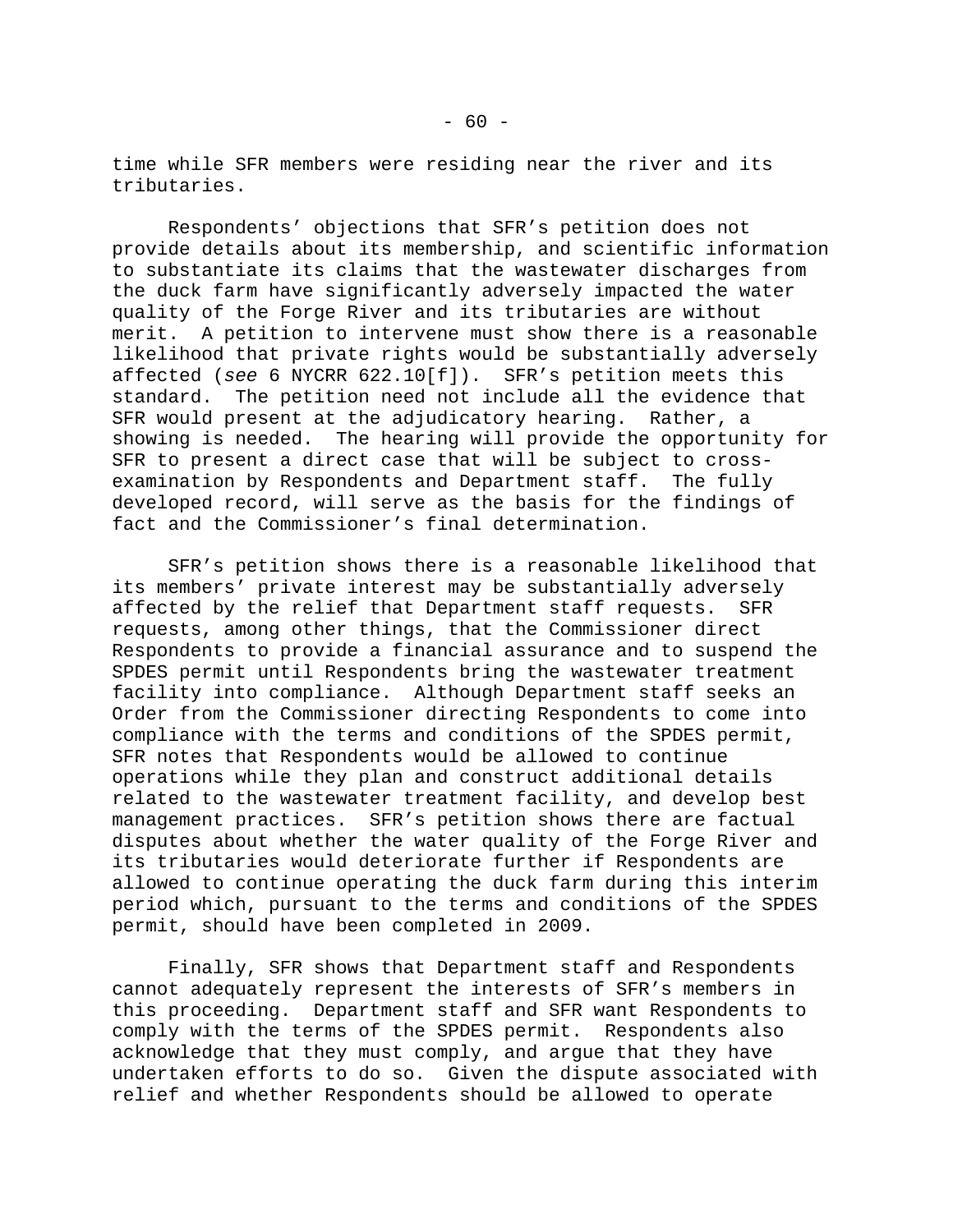time while SFR members were residing near the river and its tributaries.

Respondents' objections that SFR's petition does not provide details about its membership, and scientific information to substantiate its claims that the wastewater discharges from the duck farm have significantly adversely impacted the water quality of the Forge River and its tributaries are without merit. A petition to intervene must show there is a reasonable likelihood that private rights would be substantially adversely affected (*see* 6 NYCRR 622.10[f]). SFR's petition meets this standard. The petition need not include all the evidence that SFR would present at the adjudicatory hearing. Rather, a showing is needed. The hearing will provide the opportunity for SFR to present a direct case that will be subject to cross-examination by Respondents and Department staff. The fully developed record, will serve as the basis for the findings of fact and the Commissioner's final determination.

SFR's petition shows there is a reasonable likelihood that its members' private interest may be substantially adversely affected by the relief that Department staff requests. SFR requests, among other things, that the Commissioner direct Respondents to provide a financial assurance and to suspend the SPDES permit until Respondents bring the wastewater treatment facility into compliance. Although Department staff seeks an Order from the Commissioner directing Respondents to come into compliance with the terms and conditions of the SPDES permit, SFR notes that Respondents would be allowed to continue operations while they plan and construct additional details related to the wastewater treatment facility, and develop best management practices. SFR's petition shows there are factual disputes about whether the water quality of the Forge River and its tributaries would deteriorate further if Respondents are allowed to continue operating the duck farm during this interim period which, pursuant to the terms and conditions of the SPDES permit, should have been completed in 2009.

Finally, SFR shows that Department staff and Respondents cannot adequately represent the interests of SFR's members in this proceeding. Department staff and SFR want Respondents to comply with the terms of the SPDES permit. Respondents also acknowledge that they must comply, and argue that they have undertaken efforts to do so. Given the dispute associated with relief and whether Respondents should be allowed to operate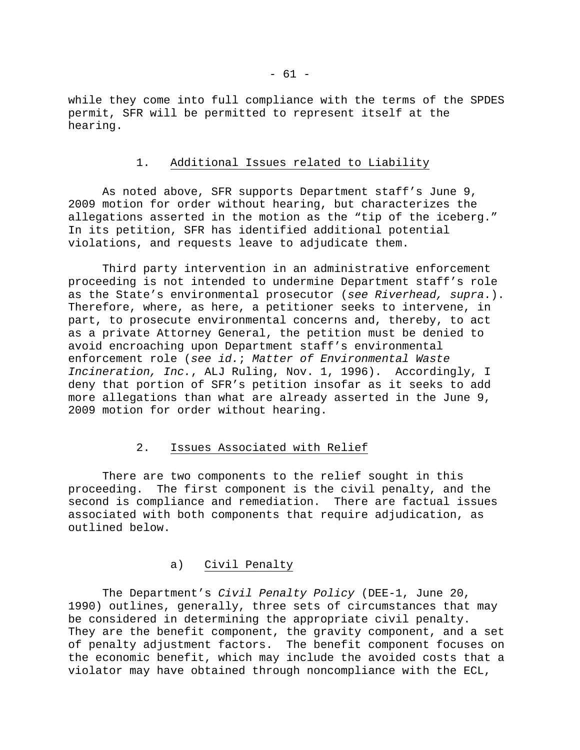while they come into full compliance with the terms of the SPDES permit, SFR will be permitted to represent itself at the hearing.

### 1. Additional Issues related to Liability

As noted above, SFR supports Department staff's June 9, 2009 motion for order without hearing, but characterizes the allegations asserted in the motion as the "tip of the iceberg." In its petition, SFR has identified additional potential violations, and requests leave to adjudicate them.

Third party intervention in an administrative enforcement proceeding is not intended to undermine Department staff's role as the State's environmental prosecutor (*see Riverhead, supra*.). Therefore, where, as here, a petitioner seeks to intervene, in part, to prosecute environmental concerns and, thereby, to act as a private Attorney General, the petition must be denied to avoid encroaching upon Department staff's environmental enforcement role (*see id.*; *Matter of Environmental Waste Incineration, Inc.*, ALJ Ruling, Nov. 1, 1996). Accordingly, I deny that portion of SFR's petition insofar as it seeks to add more allegations than what are already asserted in the June 9, 2009 motion for order without hearing.

### 2. Issues Associated with Relief

There are two components to the relief sought in this proceeding. The first component is the civil penalty, and the second is compliance and remediation. There are factual issues associated with both components that require adjudication, as outlined below.

#### a) Civil Penalty

The Department's *Civil Penalty Policy* (DEE-1, June 20, 1990) outlines, generally, three sets of circumstances that may be considered in determining the appropriate civil penalty. They are the benefit component, the gravity component, and a set of penalty adjustment factors. The benefit component focuses on the economic benefit, which may include the avoided costs that a violator may have obtained through noncompliance with the ECL,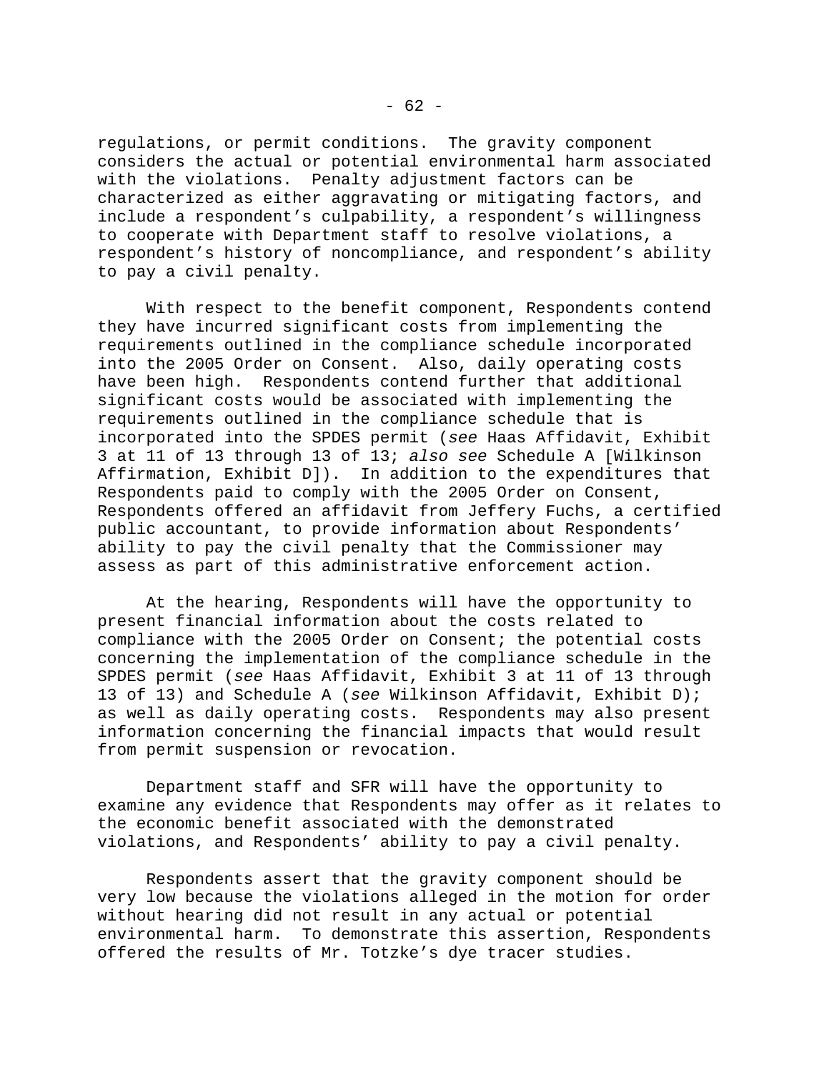regulations, or permit conditions. The gravity component considers the actual or potential environmental harm associated with the violations. Penalty adjustment factors can be characterized as either aggravating or mitigating factors, and include a respondent's culpability, a respondent's willingness to cooperate with Department staff to resolve violations, a respondent's history of noncompliance, and respondent's ability to pay a civil penalty.

With respect to the benefit component, Respondents contend they have incurred significant costs from implementing the requirements outlined in the compliance schedule incorporated into the 2005 Order on Consent. Also, daily operating costs have been high. Respondents contend further that additional significant costs would be associated with implementing the requirements outlined in the compliance schedule that is incorporated into the SPDES permit (*see* Haas Affidavit, Exhibit 3 at 11 of 13 through 13 of 13; *also see* Schedule A [Wilkinson Affirmation, Exhibit D]). In addition to the expenditures that Respondents paid to comply with the 2005 Order on Consent, Respondents offered an affidavit from Jeffery Fuchs, a certified public accountant, to provide information about Respondents' ability to pay the civil penalty that the Commissioner may assess as part of this administrative enforcement action.

At the hearing, Respondents will have the opportunity to present financial information about the costs related to compliance with the 2005 Order on Consent; the potential costs concerning the implementation of the compliance schedule in the SPDES permit (*see* Haas Affidavit, Exhibit 3 at 11 of 13 through 13 of 13) and Schedule A (*see* Wilkinson Affidavit, Exhibit D); as well as daily operating costs. Respondents may also present information concerning the financial impacts that would result from permit suspension or revocation.

Department staff and SFR will have the opportunity to examine any evidence that Respondents may offer as it relates to the economic benefit associated with the demonstrated violations, and Respondents' ability to pay a civil penalty.

Respondents assert that the gravity component should be very low because the violations alleged in the motion for order without hearing did not result in any actual or potential environmental harm. To demonstrate this assertion, Respondents offered the results of Mr. Totzke's dye tracer studies.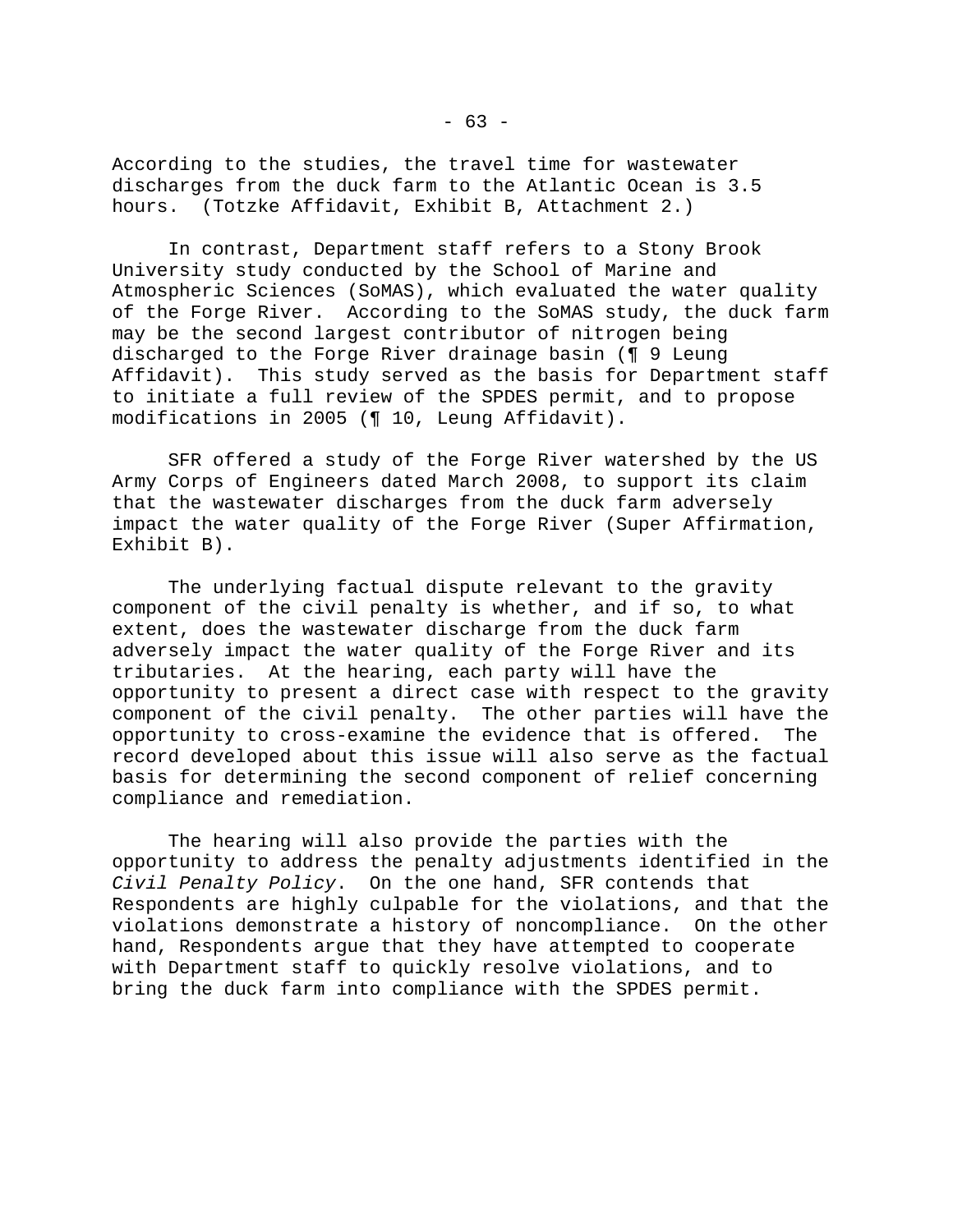According to the studies, the travel time for wastewater discharges from the duck farm to the Atlantic Ocean is 3.5 hours. (Totzke Affidavit, Exhibit B, Attachment 2.)

In contrast, Department staff refers to a Stony Brook University study conducted by the School of Marine and Atmospheric Sciences (SoMAS), which evaluated the water quality of the Forge River. According to the SoMAS study, the duck farm may be the second largest contributor of nitrogen being discharged to the Forge River drainage basin (¶ 9 Leung Affidavit). This study served as the basis for Department staff to initiate a full review of the SPDES permit, and to propose modifications in 2005 (¶ 10, Leung Affidavit).

SFR offered a study of the Forge River watershed by the US Army Corps of Engineers dated March 2008, to support its claim that the wastewater discharges from the duck farm adversely impact the water quality of the Forge River (Super Affirmation, Exhibit B).

The underlying factual dispute relevant to the gravity component of the civil penalty is whether, and if so, to what extent, does the wastewater discharge from the duck farm adversely impact the water quality of the Forge River and its tributaries. At the hearing, each party will have the opportunity to present a direct case with respect to the gravity component of the civil penalty. The other parties will have the opportunity to cross-examine the evidence that is offered. The record developed about this issue will also serve as the factual basis for determining the second component of relief concerning compliance and remediation.

The hearing will also provide the parties with the opportunity to address the penalty adjustments identified in the *Civil Penalty Policy*. On the one hand, SFR contends that Respondents are highly culpable for the violations, and that the violations demonstrate a history of noncompliance. On the other hand, Respondents argue that they have attempted to cooperate with Department staff to quickly resolve violations, and to bring the duck farm into compliance with the SPDES permit.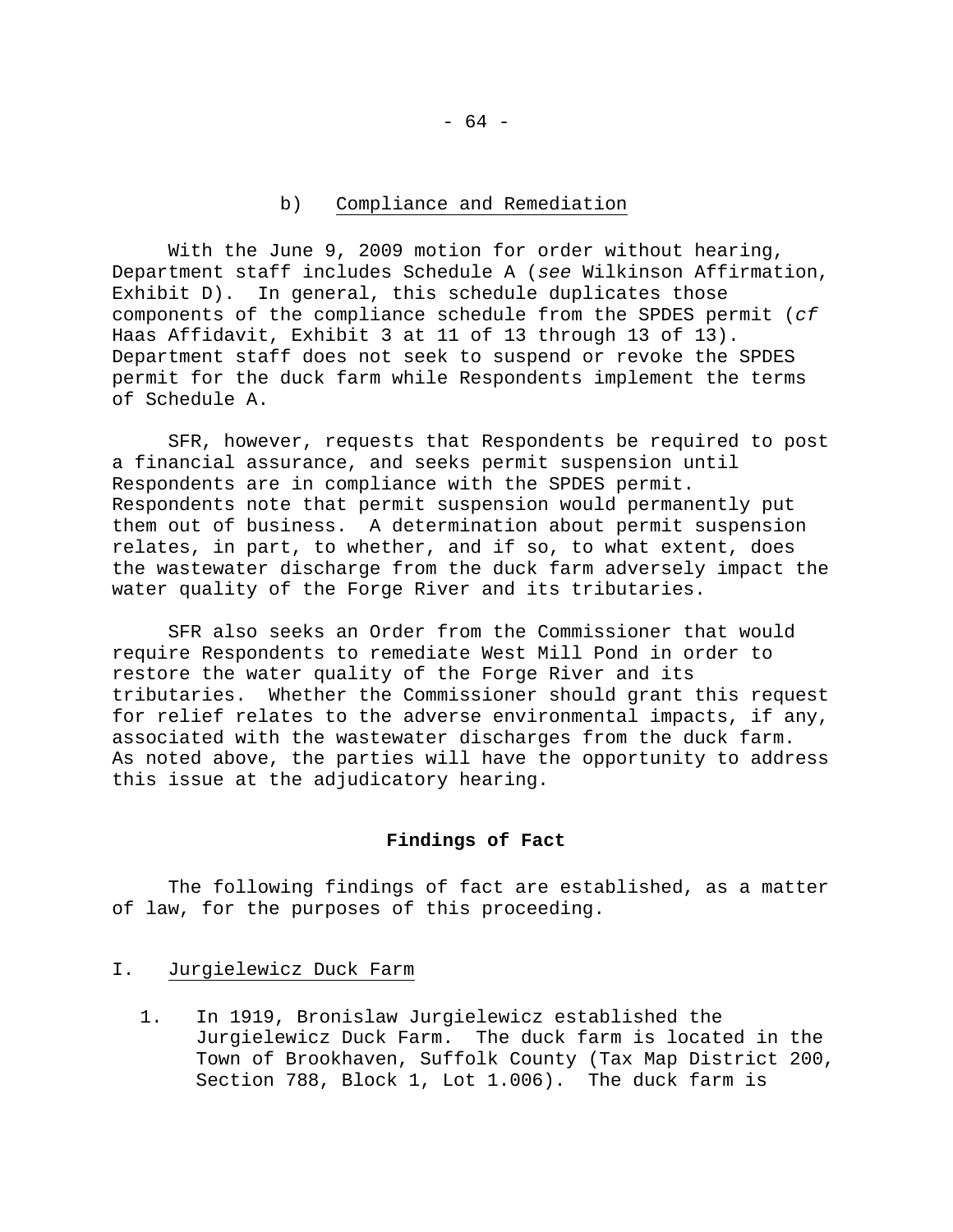### b) Compliance and Remediation

With the June 9, 2009 motion for order without hearing, Department staff includes Schedule A (*see* Wilkinson Affirmation, Exhibit D). In general, this schedule duplicates those components of the compliance schedule from the SPDES permit (*cf* Haas Affidavit, Exhibit 3 at 11 of 13 through 13 of 13). Department staff does not seek to suspend or revoke the SPDES permit for the duck farm while Respondents implement the terms of Schedule A.

SFR, however, requests that Respondents be required to post a financial assurance, and seeks permit suspension until Respondents are in compliance with the SPDES permit. Respondents note that permit suspension would permanently put them out of business. A determination about permit suspension relates, in part, to whether, and if so, to what extent, does the wastewater discharge from the duck farm adversely impact the water quality of the Forge River and its tributaries.

SFR also seeks an Order from the Commissioner that would require Respondents to remediate West Mill Pond in order to restore the water quality of the Forge River and its tributaries. Whether the Commissioner should grant this request for relief relates to the adverse environmental impacts, if any, associated with the wastewater discharges from the duck farm. As noted above, the parties will have the opportunity to address this issue at the adjudicatory hearing.

## Findings of Fact

The following findings of fact are established, as a matter of law, for the purposes of this proceeding.

### I. Jurgielewicz Duck Farm

1. In 1919, Bronislaw Jurgielewicz established the Jurgielewicz Duck Farm. The duck farm is located in the Town of Brookhaven, Suffolk County (Tax Map District 200, Section 788, Block 1, Lot 1.006). The duck farm is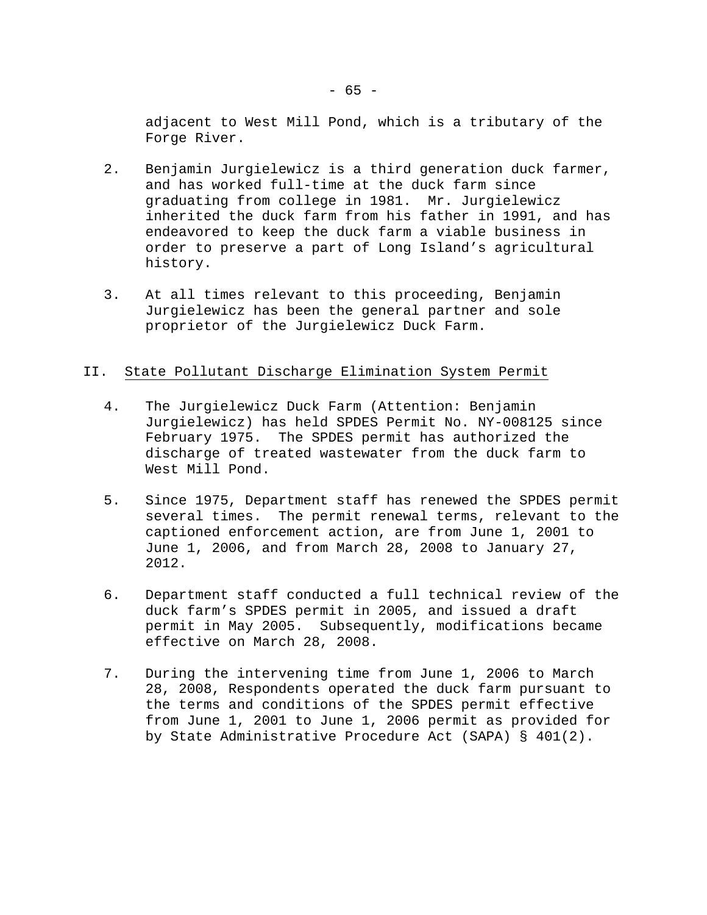adjacent to West Mill Pond, which is a tributary of the Forge River.

2. Benjamin Jurgielewicz is a third generation duck farmer, and has worked full-time at the duck farm since graduating from college in 1981. Mr. Jurgielewicz inherited the duck farm from his father in 1991, and has endeavored to keep the duck farm a viable business in order to preserve a part of Long Island's agricultural history.

3. At all times relevant to this proceeding, Benjamin Jurgielewicz has been the general partner and sole proprietor of the Jurgielewicz Duck Farm.

## II. State Pollutant Discharge Elimination System Permit

4. The Jurgielewicz Duck Farm (Attention: Benjamin Jurgielewicz) has held SPDES Permit No. NY-008125 since February 1975. The SPDES permit has authorized the discharge of treated wastewater from the duck farm to West Mill Pond.

5. Since 1975, Department staff has renewed the SPDES permit several times. The permit renewal terms, relevant to the captioned enforcement action, are from June 1, 2001 to June 1, 2006, and from March 28, 2008 to January 27, 2012.

6. Department staff conducted a full technical review of the duck farm's SPDES permit in 2005, and issued a draft permit in May 2005. Subsequently, modifications became effective on March 28, 2008.

7. During the intervening time from June 1, 2006 to March 28, 2008, Respondents operated the duck farm pursuant to the terms and conditions of the SPDES permit effective from June 1, 2001 to June 1, 2006 permit as provided for by State Administrative Procedure Act (SAPA) § 401(2).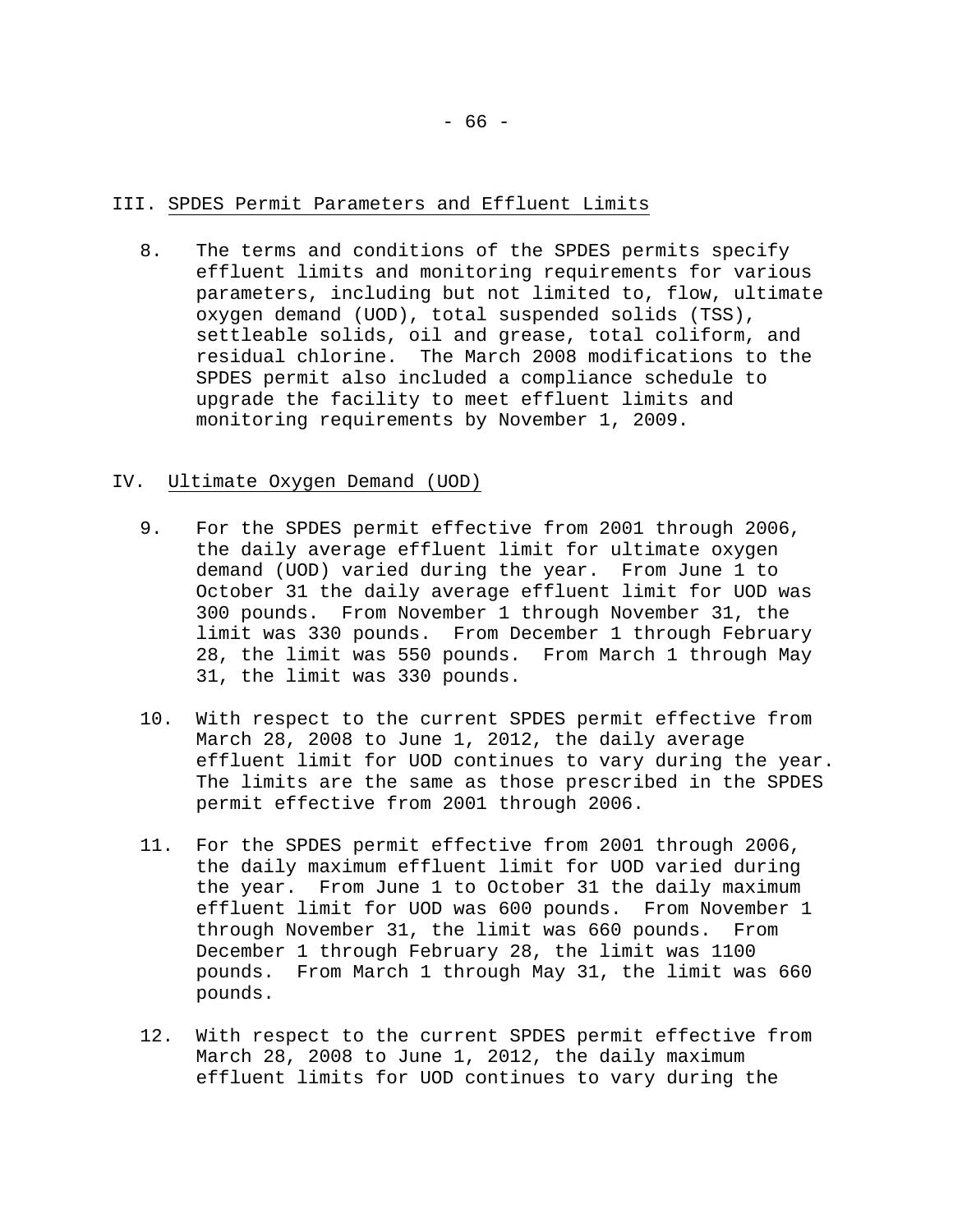## III. SPDES Permit Parameters and Effluent Limits

8. The terms and conditions of the SPDES permits specify effluent limits and monitoring requirements for various parameters, including but not limited to, flow, ultimate oxygen demand (UOD), total suspended solids (TSS), settleable solids, oil and grease, total coliform, and residual chlorine. The March 2008 modifications to the SPDES permit also included a compliance schedule to upgrade the facility to meet effluent limits and monitoring requirements by November 1, 2009.

## IV. Ultimate Oxygen Demand (UOD)

9. For the SPDES permit effective from 2001 through 2006, the daily average effluent limit for ultimate oxygen demand (UOD) varied during the year. From June 1 to October 31 the daily average effluent limit for UOD was 300 pounds. From November 1 through November 31, the limit was 330 pounds. From December 1 through February 28, the limit was 550 pounds. From March 1 through May 31, the limit was 330 pounds.

10. With respect to the current SPDES permit effective from March 28, 2008 to June 1, 2012, the daily average effluent limit for UOD continues to vary during the year. The limits are the same as those prescribed in the SPDES permit effective from 2001 through 2006.

11. For the SPDES permit effective from 2001 through 2006, the daily maximum effluent limit for UOD varied during the year. From June 1 to October 31 the daily maximum effluent limit for UOD was 600 pounds. From November 1 through November 31, the limit was 660 pounds. From December 1 through February 28, the limit was 1100 pounds. From March 1 through May 31, the limit was 660 pounds.

12. With respect to the current SPDES permit effective from March 28, 2008 to June 1, 2012, the daily maximum effluent limits for UOD continues to vary during the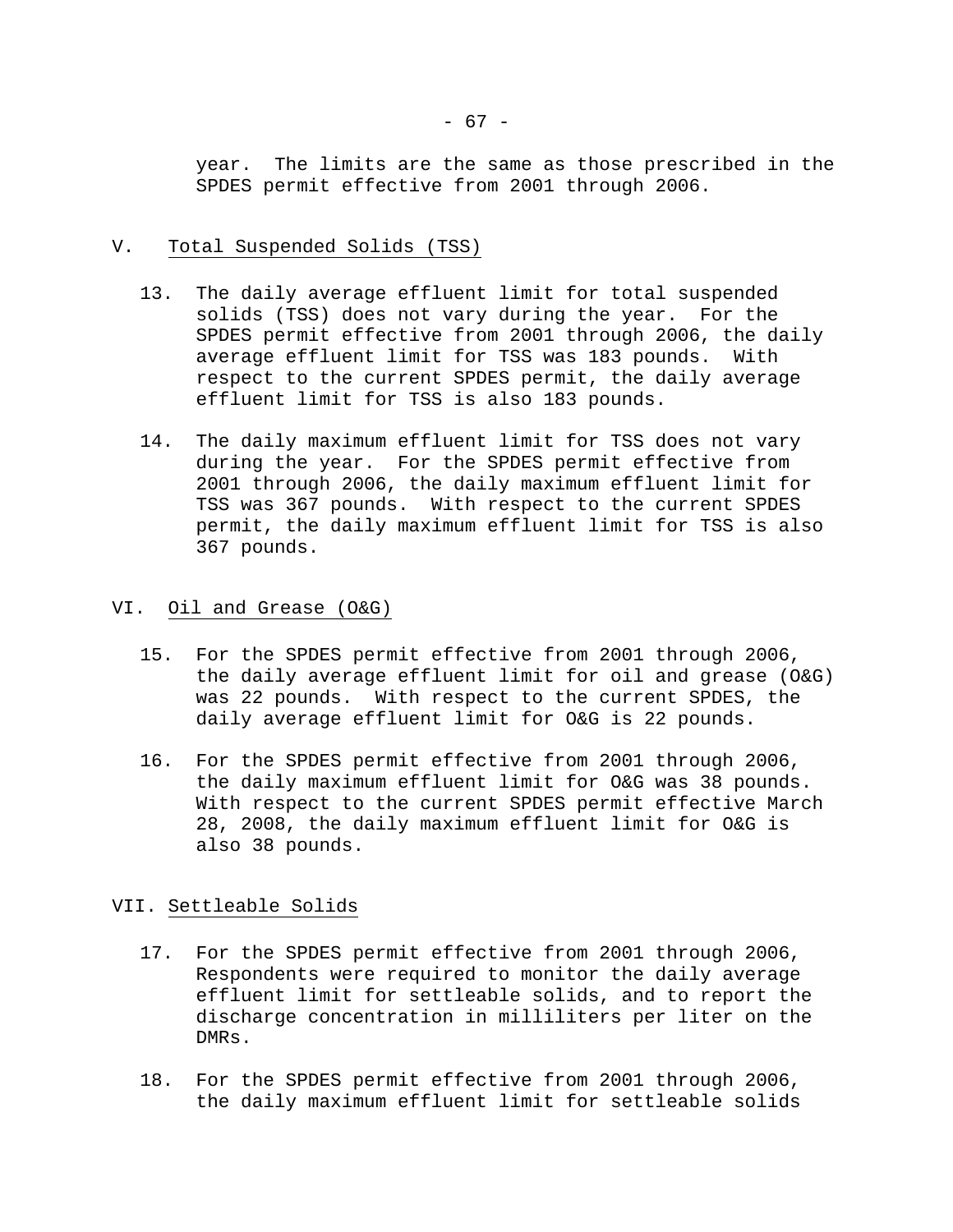year. The limits are the same as those prescribed in the SPDES permit effective from 2001 through 2006.

## V. Total Suspended Solids (TSS)

13. The daily average effluent limit for total suspended solids (TSS) does not vary during the year. For the SPDES permit effective from 2001 through 2006, the daily average effluent limit for TSS was 183 pounds. With respect to the current SPDES permit, the daily average effluent limit for TSS is also 183 pounds.

14. The daily maximum effluent limit for TSS does not vary during the year. For the SPDES permit effective from 2001 through 2006, the daily maximum effluent limit for TSS was 367 pounds. With respect to the current SPDES permit, the daily maximum effluent limit for TSS is also 367 pounds.

## VI. Oil and Grease (O&G)

15. For the SPDES permit effective from 2001 through 2006, the daily average effluent limit for oil and grease (O&G) was 22 pounds. With respect to the current SPDES, the daily average effluent limit for O&G is 22 pounds.

16. For the SPDES permit effective from 2001 through 2006, the daily maximum effluent limit for O&G was 38 pounds. With respect to the current SPDES permit effective March 28, 2008, the daily maximum effluent limit for O&G is also 38 pounds.

## VII. Settleable Solids

17. For the SPDES permit effective from 2001 through 2006, Respondents were required to monitor the daily average effluent limit for settleable solids, and to report the discharge concentration in milliliters per liter on the DMRs.

18. For the SPDES permit effective from 2001 through 2006, the daily maximum effluent limit for settleable solids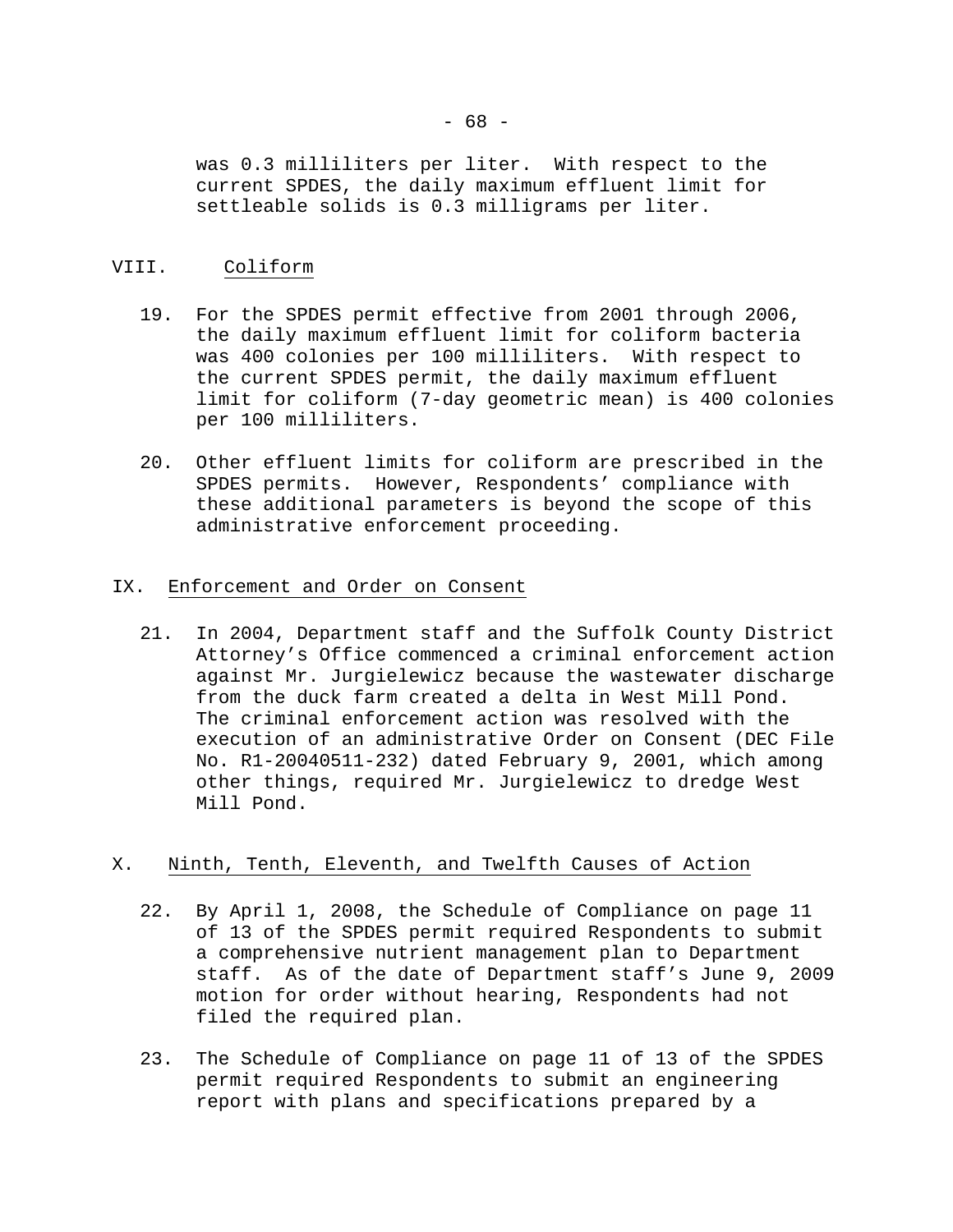was 0.3 milliliters per liter. With respect to the current SPDES, the daily maximum effluent limit for settleable solids is 0.3 milligrams per liter.

## VIII. Coliform

19. For the SPDES permit effective from 2001 through 2006, the daily maximum effluent limit for coliform bacteria was 400 colonies per 100 milliliters. With respect to the current SPDES permit, the daily maximum effluent limit for coliform (7-day geometric mean) is 400 colonies per 100 milliliters.

20. Other effluent limits for coliform are prescribed in the SPDES permits. However, Respondents' compliance with these additional parameters is beyond the scope of this administrative enforcement proceeding.

## IX. Enforcement and Order on Consent

21. In 2004, Department staff and the Suffolk County District Attorney's Office commenced a criminal enforcement action against Mr. Jurgielewicz because the wastewater discharge from the duck farm created a delta in West Mill Pond. The criminal enforcement action was resolved with the execution of an administrative Order on Consent (DEC File No. R1-20040511-232) dated February 9, 2001, which among other things, required Mr. Jurgielewicz to dredge West Mill Pond.

## X. Ninth, Tenth, Eleventh, and Twelfth Causes of Action

22. By April 1, 2008, the Schedule of Compliance on page 11 of 13 of the SPDES permit required Respondents to submit a comprehensive nutrient management plan to Department staff. As of the date of Department staff's June 9, 2009 motion for order without hearing, Respondents had not filed the required plan.

23. The Schedule of Compliance on page 11 of 13 of the SPDES permit required Respondents to submit an engineering report with plans and specifications prepared by a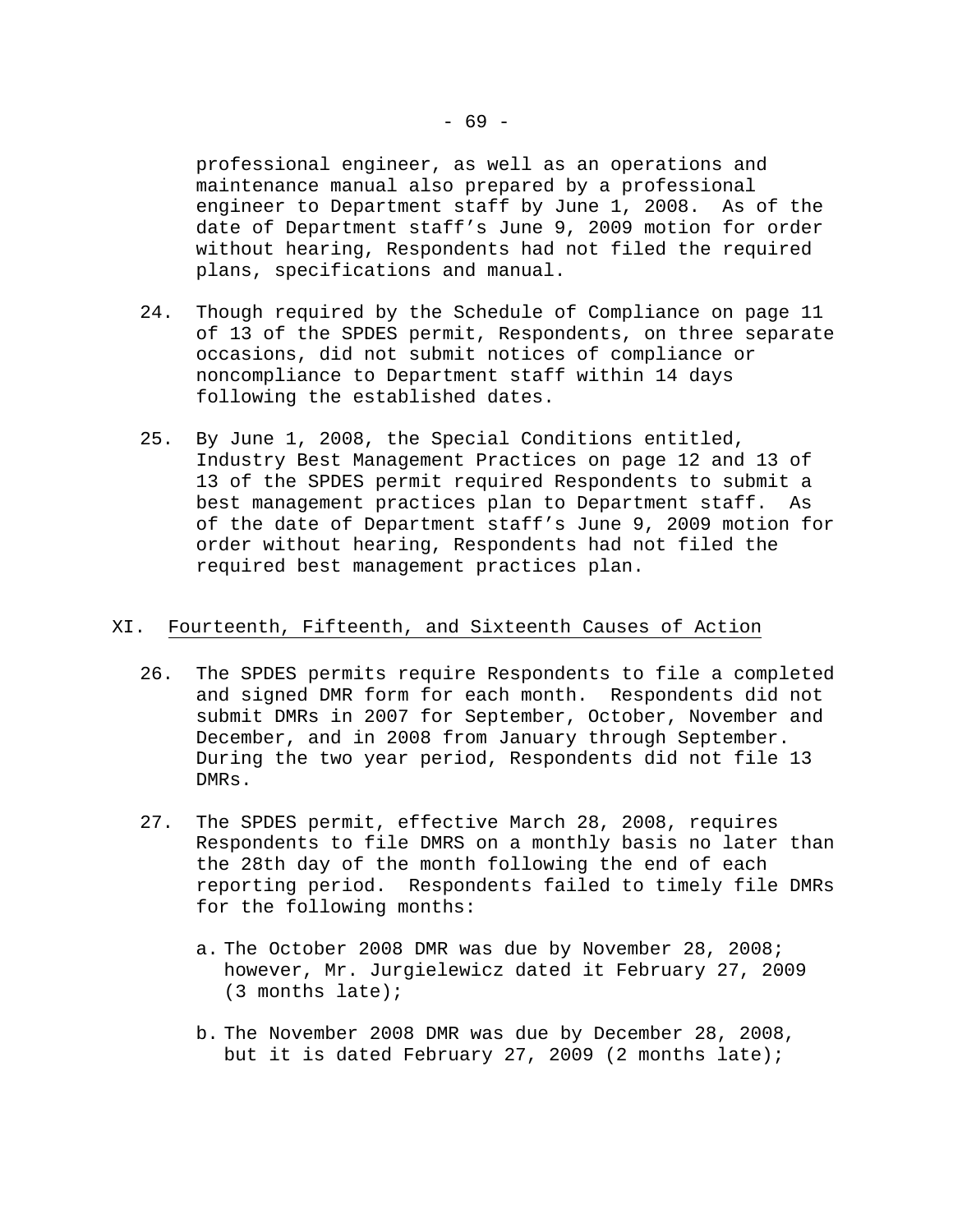professional engineer, as well as an operations and maintenance manual also prepared by a professional engineer to Department staff by June 1, 2008. As of the date of Department staff's June 9, 2009 motion for order without hearing, Respondents had not filed the required plans, specifications and manual.

24. Though required by the Schedule of Compliance on page 11 of 13 of the SPDES permit, Respondents, on three separate occasions, did not submit notices of compliance or noncompliance to Department staff within 14 days following the established dates.

25. By June 1, 2008, the Special Conditions entitled, Industry Best Management Practices on page 12 and 13 of 13 of the SPDES permit required Respondents to submit a best management practices plan to Department staff. As of the date of Department staff's June 9, 2009 motion for order without hearing, Respondents had not filed the required best management practices plan.

## XI. Fourteenth, Fifteenth, and Sixteenth Causes of Action

26. The SPDES permits require Respondents to file a completed and signed DMR form for each month. Respondents did not submit DMRs in 2007 for September, October, November and December, and in 2008 from January through September. During the two year period, Respondents did not file 13 DMRs.

27. The SPDES permit, effective March 28, 2008, requires Respondents to file DMRS on a monthly basis no later than the 28th day of the month following the end of each reporting period. Respondents failed to timely file DMRs for the following months:

    a. The October 2008 DMR was due by November 28, 2008; however, Mr. Jurgielewicz dated it February 27, 2009 (3 months late);

    b. The November 2008 DMR was due by December 28, 2008, but it is dated February 27, 2009 (2 months late);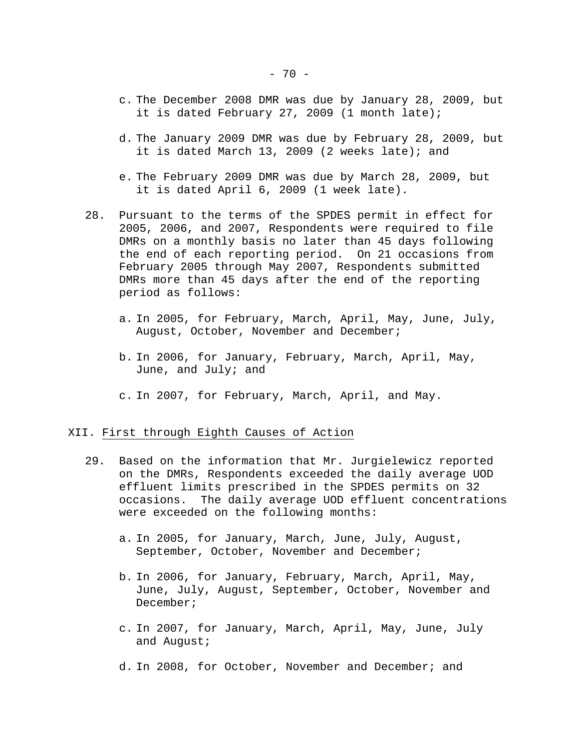c. The December 2008 DMR was due by January 28, 2009, but it is dated February 27, 2009 (1 month late);

d. The January 2009 DMR was due by February 28, 2009, but it is dated March 13, 2009 (2 weeks late); and

e. The February 2009 DMR was due by March 28, 2009, but it is dated April 6, 2009 (1 week late).

28. Pursuant to the terms of the SPDES permit in effect for 2005, 2006, and 2007, Respondents were required to file DMRs on a monthly basis no later than 45 days following the end of each reporting period. On 21 occasions from February 2005 through May 2007, Respondents submitted DMRs more than 45 days after the end of the reporting period as follows:

   a. In 2005, for February, March, April, May, June, July, August, October, November and December;

   b. In 2006, for January, February, March, April, May, June, and July; and

   c. In 2007, for February, March, April, and May.

## XII. First through Eighth Causes of Action

29. Based on the information that Mr. Jurgielewicz reported on the DMRs, Respondents exceeded the daily average UOD effluent limits prescribed in the SPDES permits on 32 occasions. The daily average UOD effluent concentrations were exceeded on the following months:

   a. In 2005, for January, March, June, July, August, September, October, November and December;

   b. In 2006, for January, February, March, April, May, June, July, August, September, October, November and December;

   c. In 2007, for January, March, April, May, June, July and August;

   d. In 2008, for October, November and December; and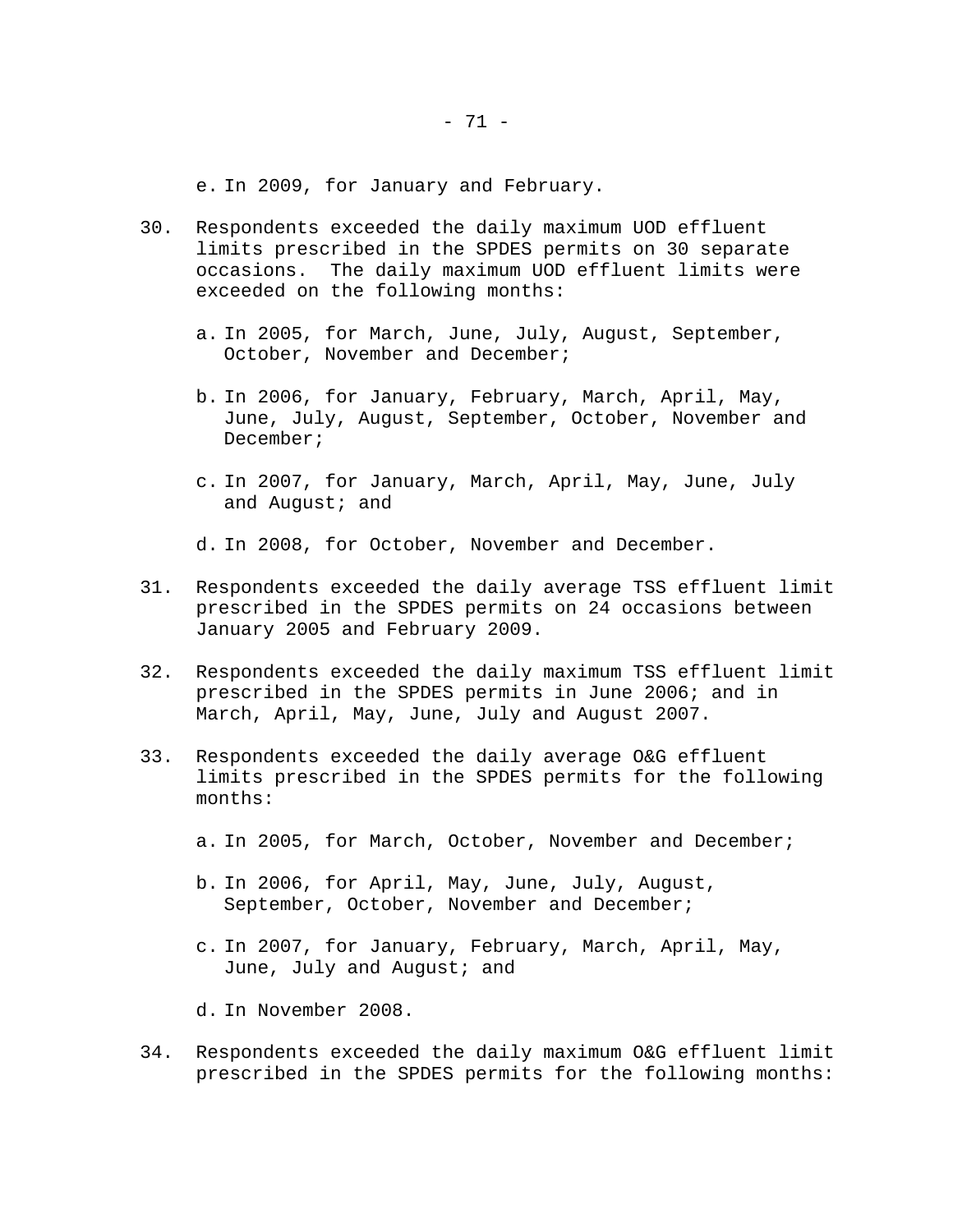e. In 2009, for January and February.

30. Respondents exceeded the daily maximum UOD effluent limits prescribed in the SPDES permits on 30 separate occasions. The daily maximum UOD effluent limits were exceeded on the following months:

    a. In 2005, for March, June, July, August, September, October, November and December;

    b. In 2006, for January, February, March, April, May, June, July, August, September, October, November and December;

    c. In 2007, for January, March, April, May, June, July and August; and

    d. In 2008, for October, November and December.

31. Respondents exceeded the daily average TSS effluent limit prescribed in the SPDES permits on 24 occasions between January 2005 and February 2009.

32. Respondents exceeded the daily maximum TSS effluent limit prescribed in the SPDES permits in June 2006; and in March, April, May, June, July and August 2007.

33. Respondents exceeded the daily average O&G effluent limits prescribed in the SPDES permits for the following months:

    a. In 2005, for March, October, November and December;

    b. In 2006, for April, May, June, July, August, September, October, November and December;

    c. In 2007, for January, February, March, April, May, June, July and August; and

    d. In November 2008.

34. Respondents exceeded the daily maximum O&G effluent limit prescribed in the SPDES permits for the following months: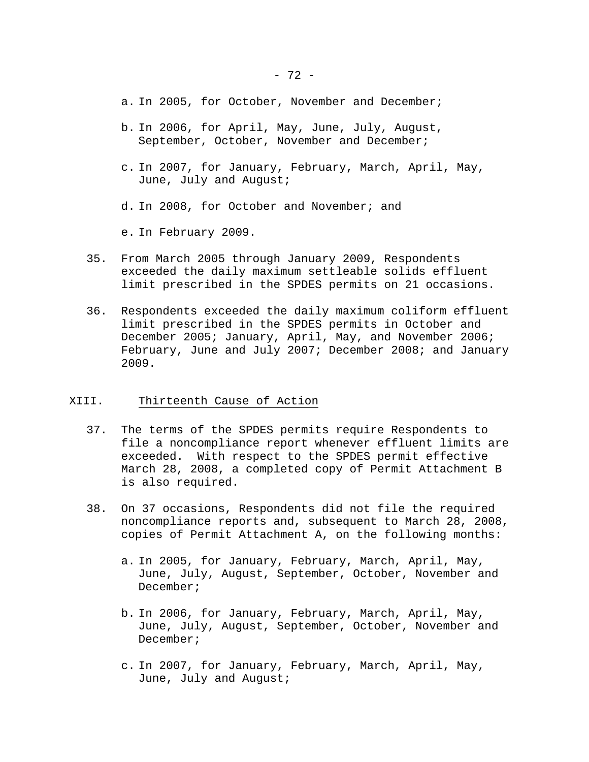a. In 2005, for October, November and December;

b. In 2006, for April, May, June, July, August, September, October, November and December;

c. In 2007, for January, February, March, April, May, June, July and August;

d. In 2008, for October and November; and

e. In February 2009.

35. From March 2005 through January 2009, Respondents exceeded the daily maximum settleable solids effluent limit prescribed in the SPDES permits on 21 occasions.

36. Respondents exceeded the daily maximum coliform effluent limit prescribed in the SPDES permits in October and December 2005; January, April, May, and November 2006; February, June and July 2007; December 2008; and January 2009.

## XIII. Thirteenth Cause of Action

37. The terms of the SPDES permits require Respondents to file a noncompliance report whenever effluent limits are exceeded. With respect to the SPDES permit effective March 28, 2008, a completed copy of Permit Attachment B is also required.

38. On 37 occasions, Respondents did not file the required noncompliance reports and, subsequent to March 28, 2008, copies of Permit Attachment A, on the following months:

a. In 2005, for January, February, March, April, May, June, July, August, September, October, November and December;

b. In 2006, for January, February, March, April, May, June, July, August, September, October, November and December;

c. In 2007, for January, February, March, April, May, June, July and August;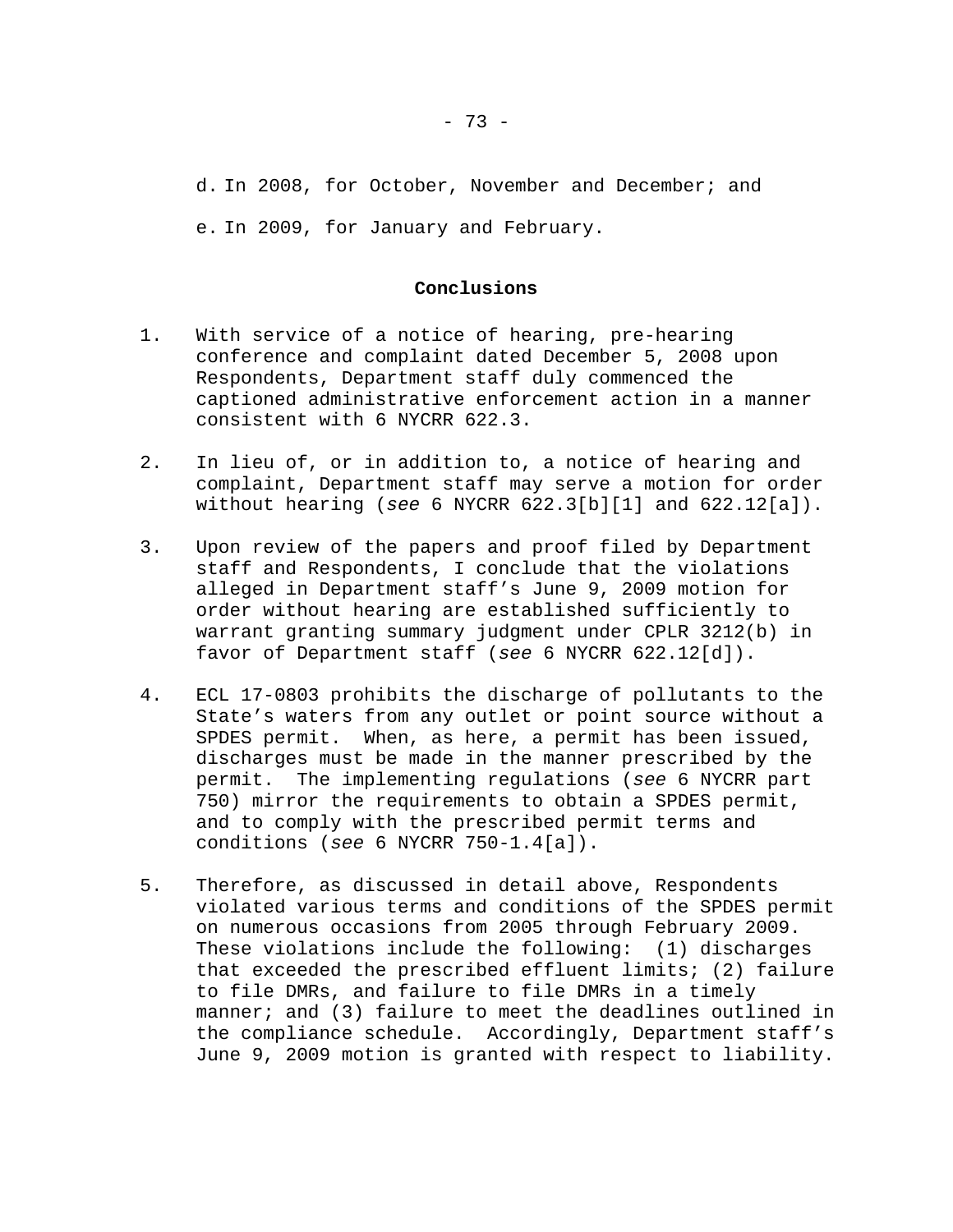d. In 2008, for October, November and December; and

e. In 2009, for January and February.

**Conclusions**

1. With service of a notice of hearing, pre-hearing conference and complaint dated December 5, 2008 upon Respondents, Department staff duly commenced the captioned administrative enforcement action in a manner consistent with 6 NYCRR 622.3.

2. In lieu of, or in addition to, a notice of hearing and complaint, Department staff may serve a motion for order without hearing (*see* 6 NYCRR 622.3[b][1] and 622.12[a]).

3. Upon review of the papers and proof filed by Department staff and Respondents, I conclude that the violations alleged in Department staff's June 9, 2009 motion for order without hearing are established sufficiently to warrant granting summary judgment under CPLR 3212(b) in favor of Department staff (*see* 6 NYCRR 622.12[d]).

4. ECL 17-0803 prohibits the discharge of pollutants to the State's waters from any outlet or point source without a SPDES permit. When, as here, a permit has been issued, discharges must be made in the manner prescribed by the permit. The implementing regulations (*see* 6 NYCRR part 750) mirror the requirements to obtain a SPDES permit, and to comply with the prescribed permit terms and conditions (*see* 6 NYCRR 750-1.4[a]).

5. Therefore, as discussed in detail above, Respondents violated various terms and conditions of the SPDES permit on numerous occasions from 2005 through February 2009. These violations include the following: (1) discharges that exceeded the prescribed effluent limits; (2) failure to file DMRs, and failure to file DMRs in a timely manner; and (3) failure to meet the deadlines outlined in the compliance schedule. Accordingly, Department staff's June 9, 2009 motion is granted with respect to liability.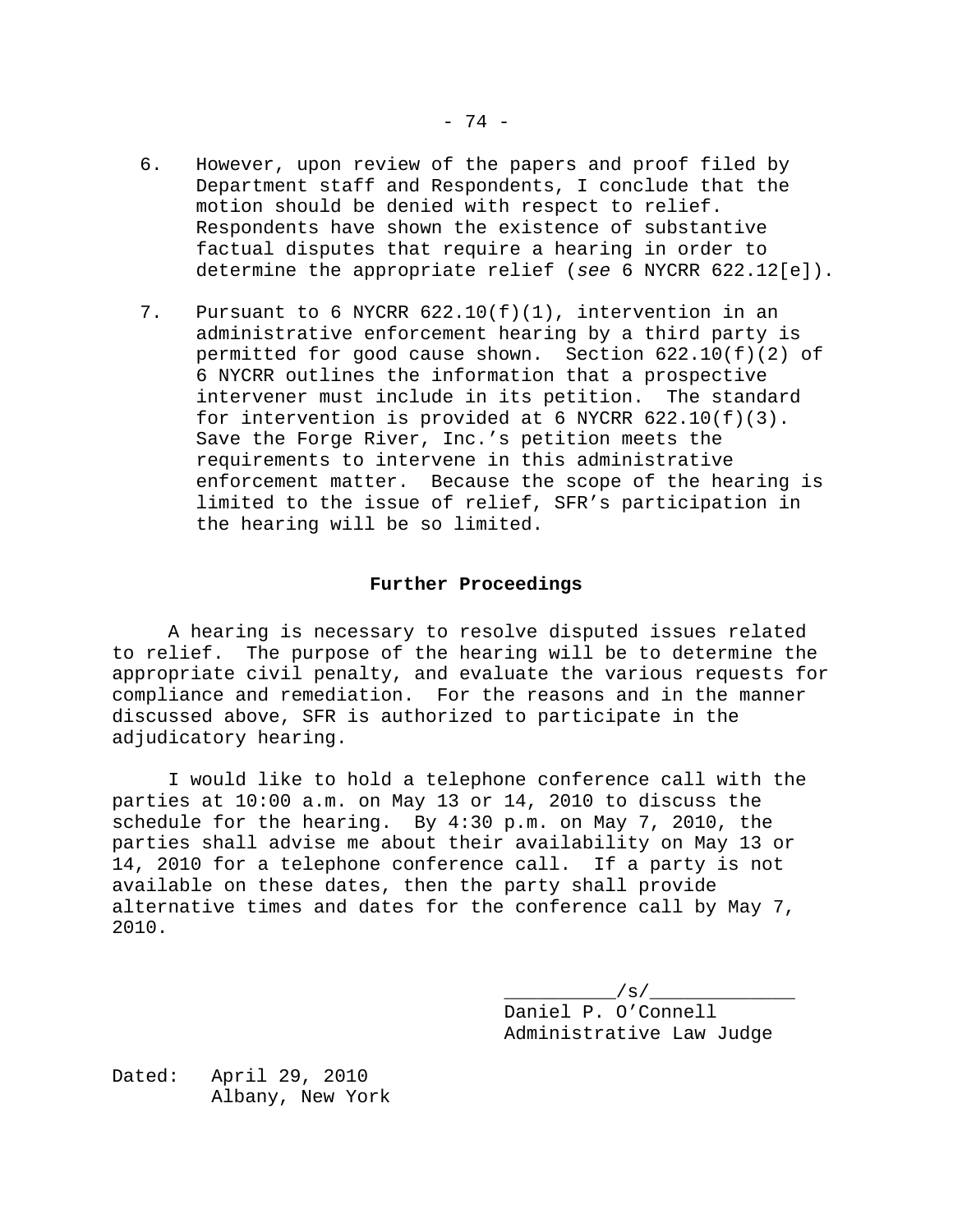6. However, upon review of the papers and proof filed by Department staff and Respondents, I conclude that the motion should be denied with respect to relief. Respondents have shown the existence of substantive factual disputes that require a hearing in order to determine the appropriate relief (*see* 6 NYCRR 622.12[e]).

7. Pursuant to 6 NYCRR 622.10(f)(1), intervention in an administrative enforcement hearing by a third party is permitted for good cause shown. Section 622.10(f)(2) of 6 NYCRR outlines the information that a prospective intervener must include in its petition. The standard for intervention is provided at 6 NYCRR 622.10(f)(3). Save the Forge River, Inc.'s petition meets the requirements to intervene in this administrative enforcement matter. Because the scope of the hearing is limited to the issue of relief, SFR's participation in the hearing will be so limited.

**Further Proceedings**

A hearing is necessary to resolve disputed issues related to relief. The purpose of the hearing will be to determine the appropriate civil penalty, and evaluate the various requests for compliance and remediation. For the reasons and in the manner discussed above, SFR is authorized to participate in the adjudicatory hearing.

I would like to hold a telephone conference call with the parties at 10:00 a.m. on May 13 or 14, 2010 to discuss the schedule for the hearing. By 4:30 p.m. on May 7, 2010, the parties shall advise me about their availability on May 13 or 14, 2010 for a telephone conference call. If a party is not available on these dates, then the party shall provide alternative times and dates for the conference call by May 7, 2010.

__________/s/_____________
Daniel P. O'Connell
Administrative Law Judge

Dated: April 29, 2010
Albany, New York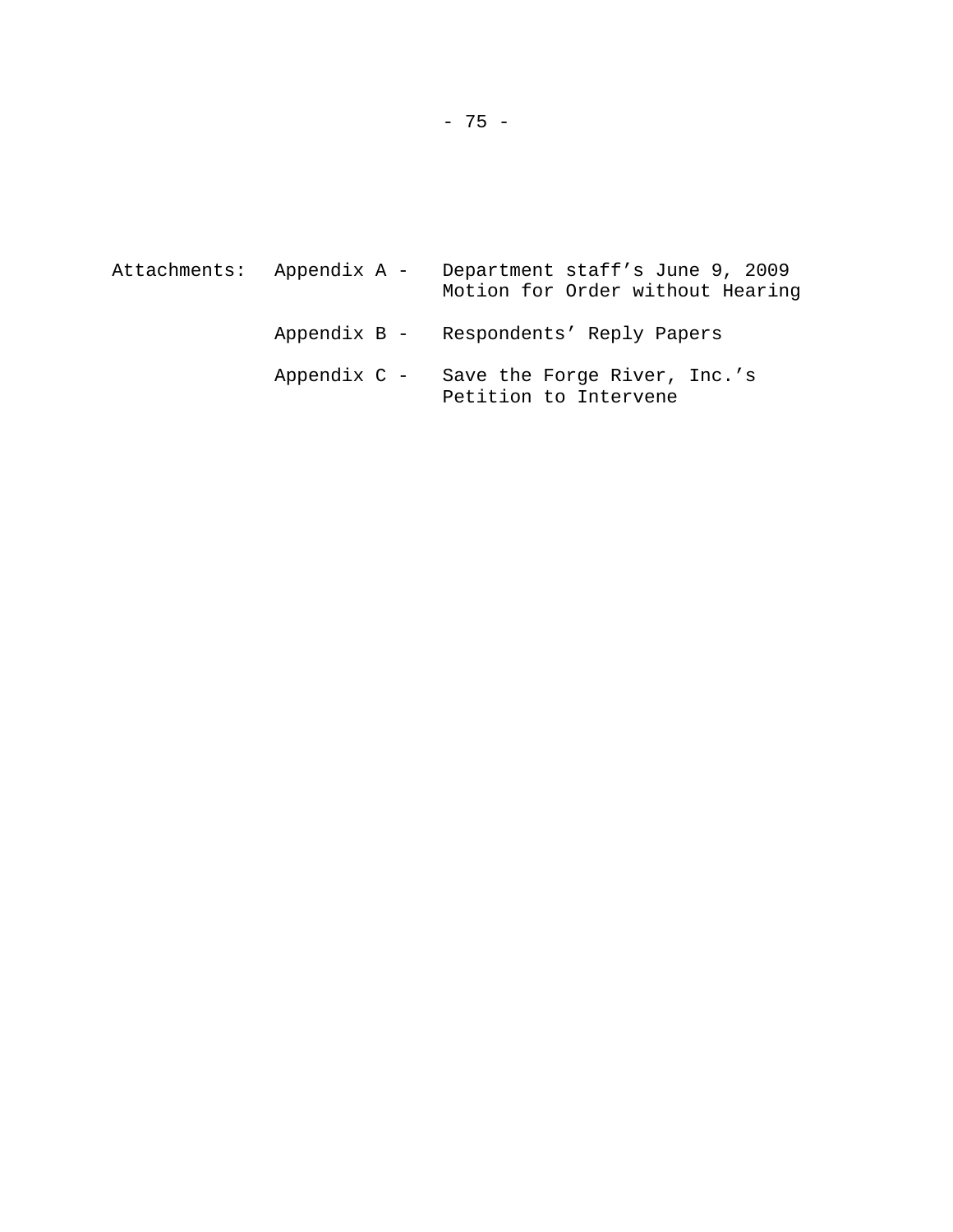Attachments:

| | |
|---|---|
| Appendix A - | Department staff’s June 9, 2009 Motion for Order without Hearing |
| Appendix B - | Respondents’ Reply Papers |
| Appendix C - | Save the Forge River, Inc.’s Petition to Intervene |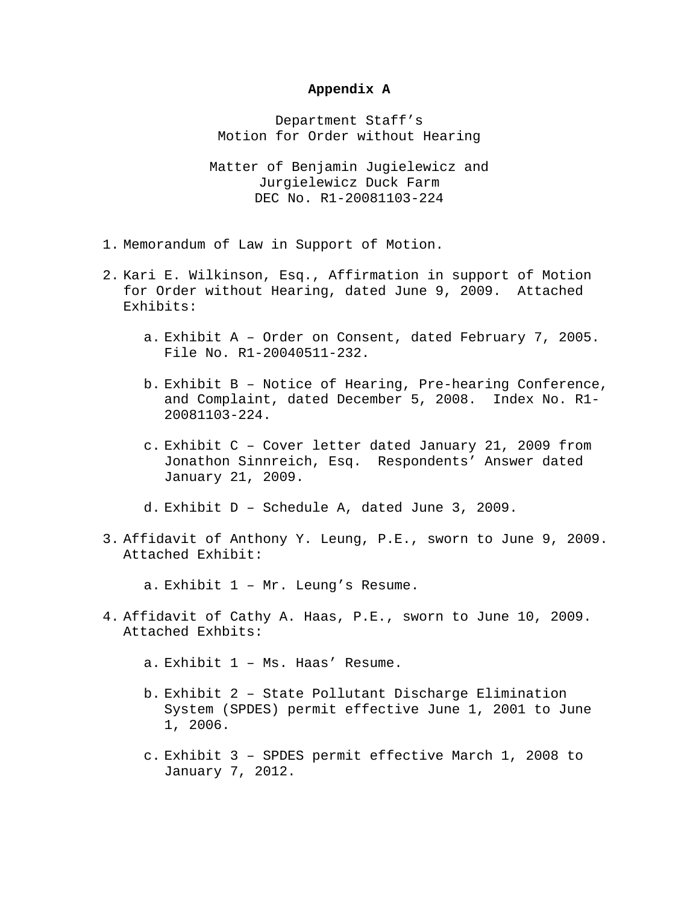**Appendix A**

Department Staff's
Motion for Order without Hearing

Matter of Benjamin Jugielewicz and
Jurgielewicz Duck Farm
DEC No. R1-20081103-224

1. Memorandum of Law in Support of Motion.

2. Kari E. Wilkinson, Esq., Affirmation in support of Motion for Order without Hearing, dated June 9, 2009. Attached Exhibits:

   a. Exhibit A – Order on Consent, dated February 7, 2005. File No. R1-20040511-232.

   b. Exhibit B – Notice of Hearing, Pre-hearing Conference, and Complaint, dated December 5, 2008. Index No. R1-20081103-224.

   c. Exhibit C – Cover letter dated January 21, 2009 from Jonathon Sinnreich, Esq. Respondents' Answer dated January 21, 2009.

   d. Exhibit D – Schedule A, dated June 3, 2009.

3. Affidavit of Anthony Y. Leung, P.E., sworn to June 9, 2009. Attached Exhibit:

   a. Exhibit 1 – Mr. Leung's Resume.

4. Affidavit of Cathy A. Haas, P.E., sworn to June 10, 2009. Attached Exhbits:

   a. Exhibit 1 – Ms. Haas' Resume.

   b. Exhibit 2 – State Pollutant Discharge Elimination System (SPDES) permit effective June 1, 2001 to June 1, 2006.

   c. Exhibit 3 – SPDES permit effective March 1, 2008 to January 7, 2012.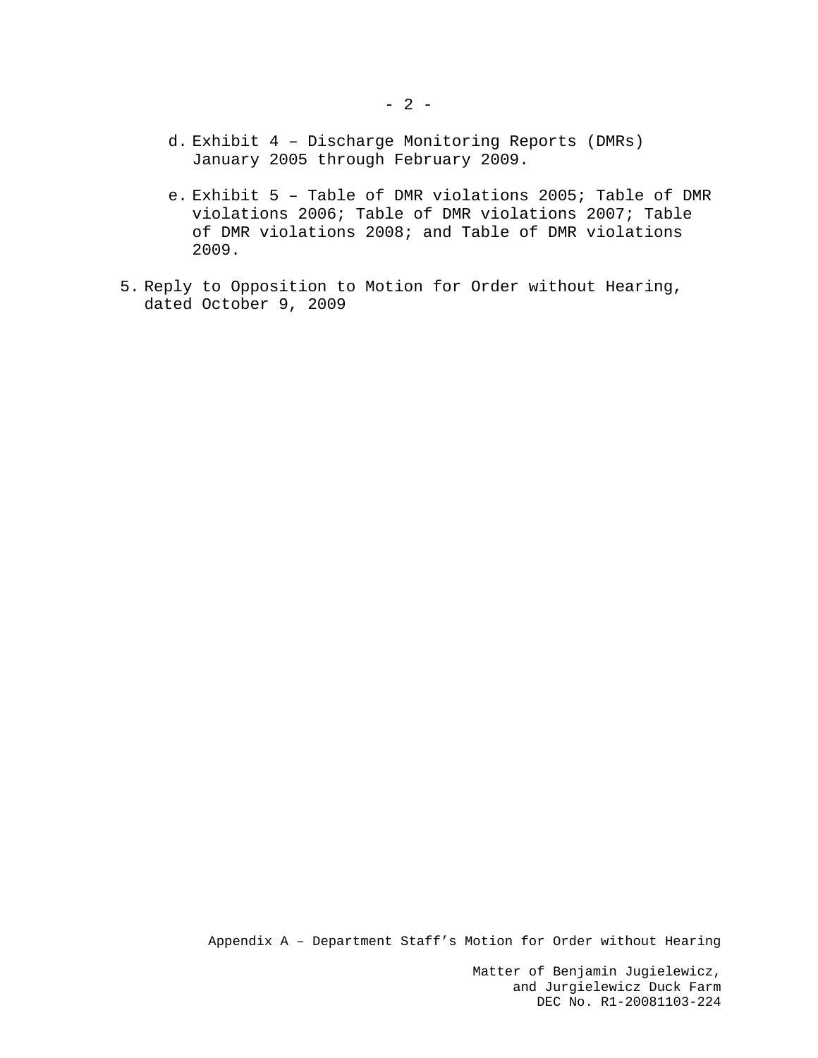d. Exhibit 4 – Discharge Monitoring Reports (DMRs) January 2005 through February 2009.

e. Exhibit 5 – Table of DMR violations 2005; Table of DMR violations 2006; Table of DMR violations 2007; Table of DMR violations 2008; and Table of DMR violations 2009.

5. Reply to Opposition to Motion for Order without Hearing, dated October 9, 2009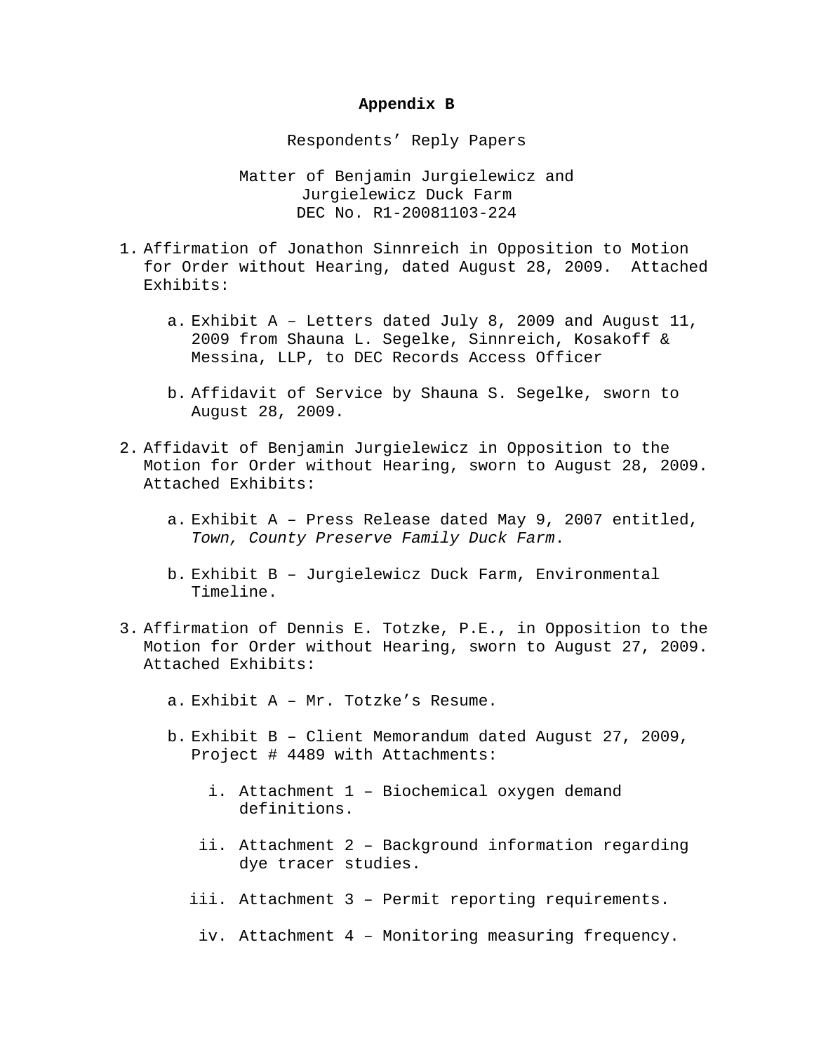**Appendix B**

Respondents' Reply Papers

Matter of Benjamin Jurgielewicz and
Jurgielewicz Duck Farm
DEC No. R1-20081103-224

1. Affirmation of Jonathon Sinnreich in Opposition to Motion for Order without Hearing, dated August 28, 2009. Attached Exhibits:

   a. Exhibit A – Letters dated July 8, 2009 and August 11, 2009 from Shauna L. Segelke, Sinnreich, Kosakoff & Messina, LLP, to DEC Records Access Officer

   b. Affidavit of Service by Shauna S. Segelke, sworn to August 28, 2009.

2. Affidavit of Benjamin Jurgielewicz in Opposition to the Motion for Order without Hearing, sworn to August 28, 2009. Attached Exhibits:

   a. Exhibit A – Press Release dated May 9, 2007 entitled, *Town, County Preserve Family Duck Farm*.

   b. Exhibit B – Jurgielewicz Duck Farm, Environmental Timeline.

3. Affirmation of Dennis E. Totzke, P.E., in Opposition to the Motion for Order without Hearing, sworn to August 27, 2009. Attached Exhibits:

   a. Exhibit A – Mr. Totzke's Resume.

   b. Exhibit B – Client Memorandum dated August 27, 2009, Project # 4489 with Attachments:

      i. Attachment 1 – Biochemical oxygen demand definitions.

      ii. Attachment 2 – Background information regarding dye tracer studies.

      iii. Attachment 3 – Permit reporting requirements.

      iv. Attachment 4 – Monitoring measuring frequency.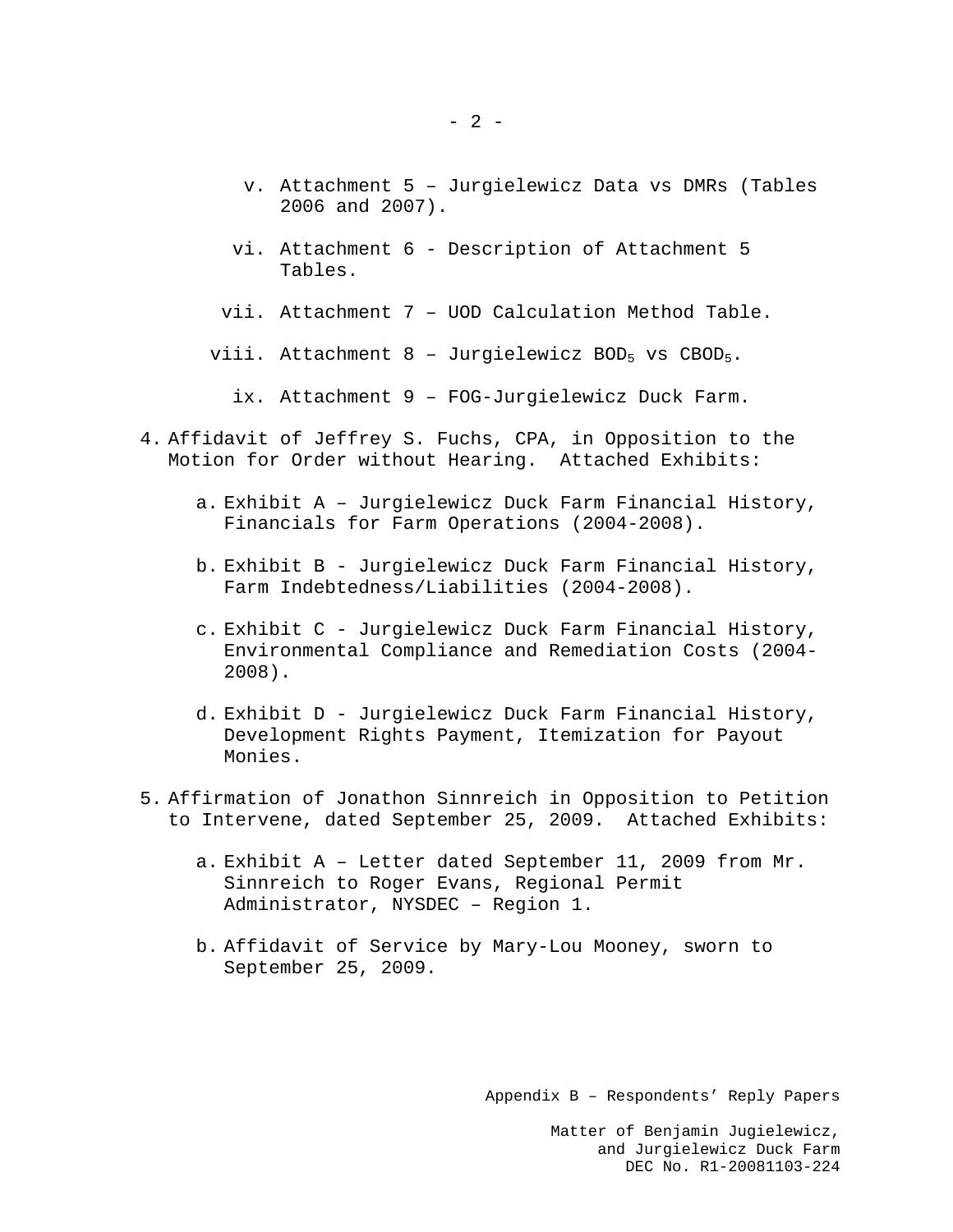v. Attachment 5 – Jurgielewicz Data vs DMRs (Tables 2006 and 2007).

   vi. Attachment 6 - Description of Attachment 5 Tables.

   vii. Attachment 7 – UOD Calculation Method Table.

   viii. Attachment 8 – Jurgielewicz $BOD_5$ vs $CBOD_5$.

   ix. Attachment 9 – FOG-Jurgielewicz Duck Farm.

4. Affidavit of Jeffrey S. Fuchs, CPA, in Opposition to the Motion for Order without Hearing. Attached Exhibits:

   a. Exhibit A – Jurgielewicz Duck Farm Financial History, Financials for Farm Operations (2004-2008).

   b. Exhibit B - Jurgielewicz Duck Farm Financial History, Farm Indebtedness/Liabilities (2004-2008).

   c. Exhibit C - Jurgielewicz Duck Farm Financial History, Environmental Compliance and Remediation Costs (2004-2008).

   d. Exhibit D - Jurgielewicz Duck Farm Financial History, Development Rights Payment, Itemization for Payout Monies.

5. Affirmation of Jonathon Sinnreich in Opposition to Petition to Intervene, dated September 25, 2009. Attached Exhibits:

   a. Exhibit A – Letter dated September 11, 2009 from Mr. Sinnreich to Roger Evans, Regional Permit Administrator, NYSDEC – Region 1.

   b. Affidavit of Service by Mary-Lou Mooney, sworn to September 25, 2009.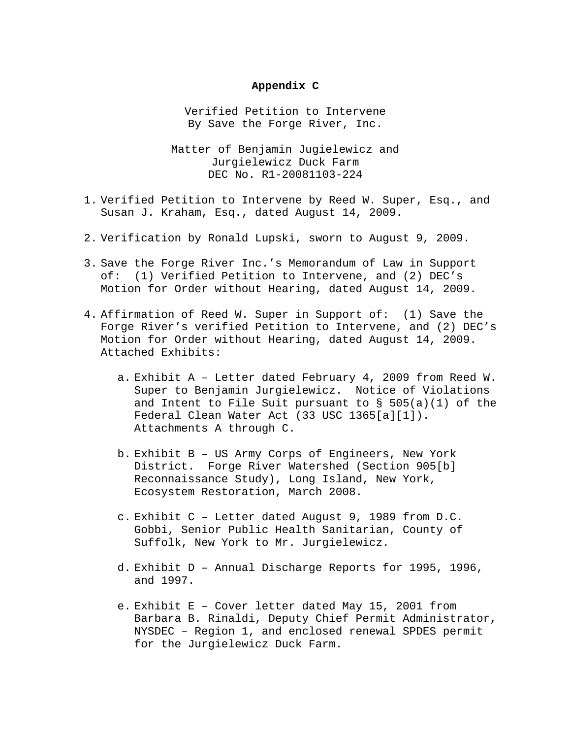**Appendix C**

Verified Petition to Intervene
By Save the Forge River, Inc.

Matter of Benjamin Jugielewicz and
Jurgielewicz Duck Farm
DEC No. R1-20081103-224

1. Verified Petition to Intervene by Reed W. Super, Esq., and Susan J. Kraham, Esq., dated August 14, 2009.

2. Verification by Ronald Lupski, sworn to August 9, 2009.

3. Save the Forge River Inc.'s Memorandum of Law in Support of: (1) Verified Petition to Intervene, and (2) DEC's Motion for Order without Hearing, dated August 14, 2009.

4. Affirmation of Reed W. Super in Support of: (1) Save the Forge River's verified Petition to Intervene, and (2) DEC's Motion for Order without Hearing, dated August 14, 2009. Attached Exhibits:

   a. Exhibit A – Letter dated February 4, 2009 from Reed W. Super to Benjamin Jurgielewicz. Notice of Violations and Intent to File Suit pursuant to § 505(a)(1) of the Federal Clean Water Act (33 USC 1365[a][1]). Attachments A through C.

   b. Exhibit B – US Army Corps of Engineers, New York District. Forge River Watershed (Section 905[b] Reconnaissance Study), Long Island, New York, Ecosystem Restoration, March 2008.

   c. Exhibit C – Letter dated August 9, 1989 from D.C. Gobbi, Senior Public Health Sanitarian, County of Suffolk, New York to Mr. Jurgielewicz.

   d. Exhibit D – Annual Discharge Reports for 1995, 1996, and 1997.

   e. Exhibit E – Cover letter dated May 15, 2001 from Barbara B. Rinaldi, Deputy Chief Permit Administrator, NYSDEC – Region 1, and enclosed renewal SPDES permit for the Jurgielewicz Duck Farm.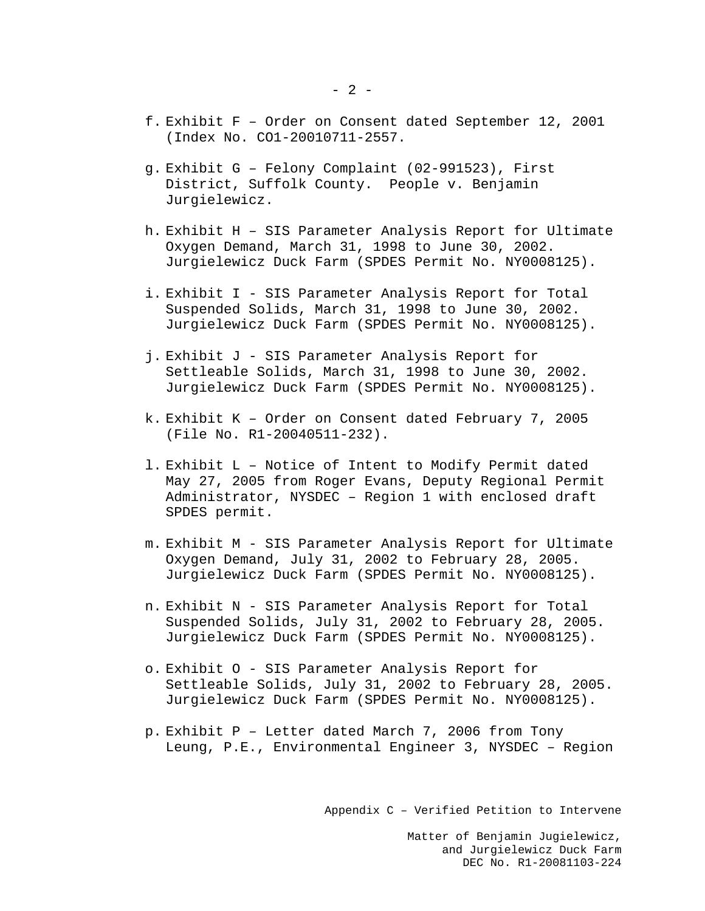f. Exhibit F – Order on Consent dated September 12, 2001 (Index No. CO1-20010711-2557.

g. Exhibit G – Felony Complaint (02-991523), First District, Suffolk County. People v. Benjamin Jurgielewicz.

h. Exhibit H – SIS Parameter Analysis Report for Ultimate Oxygen Demand, March 31, 1998 to June 30, 2002. Jurgielewicz Duck Farm (SPDES Permit No. NY0008125).

i. Exhibit I - SIS Parameter Analysis Report for Total Suspended Solids, March 31, 1998 to June 30, 2002. Jurgielewicz Duck Farm (SPDES Permit No. NY0008125).

j. Exhibit J - SIS Parameter Analysis Report for Settleable Solids, March 31, 1998 to June 30, 2002. Jurgielewicz Duck Farm (SPDES Permit No. NY0008125).

k. Exhibit K – Order on Consent dated February 7, 2005 (File No. R1-20040511-232).

l. Exhibit L – Notice of Intent to Modify Permit dated May 27, 2005 from Roger Evans, Deputy Regional Permit Administrator, NYSDEC – Region 1 with enclosed draft SPDES permit.

m. Exhibit M - SIS Parameter Analysis Report for Ultimate Oxygen Demand, July 31, 2002 to February 28, 2005. Jurgielewicz Duck Farm (SPDES Permit No. NY0008125).

n. Exhibit N - SIS Parameter Analysis Report for Total Suspended Solids, July 31, 2002 to February 28, 2005. Jurgielewicz Duck Farm (SPDES Permit No. NY0008125).

o. Exhibit O - SIS Parameter Analysis Report for Settleable Solids, July 31, 2002 to February 28, 2005. Jurgielewicz Duck Farm (SPDES Permit No. NY0008125).

p. Exhibit P – Letter dated March 7, 2006 from Tony Leung, P.E., Environmental Engineer 3, NYSDEC – Region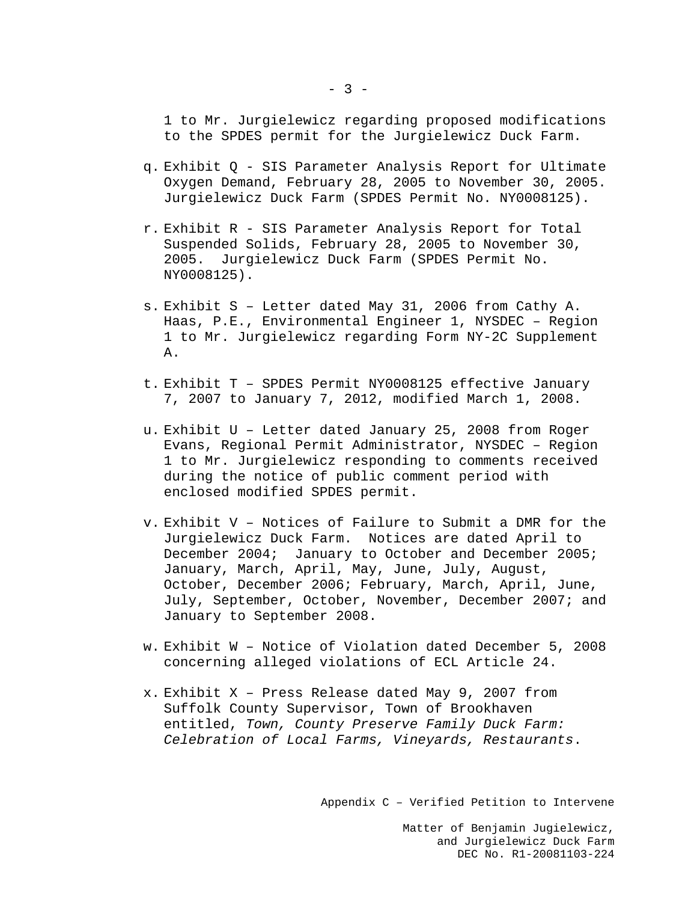1 to Mr. Jurgielewicz regarding proposed modifications to the SPDES permit for the Jurgielewicz Duck Farm.

q. Exhibit Q - SIS Parameter Analysis Report for Ultimate Oxygen Demand, February 28, 2005 to November 30, 2005. Jurgielewicz Duck Farm (SPDES Permit No. NY0008125).

r. Exhibit R - SIS Parameter Analysis Report for Total Suspended Solids, February 28, 2005 to November 30, 2005. Jurgielewicz Duck Farm (SPDES Permit No. NY0008125).

s. Exhibit S – Letter dated May 31, 2006 from Cathy A. Haas, P.E., Environmental Engineer 1, NYSDEC – Region 1 to Mr. Jurgielewicz regarding Form NY-2C Supplement A.

t. Exhibit T – SPDES Permit NY0008125 effective January 7, 2007 to January 7, 2012, modified March 1, 2008.

u. Exhibit U – Letter dated January 25, 2008 from Roger Evans, Regional Permit Administrator, NYSDEC – Region 1 to Mr. Jurgielewicz responding to comments received during the notice of public comment period with enclosed modified SPDES permit.

v. Exhibit V – Notices of Failure to Submit a DMR for the Jurgielewicz Duck Farm. Notices are dated April to December 2004; January to October and December 2005; January, March, April, May, June, July, August, October, December 2006; February, March, April, June, July, September, October, November, December 2007; and January to September 2008.

w. Exhibit W – Notice of Violation dated December 5, 2008 concerning alleged violations of ECL Article 24.

x. Exhibit X – Press Release dated May 9, 2007 from Suffolk County Supervisor, Town of Brookhaven entitled, *Town, County Preserve Family Duck Farm: Celebration of Local Farms, Vineyards, Restaurants*.

Appendix C – Verified Petition to Intervene

Matter of Benjamin Jugielewicz,
and Jurgielewicz Duck Farm
DEC No. R1-20081103-224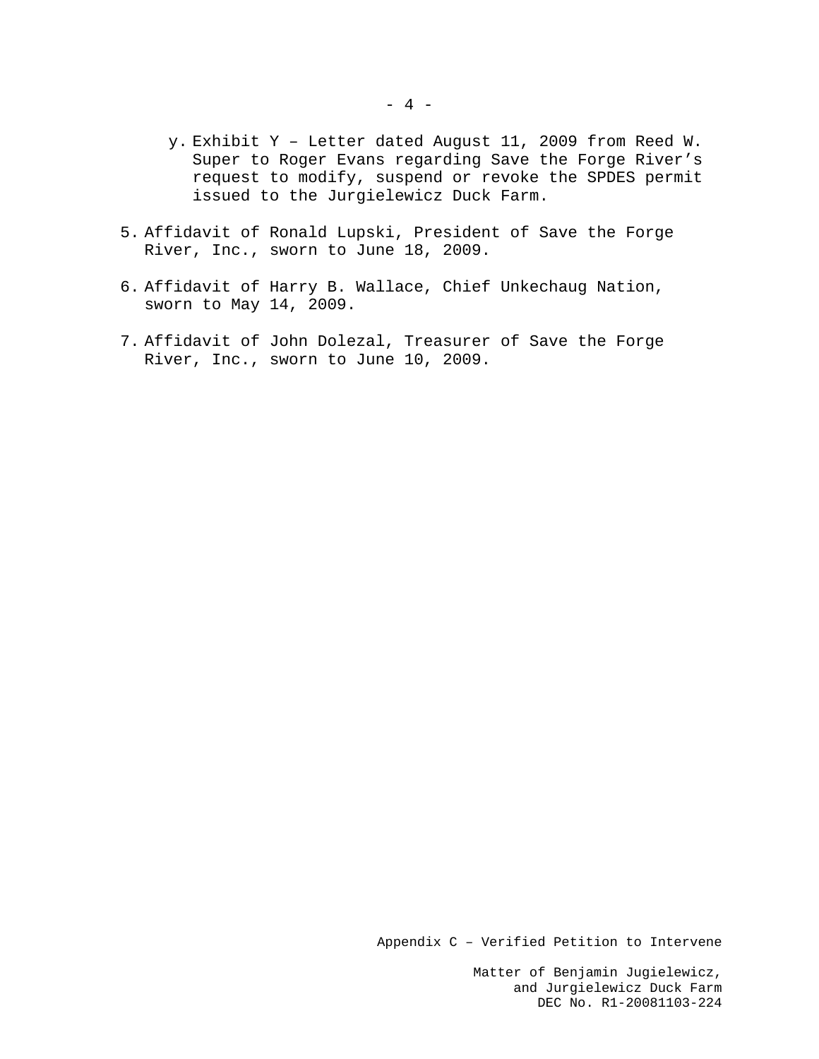y. Exhibit Y – Letter dated August 11, 2009 from Reed W. Super to Roger Evans regarding Save the Forge River's request to modify, suspend or revoke the SPDES permit issued to the Jurgielewicz Duck Farm.

5. Affidavit of Ronald Lupski, President of Save the Forge River, Inc., sworn to June 18, 2009.

6. Affidavit of Harry B. Wallace, Chief Unkechaug Nation, sworn to May 14, 2009.

7. Affidavit of John Dolezal, Treasurer of Save the Forge River, Inc., sworn to June 10, 2009.